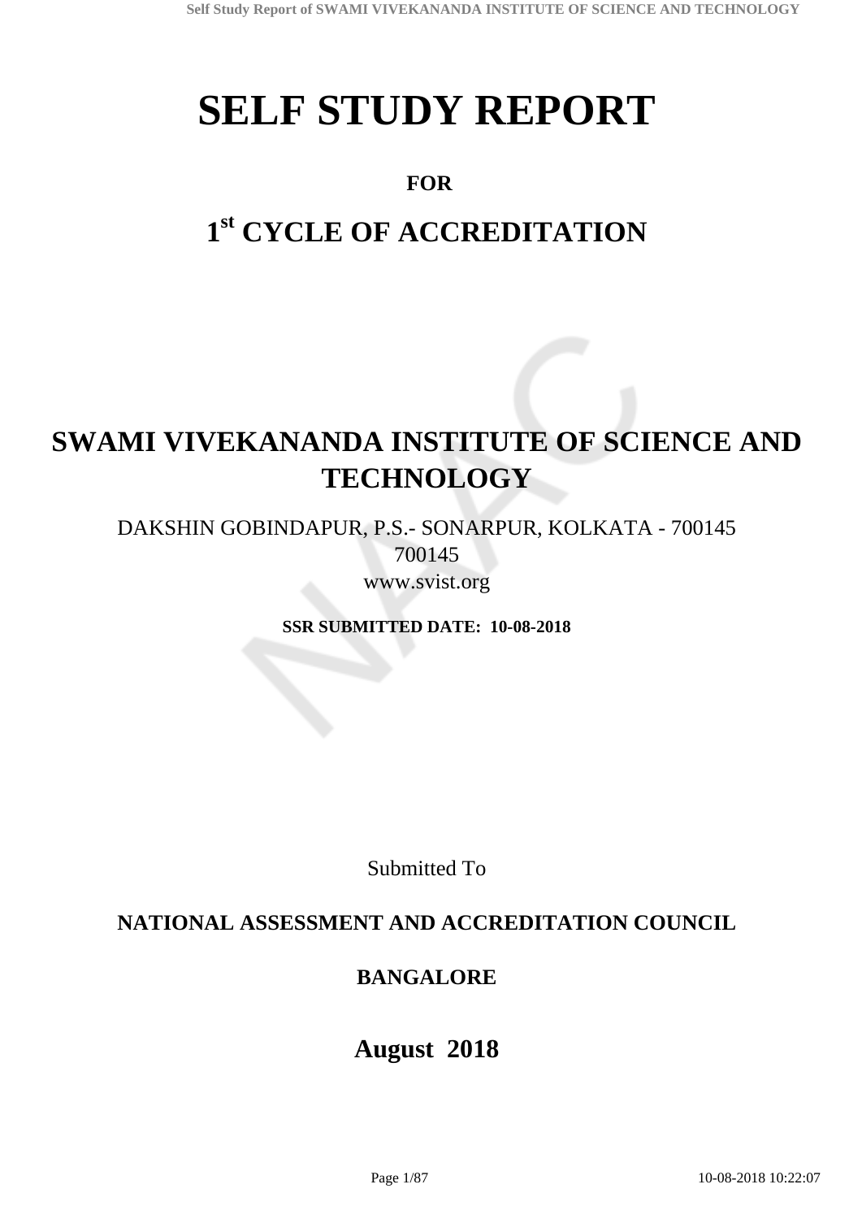# SELF STUDY REPORT

**FOR**

## 1st CYCLE OF ACCREDITATION

## SWAMI VIVEKANANDA INSTITUTE OF SCIENCE AND TECHNOLOGY

DAKSHIN GOBINDAPUR, P.S.- SONARPUR, KOLKATA - 700145
700145
www.svist.org

**SSR SUBMITTED DATE: 10-08-2018**

Submitted To

**NATIONAL ASSESSMENT AND ACCREDITATION COUNCIL**

**BANGALORE**

**August 2018**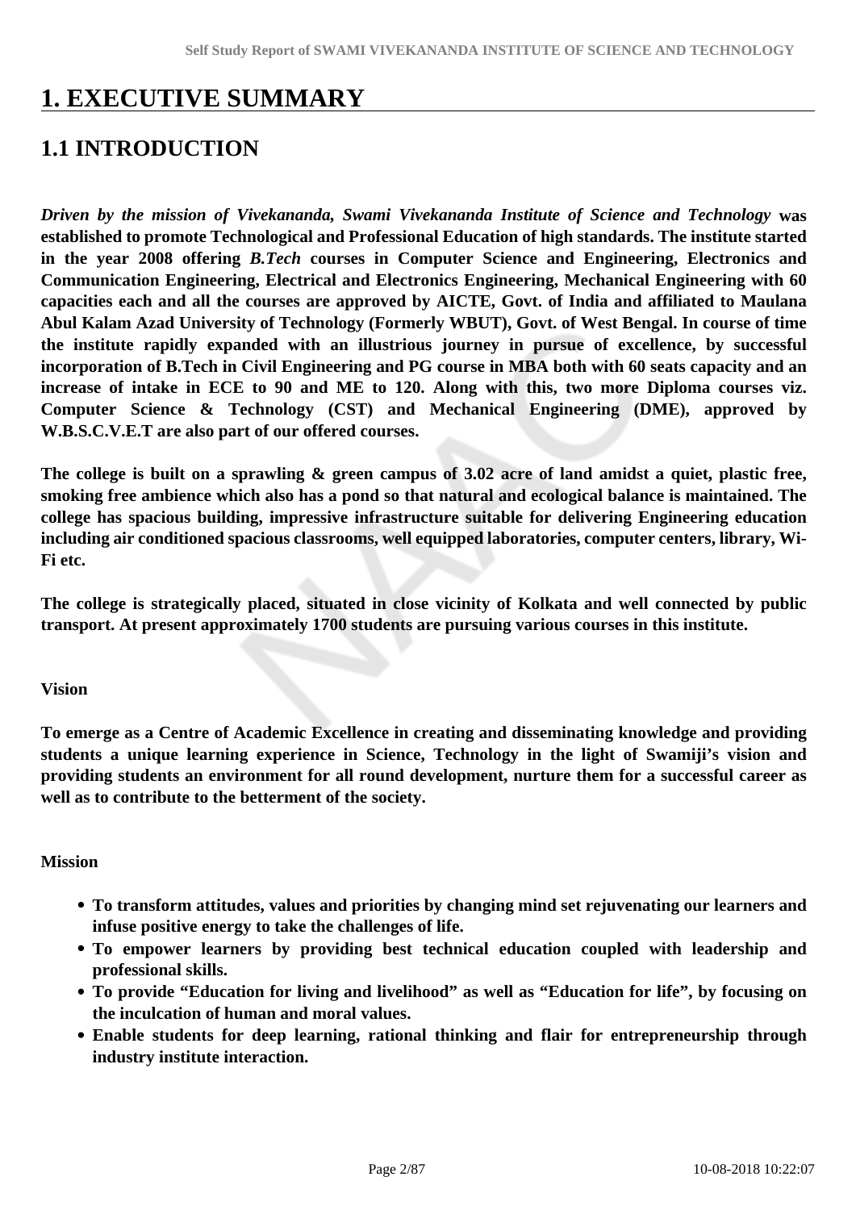# 1. EXECUTIVE SUMMARY

## 1.1 INTRODUCTION

***Driven by the mission of Vivekananda, Swami Vivekananda Institute of Science and Technology* was established to promote Technological and Professional Education of high standards. The institute started in the year 2008 offering *B.Tech* courses in Computer Science and Engineering, Electronics and Communication Engineering, Electrical and Electronics Engineering, Mechanical Engineering with 60 capacities each and all the courses are approved by AICTE, Govt. of India and affiliated to Maulana Abul Kalam Azad University of Technology (Formerly WBUT), Govt. of West Bengal. In course of time the institute rapidly expanded with an illustrious journey in pursue of excellence, by successful incorporation of B.Tech in Civil Engineering and PG course in MBA both with 60 seats capacity and an increase of intake in ECE to 90 and ME to 120. Along with this, two more Diploma courses viz. Computer Science & Technology (CST) and Mechanical Engineering (DME), approved by W.B.S.C.V.E.T are also part of our offered courses.**

**The college is built on a sprawling & green campus of 3.02 acre of land amidst a quiet, plastic free, smoking free ambience which also has a pond so that natural and ecological balance is maintained. The college has spacious building, impressive infrastructure suitable for delivering Engineering education including air conditioned spacious classrooms, well equipped laboratories, computer centers, library, Wi-Fi etc.**

**The college is strategically placed, situated in close vicinity of Kolkata and well connected by public transport. At present approximately 1700 students are pursuing various courses in this institute.**

**Vision**

**To emerge as a Centre of Academic Excellence in creating and disseminating knowledge and providing students a unique learning experience in Science, Technology in the light of Swamiji's vision and providing students an environment for all round development, nurture them for a successful career as well as to contribute to the betterment of the society.**

**Mission**

- **To transform attitudes, values and priorities by changing mind set rejuvenating our learners and infuse positive energy to take the challenges of life.**
- **To empower learners by providing best technical education coupled with leadership and professional skills.**
- **To provide "Education for living and livelihood" as well as "Education for life", by focusing on the inculcation of human and moral values.**
- **Enable students for deep learning, rational thinking and flair for entrepreneurship through industry institute interaction.**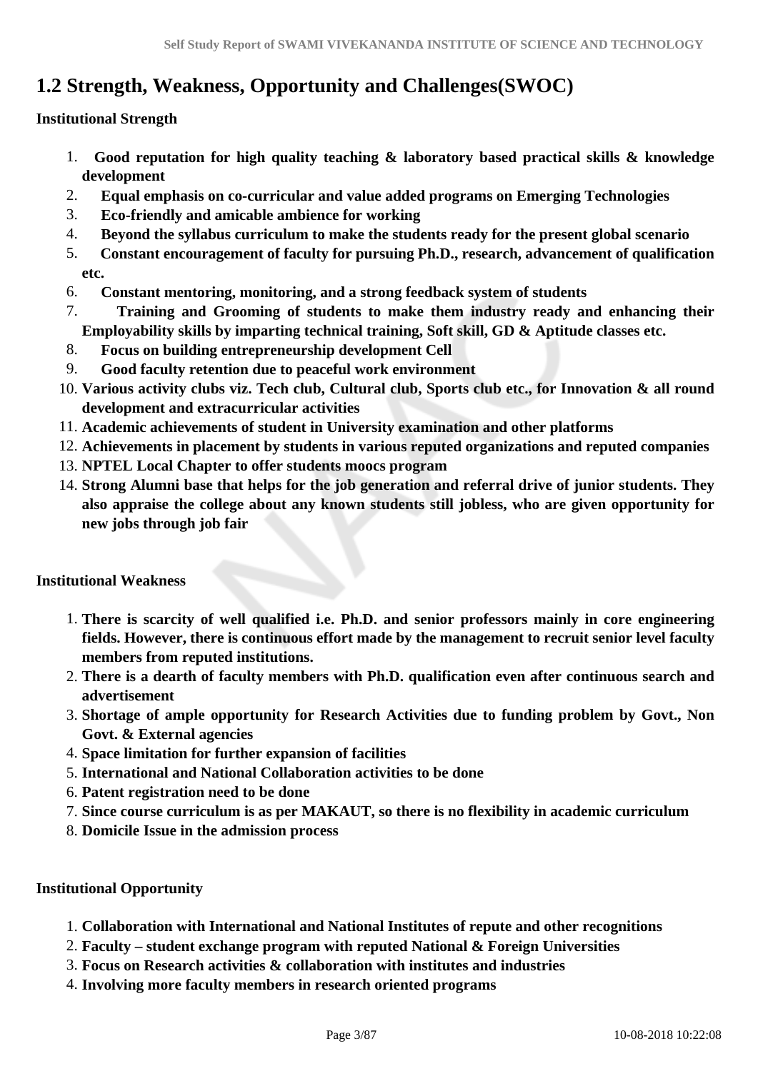## 1.2 Strength, Weakness, Opportunity and Challenges(SWOC)

**Institutional Strength**

1. **Good reputation for high quality teaching & laboratory based practical skills & knowledge development**
2. **Equal emphasis on co-curricular and value added programs on Emerging Technologies**
3. **Eco-friendly and amicable ambience for working**
4. **Beyond the syllabus curriculum to make the students ready for the present global scenario**
5. **Constant encouragement of faculty for pursuing Ph.D., research, advancement of qualification etc.**
6. **Constant mentoring, monitoring, and a strong feedback system of students**
7. **Training and Grooming of students to make them industry ready and enhancing their Employability skills by imparting technical training, Soft skill, GD & Aptitude classes etc.**
8. **Focus on building entrepreneurship development Cell**
9. **Good faculty retention due to peaceful work environment**
10. **Various activity clubs viz. Tech club, Cultural club, Sports club etc., for Innovation & all round development and extracurricular activities**
11. **Academic achievements of student in University examination and other platforms**
12. **Achievements in placement by students in various reputed organizations and reputed companies**
13. **NPTEL Local Chapter to offer students moocs program**
14. **Strong Alumni base that helps for the job generation and referral drive of junior students. They also appraise the college about any known students still jobless, who are given opportunity for new jobs through job fair**

**Institutional Weakness**

1. **There is scarcity of well qualified i.e. Ph.D. and senior professors mainly in core engineering fields. However, there is continuous effort made by the management to recruit senior level faculty members from reputed institutions.**
2. **There is a dearth of faculty members with Ph.D. qualification even after continuous search and advertisement**
3. **Shortage of ample opportunity for Research Activities due to funding problem by Govt., Non Govt. & External agencies**
4. **Space limitation for further expansion of facilities**
5. **International and National Collaboration activities to be done**
6. **Patent registration need to be done**
7. **Since course curriculum is as per MAKAUT, so there is no flexibility in academic curriculum**
8. **Domicile Issue in the admission process**

**Institutional Opportunity**

1. **Collaboration with International and National Institutes of repute and other recognitions**
2. **Faculty – student exchange program with reputed National & Foreign Universities**
3. **Focus on Research activities & collaboration with institutes and industries**
4. **Involving more faculty members in research oriented programs**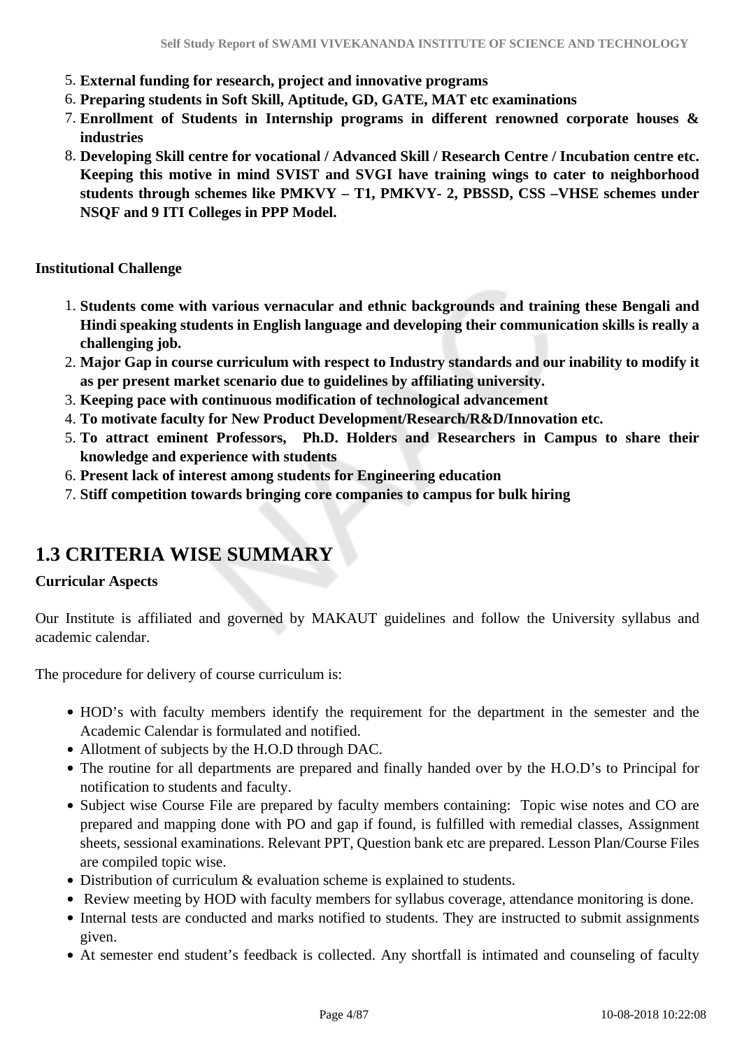5. **External funding for research, project and innovative programs**
6. **Preparing students in Soft Skill, Aptitude, GD, GATE, MAT etc examinations**
7. **Enrollment of Students in Internship programs in different renowned corporate houses & industries**
8. **Developing Skill centre for vocational / Advanced Skill / Research Centre / Incubation centre etc. Keeping this motive in mind SVIST and SVGI have training wings to cater to neighborhood students through schemes like PMKVY – T1, PMKVY- 2, PBSSD, CSS –VHSE schemes under NSQF and 9 ITI Colleges in PPP Model.**

**Institutional Challenge**

1. **Students come with various vernacular and ethnic backgrounds and training these Bengali and Hindi speaking students in English language and developing their communication skills is really a challenging job.**
2. **Major Gap in course curriculum with respect to Industry standards and our inability to modify it as per present market scenario due to guidelines by affiliating university.**
3. **Keeping pace with continuous modification of technological advancement**
4. **To motivate faculty for New Product Development/Research/R&D/Innovation etc.**
5. **To attract eminent Professors, Ph.D. Holders and Researchers in Campus to share their knowledge and experience with students**
6. **Present lack of interest among students for Engineering education**
7. **Stiff competition towards bringing core companies to campus for bulk hiring**

## 1.3 CRITERIA WISE SUMMARY

**Curricular Aspects**

Our Institute is affiliated and governed by MAKAUT guidelines and follow the University syllabus and academic calendar.

The procedure for delivery of course curriculum is:

- HOD's with faculty members identify the requirement for the department in the semester and the Academic Calendar is formulated and notified.
- Allotment of subjects by the H.O.D through DAC.
- The routine for all departments are prepared and finally handed over by the H.O.D's to Principal for notification to students and faculty.
- Subject wise Course File are prepared by faculty members containing: Topic wise notes and CO are prepared and mapping done with PO and gap if found, is fulfilled with remedial classes, Assignment sheets, sessional examinations. Relevant PPT, Question bank etc are prepared. Lesson Plan/Course Files are compiled topic wise.
- Distribution of curriculum & evaluation scheme is explained to students.
- Review meeting by HOD with faculty members for syllabus coverage, attendance monitoring is done.
- Internal tests are conducted and marks notified to students. They are instructed to submit assignments given.
- At semester end student's feedback is collected. Any shortfall is intimated and counseling of faculty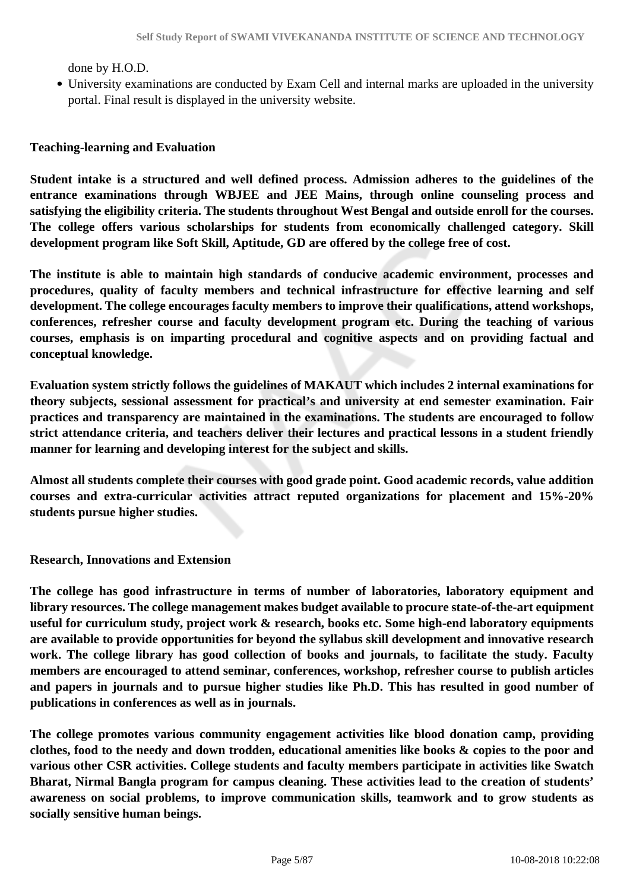done by H.O.D.

- University examinations are conducted by Exam Cell and internal marks are uploaded in the university portal. Final result is displayed in the university website.

**Teaching-learning and Evaluation**

**Student intake is a structured and well defined process. Admission adheres to the guidelines of the entrance examinations through WBJEE and JEE Mains, through online counseling process and satisfying the eligibility criteria. The students throughout West Bengal and outside enroll for the courses. The college offers various scholarships for students from economically challenged category. Skill development program like Soft Skill, Aptitude, GD are offered by the college free of cost.**

**The institute is able to maintain high standards of conducive academic environment, processes and procedures, quality of faculty members and technical infrastructure for effective learning and self development. The college encourages faculty members to improve their qualifications, attend workshops, conferences, refresher course and faculty development program etc. During the teaching of various courses, emphasis is on imparting procedural and cognitive aspects and on providing factual and conceptual knowledge.**

**Evaluation system strictly follows the guidelines of MAKAUT which includes 2 internal examinations for theory subjects, sessional assessment for practical's and university at end semester examination. Fair practices and transparency are maintained in the examinations. The students are encouraged to follow strict attendance criteria, and teachers deliver their lectures and practical lessons in a student friendly manner for learning and developing interest for the subject and skills.**

**Almost all students complete their courses with good grade point. Good academic records, value addition courses and extra-curricular activities attract reputed organizations for placement and 15%-20% students pursue higher studies.**

**Research, Innovations and Extension**

**The college has good infrastructure in terms of number of laboratories, laboratory equipment and library resources. The college management makes budget available to procure state-of-the-art equipment useful for curriculum study, project work & research, books etc. Some high-end laboratory equipments are available to provide opportunities for beyond the syllabus skill development and innovative research work. The college library has good collection of books and journals, to facilitate the study. Faculty members are encouraged to attend seminar, conferences, workshop, refresher course to publish articles and papers in journals and to pursue higher studies like Ph.D. This has resulted in good number of publications in conferences as well as in journals.**

**The college promotes various community engagement activities like blood donation camp, providing clothes, food to the needy and down trodden, educational amenities like books & copies to the poor and various other CSR activities. College students and faculty members participate in activities like Swatch Bharat, Nirmal Bangla program for campus cleaning. These activities lead to the creation of students' awareness on social problems, to improve communication skills, teamwork and to grow students as socially sensitive human beings.**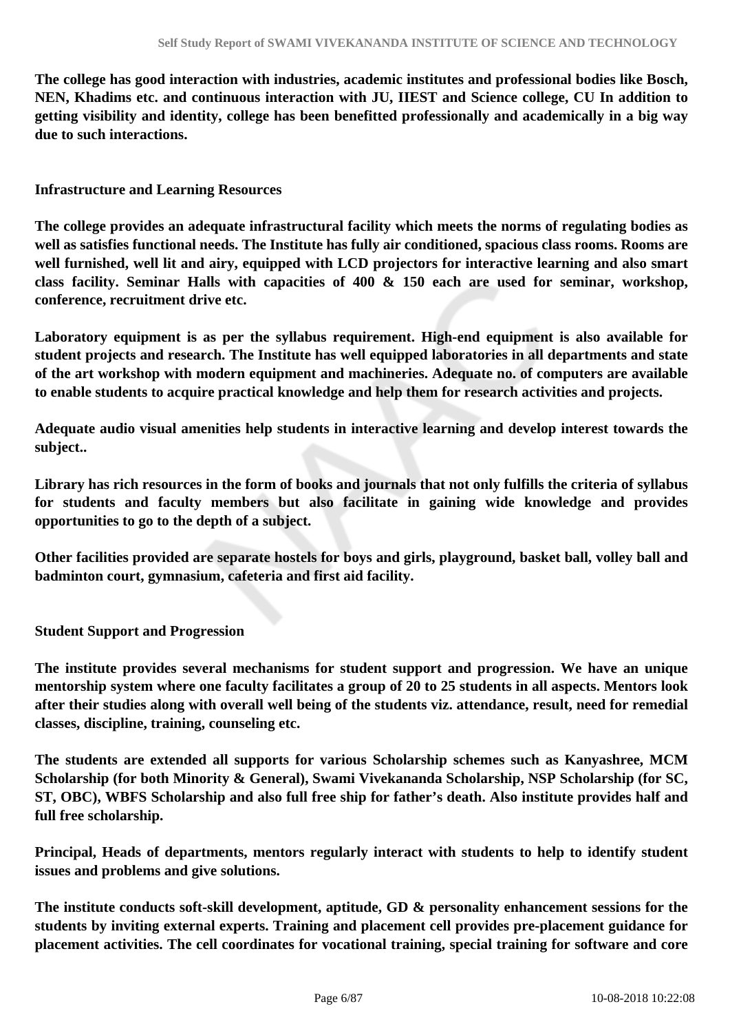**The college has good interaction with industries, academic institutes and professional bodies like Bosch, NEN, Khadims etc. and continuous interaction with JU, IIEST and Science college, CU In addition to getting visibility and identity, college has been benefitted professionally and academically in a big way due to such interactions.**

## Infrastructure and Learning Resources

**The college provides an adequate infrastructural facility which meets the norms of regulating bodies as well as satisfies functional needs. The Institute has fully air conditioned, spacious class rooms. Rooms are well furnished, well lit and airy, equipped with LCD projectors for interactive learning and also smart class facility. Seminar Halls with capacities of 400 & 150 each are used for seminar, workshop, conference, recruitment drive etc.**

**Laboratory equipment is as per the syllabus requirement. High-end equipment is also available for student projects and research. The Institute has well equipped laboratories in all departments and state of the art workshop with modern equipment and machineries. Adequate no. of computers are available to enable students to acquire practical knowledge and help them for research activities and projects.**

**Adequate audio visual amenities help students in interactive learning and develop interest towards the subject..**

**Library has rich resources in the form of books and journals that not only fulfills the criteria of syllabus for students and faculty members but also facilitate in gaining wide knowledge and provides opportunities to go to the depth of a subject.**

**Other facilities provided are separate hostels for boys and girls, playground, basket ball, volley ball and badminton court, gymnasium, cafeteria and first aid facility.**

## Student Support and Progression

**The institute provides several mechanisms for student support and progression. We have an unique mentorship system where one faculty facilitates a group of 20 to 25 students in all aspects. Mentors look after their studies along with overall well being of the students viz. attendance, result, need for remedial classes, discipline, training, counseling etc.**

**The students are extended all supports for various Scholarship schemes such as Kanyashree, MCM Scholarship (for both Minority & General), Swami Vivekananda Scholarship, NSP Scholarship (for SC, ST, OBC), WBFS Scholarship and also full free ship for father's death. Also institute provides half and full free scholarship.**

**Principal, Heads of departments, mentors regularly interact with students to help to identify student issues and problems and give solutions.**

**The institute conducts soft-skill development, aptitude, GD & personality enhancement sessions for the students by inviting external experts. Training and placement cell provides pre-placement guidance for placement activities. The cell coordinates for vocational training, special training for software and core**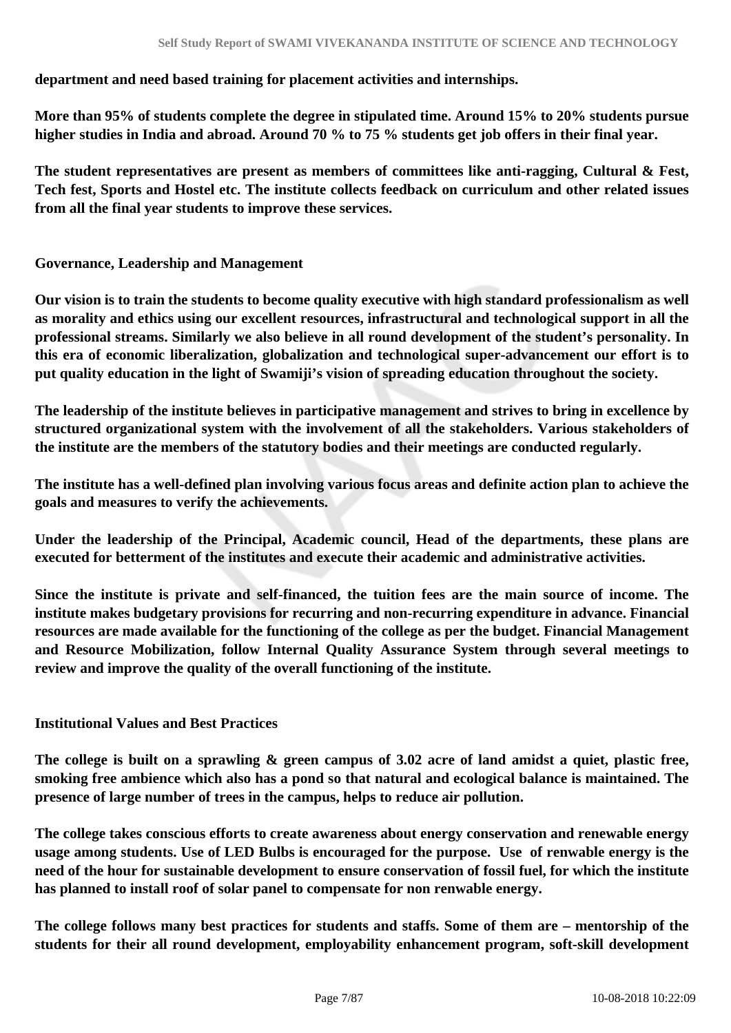**department and need based training for placement activities and internships.**

**More than 95% of students complete the degree in stipulated time. Around 15% to 20% students pursue higher studies in India and abroad. Around 70 % to 75 % students get job offers in their final year.**

**The student representatives are present as members of committees like anti-ragging, Cultural & Fest, Tech fest, Sports and Hostel etc. The institute collects feedback on curriculum and other related issues from all the final year students to improve these services.**

**Governance, Leadership and Management**

**Our vision is to train the students to become quality executive with high standard professionalism as well as morality and ethics using our excellent resources, infrastructural and technological support in all the professional streams. Similarly we also believe in all round development of the student's personality. In this era of economic liberalization, globalization and technological super-advancement our effort is to put quality education in the light of Swamiji's vision of spreading education throughout the society.**

**The leadership of the institute believes in participative management and strives to bring in excellence by structured organizational system with the involvement of all the stakeholders. Various stakeholders of the institute are the members of the statutory bodies and their meetings are conducted regularly.**

**The institute has a well-defined plan involving various focus areas and definite action plan to achieve the goals and measures to verify the achievements.**

**Under the leadership of the Principal, Academic council, Head of the departments, these plans are executed for betterment of the institutes and execute their academic and administrative activities.**

**Since the institute is private and self-financed, the tuition fees are the main source of income. The institute makes budgetary provisions for recurring and non-recurring expenditure in advance. Financial resources are made available for the functioning of the college as per the budget. Financial Management and Resource Mobilization, follow Internal Quality Assurance System through several meetings to review and improve the quality of the overall functioning of the institute.**

**Institutional Values and Best Practices**

**The college is built on a sprawling & green campus of 3.02 acre of land amidst a quiet, plastic free, smoking free ambience which also has a pond so that natural and ecological balance is maintained. The presence of large number of trees in the campus, helps to reduce air pollution.**

**The college takes conscious efforts to create awareness about energy conservation and renewable energy usage among students. Use of LED Bulbs is encouraged for the purpose. Use of renwable energy is the need of the hour for sustainable development to ensure conservation of fossil fuel, for which the institute has planned to install roof of solar panel to compensate for non renwable energy.**

**The college follows many best practices for students and staffs. Some of them are – mentorship of the students for their all round development, employability enhancement program, soft-skill development**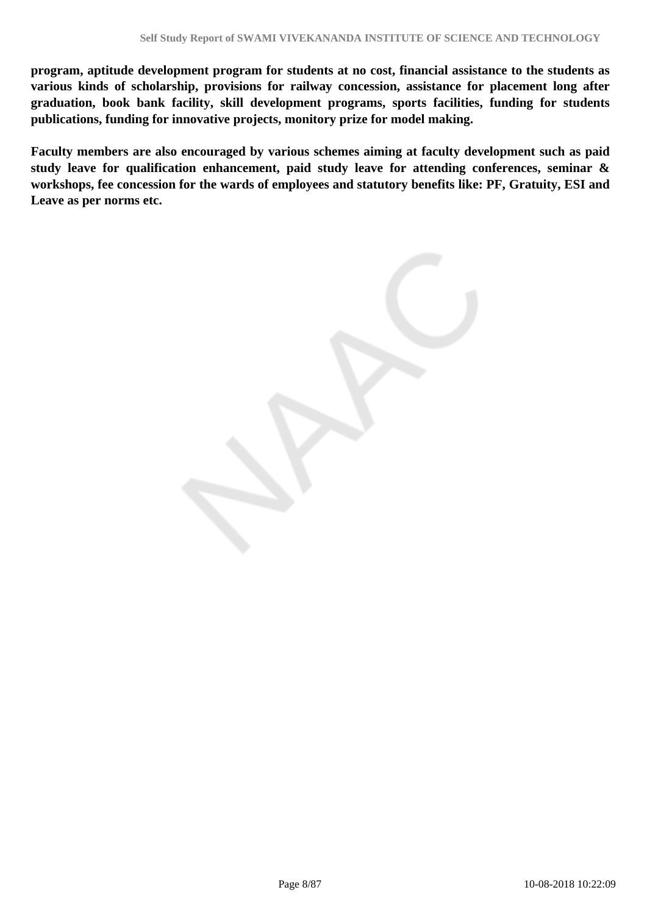**program, aptitude development program for students at no cost, financial assistance to the students as various kinds of scholarship, provisions for railway concession, assistance for placement long after graduation, book bank facility, skill development programs, sports facilities, funding for students publications, funding for innovative projects, monitory prize for model making.**

**Faculty members are also encouraged by various schemes aiming at faculty development such as paid study leave for qualification enhancement, paid study leave for attending conferences, seminar & workshops, fee concession for the wards of employees and statutory benefits like: PF, Gratuity, ESI and Leave as per norms etc.**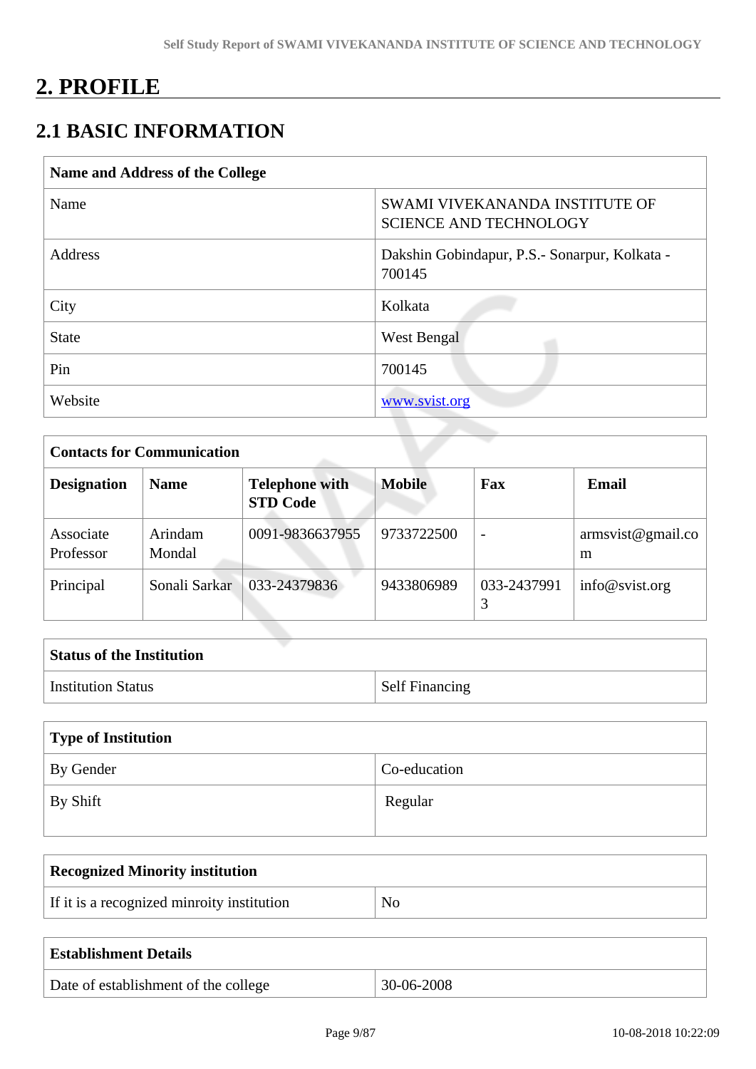# 2. PROFILE

## 2.1 BASIC INFORMATION

| Name and Address of the College | |
|---|---|
| Name | SWAMI VIVEKANANDA INSTITUTE OF SCIENCE AND TECHNOLOGY |
| Address | Dakshin Gobindapur, P.S.- Sonarpur, Kolkata - 700145 |
| City | Kolkata |
| State | West Bengal |
| Pin | 700145 |
| Website | www.svist.org |

| Contacts for Communication | | | | | |
|---|---|---|---|---|---|
| **Designation** | **Name** | **Telephone with STD Code** | **Mobile** | **Fax** | **Email** |
| Associate Professor | Arindam Mondal | 0091-9836637955 | 9733722500 | - | armsvist@gmail.com |
| Principal | Sonali Sarkar | 033-24379836 | 9433806989 | 033-24379913 | info@svist.org |

| Status of the Institution | |
|---|---|
| Institution Status | Self Financing |

| Type of Institution | |
|---|---|
| By Gender | Co-education |
| By Shift | Regular |

| Recognized Minority institution | |
|---|---|
| If it is a recognized minroity institution | No |

| Establishment Details | |
|---|---|
| Date of establishment of the college | 30-06-2008 |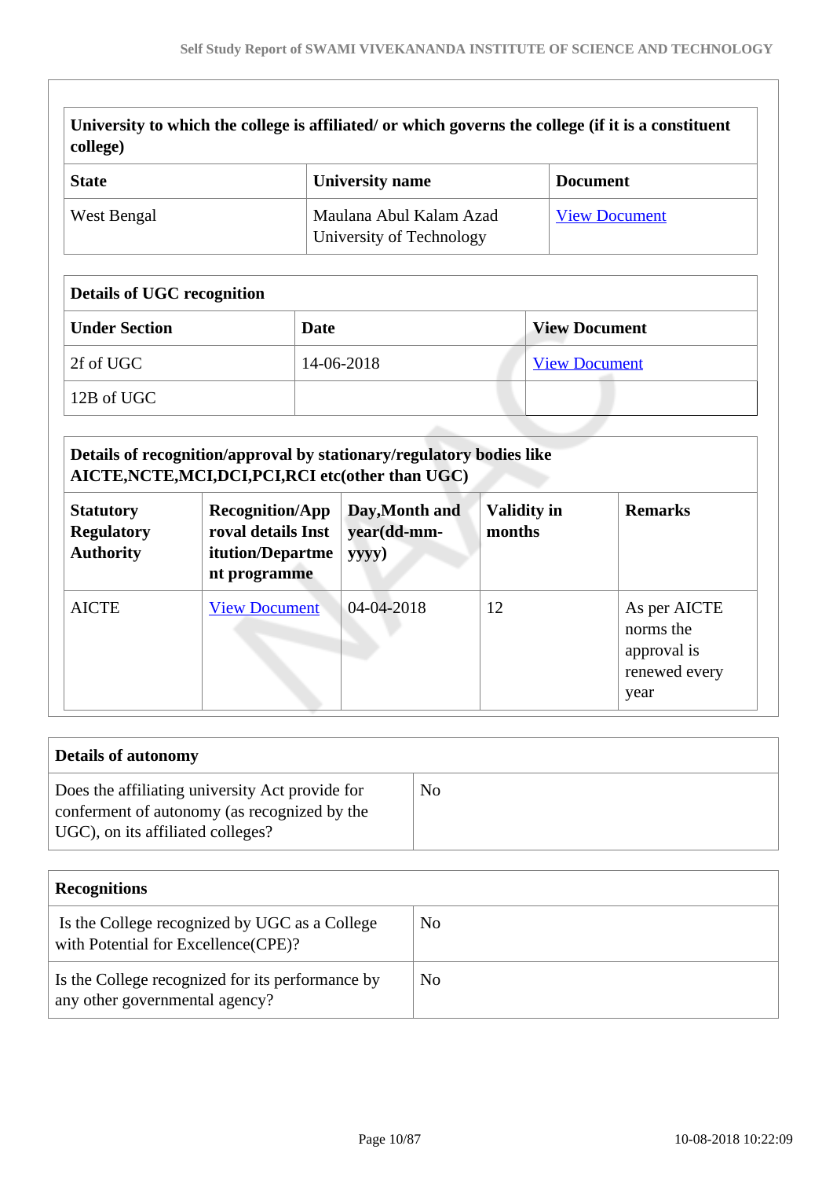| University to which the college is affiliated/ or which governs the college (if it is a constituent college) | | |
|---|---|---|
| **State** | **University name** | **Document** |
| West Bengal | Maulana Abul Kalam Azad University of Technology | View Document |

| Details of UGC recognition | | |
|---|---|---|
| **Under Section** | **Date** | **View Document** |
| 2f of UGC | 14-06-2018 | View Document |
| 12B of UGC | | |

| Details of recognition/approval by stationary/regulatory bodies like AICTE,NCTE,MCI,DCI,PCI,RCI etc(other than UGC) | | | | |
|---|---|---|---|---|
| **Statutory Regulatory Authority** | **Recognition/Approval details Institution/Department programme** | **Day,Month and year(dd-mm-yyyy)** | **Validity in months** | **Remarks** |
| AICTE | View Document | 04-04-2018 | 12 | As per AICTE norms the approval is renewed every year |

| Details of autonomy | |
|---|---|
| Does the affiliating university Act provide for conferment of autonomy (as recognized by the UGC), on its affiliated colleges? | No |

| Recognitions | |
|---|---|
| Is the College recognized by UGC as a College with Potential for Excellence(CPE)? | No |
| Is the College recognized for its performance by any other governmental agency? | No |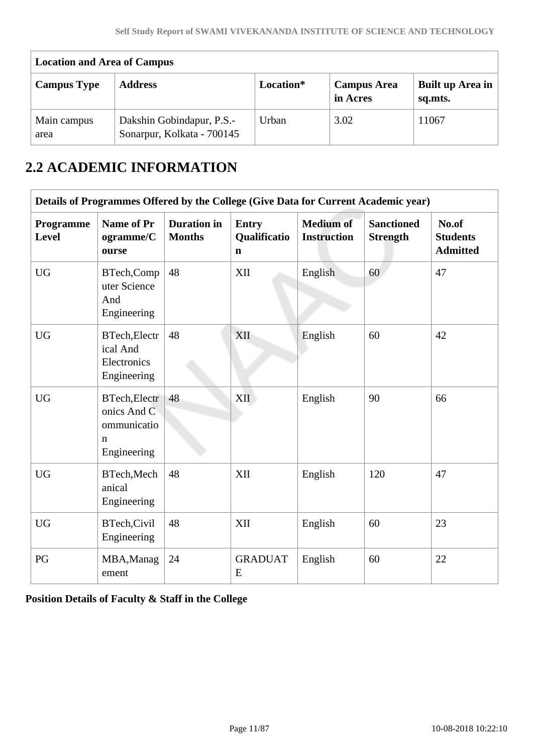| Location and Area of Campus | | | | |
|---|---|---|---|---|
| **Campus Type** | **Address** | **Location*** | **Campus Area in Acres** | **Built up Area in sq.mts.** |
| Main campus area | Dakshin Gobindapur, P.S.- Sonarpur, Kolkata - 700145 | Urban | 3.02 | 11067 |

## 2.2 ACADEMIC INFORMATION

| Details of Programmes Offered by the College (Give Data for Current Academic year) | | | | | | |
|---|---|---|---|---|---|---|
| **Programme Level** | **Name of Programme/Course** | **Duration in Months** | **Entry Qualification** | **Medium of Instruction** | **Sanctioned Strength** | **No.of Students Admitted** |
| UG | BTech,Computer Science And Engineering | 48 | XII | English | 60 | 47 |
| UG | BTech,Electrical And Electronics Engineering | 48 | XII | English | 60 | 42 |
| UG | BTech,Electronics And Communication Engineering | 48 | XII | English | 90 | 66 |
| UG | BTech,Mechanical Engineering | 48 | XII | English | 120 | 47 |
| UG | BTech,Civil Engineering | 48 | XII | English | 60 | 23 |
| PG | MBA,Management | 24 | GRADUATE | English | 60 | 22 |

**Position Details of Faculty & Staff in the College**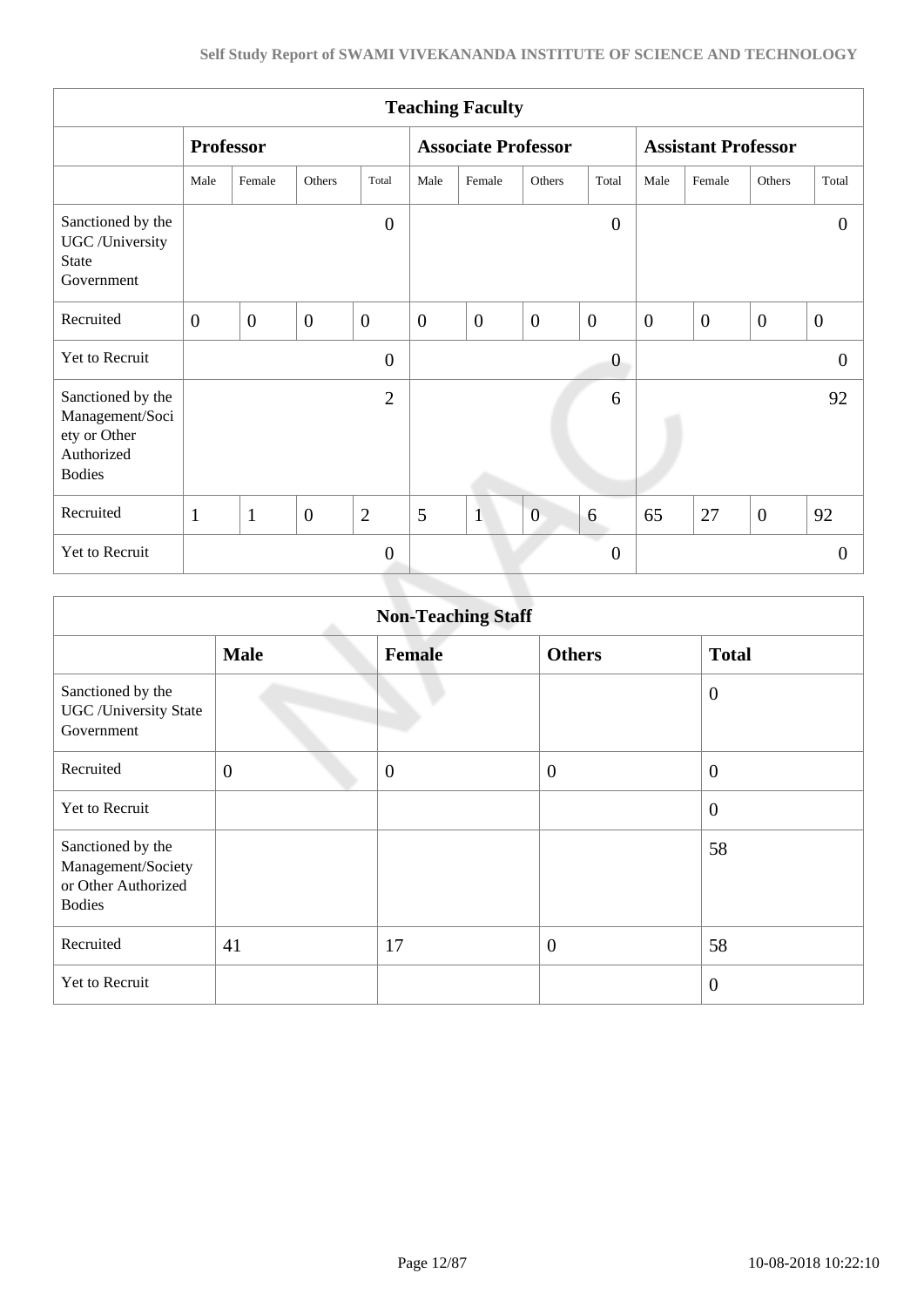| Teaching Faculty | | | | | | | | | | | | |
|---|---|---|---|---|---|---|---|---|---|---|---|---|
| | **Professor** | | | | **Associate Professor** | | | | **Assistant Professor** | | | |
| | Male | Female | Others | Total | Male | Female | Others | Total | Male | Female | Others | Total |
| Sanctioned by the UGC /University State Government | | | | 0 | | | | 0 | | | | 0 |
| Recruited | 0 | 0 | 0 | 0 | 0 | 0 | 0 | 0 | 0 | 0 | 0 | 0 |
| Yet to Recruit | | | | 0 | | | | 0 | | | | 0 |
| Sanctioned by the Management/Society or Other Authorized Bodies | | | | 2 | | | | 6 | | | | 92 |
| Recruited | 1 | 1 | 0 | 2 | 5 | 1 | 0 | 6 | 65 | 27 | 0 | 92 |
| Yet to Recruit | | | | 0 | | | | 0 | | | | 0 |

| Non-Teaching Staff | | | | |
|---|---|---|---|---|
| | **Male** | **Female** | **Others** | **Total** |
| Sanctioned by the UGC /University State Government | | | | 0 |
| Recruited | 0 | 0 | 0 | 0 |
| Yet to Recruit | | | | 0 |
| Sanctioned by the Management/Society or Other Authorized Bodies | | | | 58 |
| Recruited | 41 | 17 | 0 | 58 |
| Yet to Recruit | | | | 0 |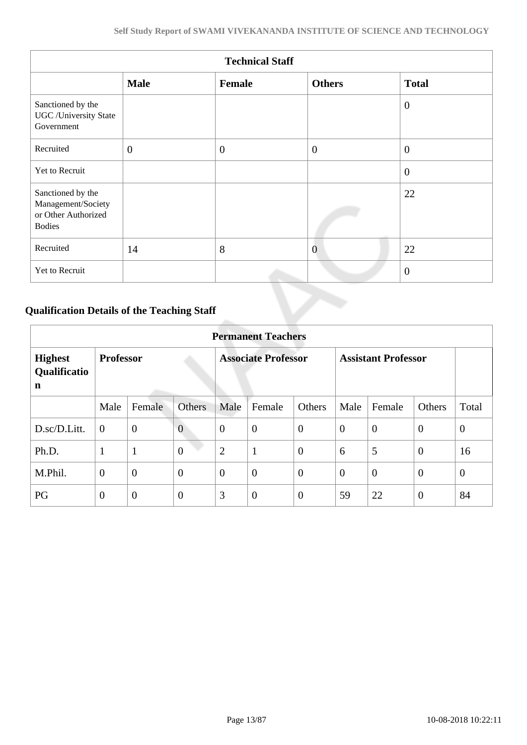| Technical Staff | | | | |
|---|---|---|---|---|
| | **Male** | **Female** | **Others** | **Total** |
| Sanctioned by the UGC /University State Government | | | | 0 |
| Recruited | 0 | 0 | 0 | 0 |
| Yet to Recruit | | | | 0 |
| Sanctioned by the Management/Society or Other Authorized Bodies | | | | 22 |
| Recruited | 14 | 8 | 0 | 22 |
| Yet to Recruit | | | | 0 |

## Qualification Details of the Teaching Staff

| Permanent Teachers | | | | | | | | | | |
|---|---|---|---|---|---|---|---|---|---|---|
| **Highest Qualification** | **Professor** | | | **Associate Professor** | | | **Assistant Professor** | | | |
| | Male | Female | Others | Male | Female | Others | Male | Female | Others | Total |
| D.sc/D.Litt. | 0 | 0 | 0 | 0 | 0 | 0 | 0 | 0 | 0 | 0 |
| Ph.D. | 1 | 1 | 0 | 2 | 1 | 0 | 6 | 5 | 0 | 16 |
| M.Phil. | 0 | 0 | 0 | 0 | 0 | 0 | 0 | 0 | 0 | 0 |
| PG | 0 | 0 | 0 | 3 | 0 | 0 | 59 | 22 | 0 | 84 |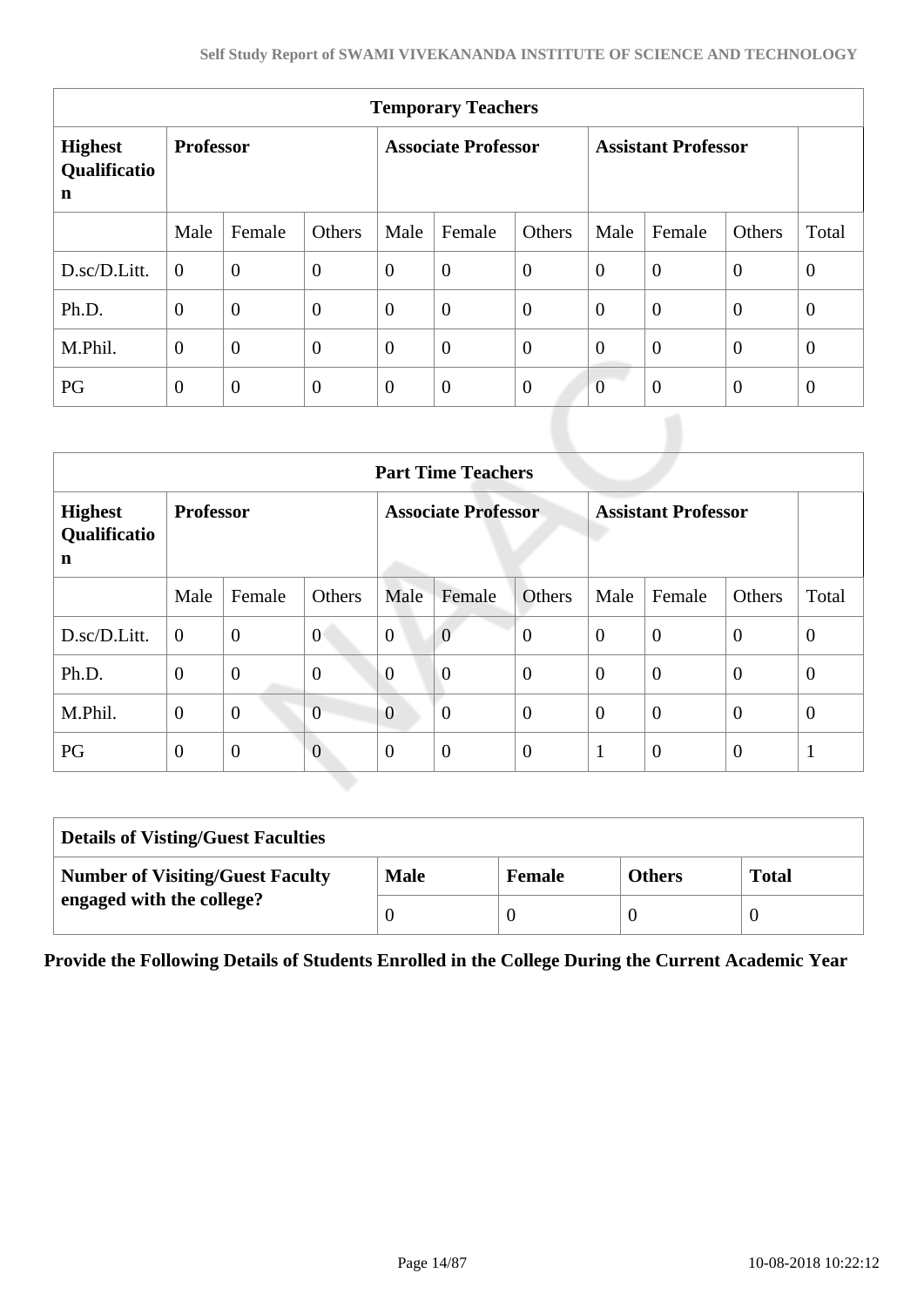| Temporary Teachers | | | | | | | | | | |
|---|---|---|---|---|---|---|---|---|---|---|
| **Highest Qualification** | **Professor** | | | **Associate Professor** | | | **Assistant Professor** | | | |
| | Male | Female | Others | Male | Female | Others | Male | Female | Others | Total |
| D.sc/D.Litt. | 0 | 0 | 0 | 0 | 0 | 0 | 0 | 0 | 0 | 0 |
| Ph.D. | 0 | 0 | 0 | 0 | 0 | 0 | 0 | 0 | 0 | 0 |
| M.Phil. | 0 | 0 | 0 | 0 | 0 | 0 | 0 | 0 | 0 | 0 |
| PG | 0 | 0 | 0 | 0 | 0 | 0 | 0 | 0 | 0 | 0 |

| Part Time Teachers | | | | | | | | | | |
|---|---|---|---|---|---|---|---|---|---|---|
| **Highest Qualification** | **Professor** | | | **Associate Professor** | | | **Assistant Professor** | | | |
| | Male | Female | Others | Male | Female | Others | Male | Female | Others | Total |
| D.sc/D.Litt. | 0 | 0 | 0 | 0 | 0 | 0 | 0 | 0 | 0 | 0 |
| Ph.D. | 0 | 0 | 0 | 0 | 0 | 0 | 0 | 0 | 0 | 0 |
| M.Phil. | 0 | 0 | 0 | 0 | 0 | 0 | 0 | 0 | 0 | 0 |
| PG | 0 | 0 | 0 | 0 | 0 | 0 | 1 | 0 | 0 | 1 |

| Details of Visting/Guest Faculties | | | | |
|---|---|---|---|---|
| **Number of Visiting/Guest Faculty engaged with the college?** | **Male** | **Female** | **Others** | **Total** |
| | 0 | 0 | 0 | 0 |

**Provide the Following Details of Students Enrolled in the College During the Current Academic Year**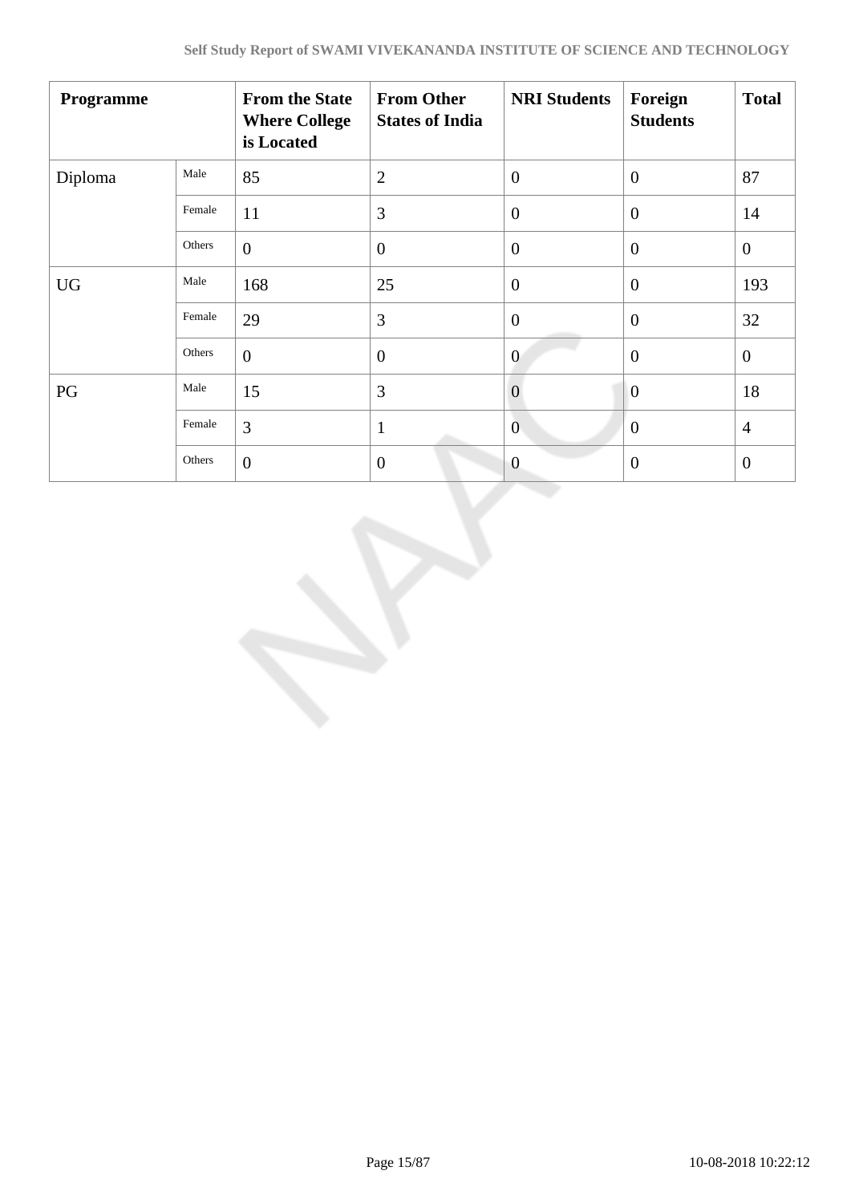| Programme | | From the State Where College is Located | From Other States of India | NRI Students | Foreign Students | Total |
|---|---|---|---|---|---|---|
| Diploma | Male | 85 | 2 | 0 | 0 | 87 |
| | Female | 11 | 3 | 0 | 0 | 14 |
| | Others | 0 | 0 | 0 | 0 | 0 |
| UG | Male | 168 | 25 | 0 | 0 | 193 |
| | Female | 29 | 3 | 0 | 0 | 32 |
| | Others | 0 | 0 | 0 | 0 | 0 |
| PG | Male | 15 | 3 | 0 | 0 | 18 |
| | Female | 3 | 1 | 0 | 0 | 4 |
| | Others | 0 | 0 | 0 | 0 | 0 |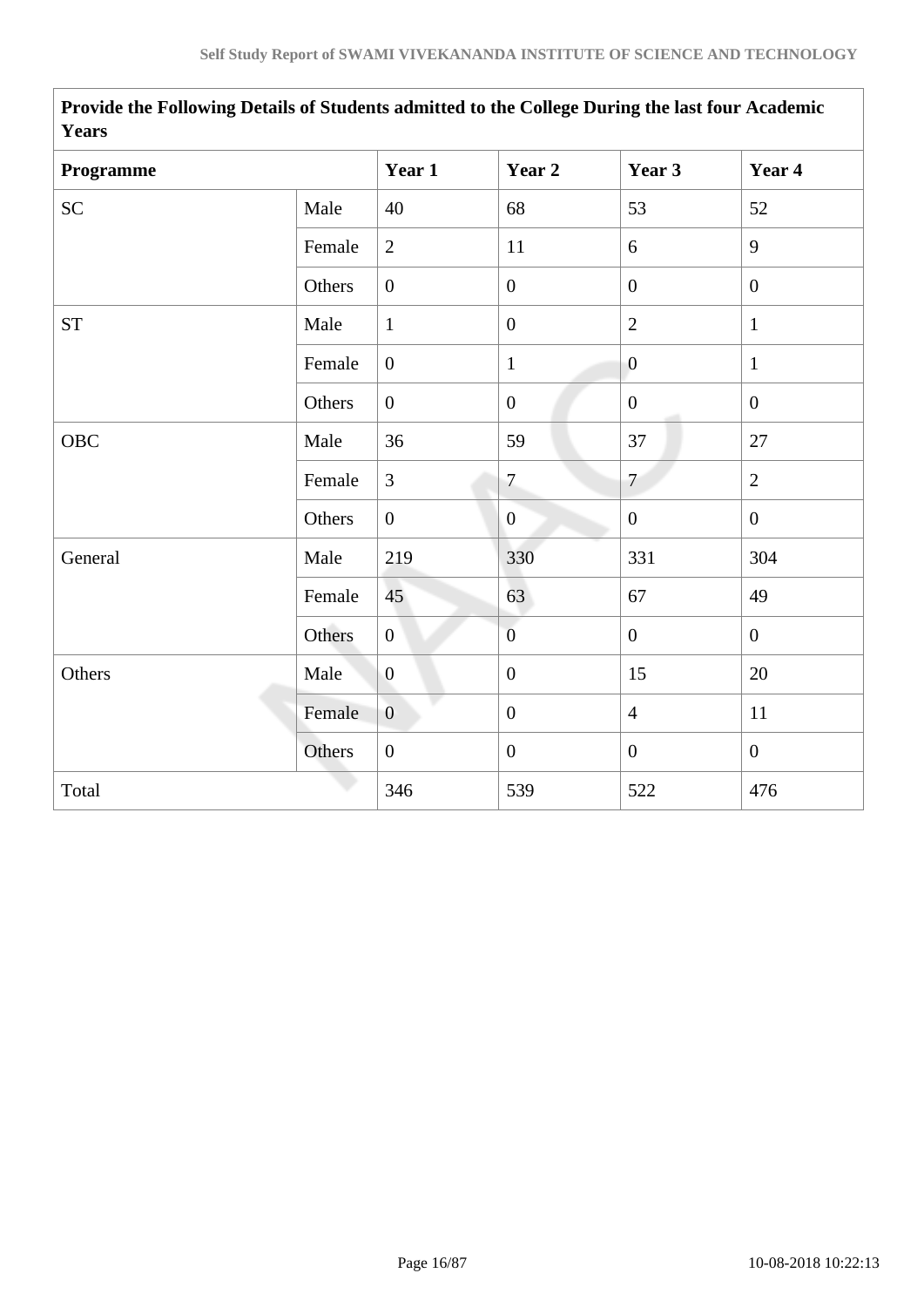| Provide the Following Details of Students admitted to the College During the last four Academic Years | | | | | |
|---|---|---|---|---|---|
| Programme | | Year 1 | Year 2 | Year 3 | Year 4 |
| SC | Male | 40 | 68 | 53 | 52 |
| | Female | 2 | 11 | 6 | 9 |
| | Others | 0 | 0 | 0 | 0 |
| ST | Male | 1 | 0 | 2 | 1 |
| | Female | 0 | 1 | 0 | 1 |
| | Others | 0 | 0 | 0 | 0 |
| OBC | Male | 36 | 59 | 37 | 27 |
| | Female | 3 | 7 | 7 | 2 |
| | Others | 0 | 0 | 0 | 0 |
| General | Male | 219 | 330 | 331 | 304 |
| | Female | 45 | 63 | 67 | 49 |
| | Others | 0 | 0 | 0 | 0 |
| Others | Male | 0 | 0 | 15 | 20 |
| | Female | 0 | 0 | 4 | 11 |
| | Others | 0 | 0 | 0 | 0 |
| Total | | 346 | 539 | 522 | 476 |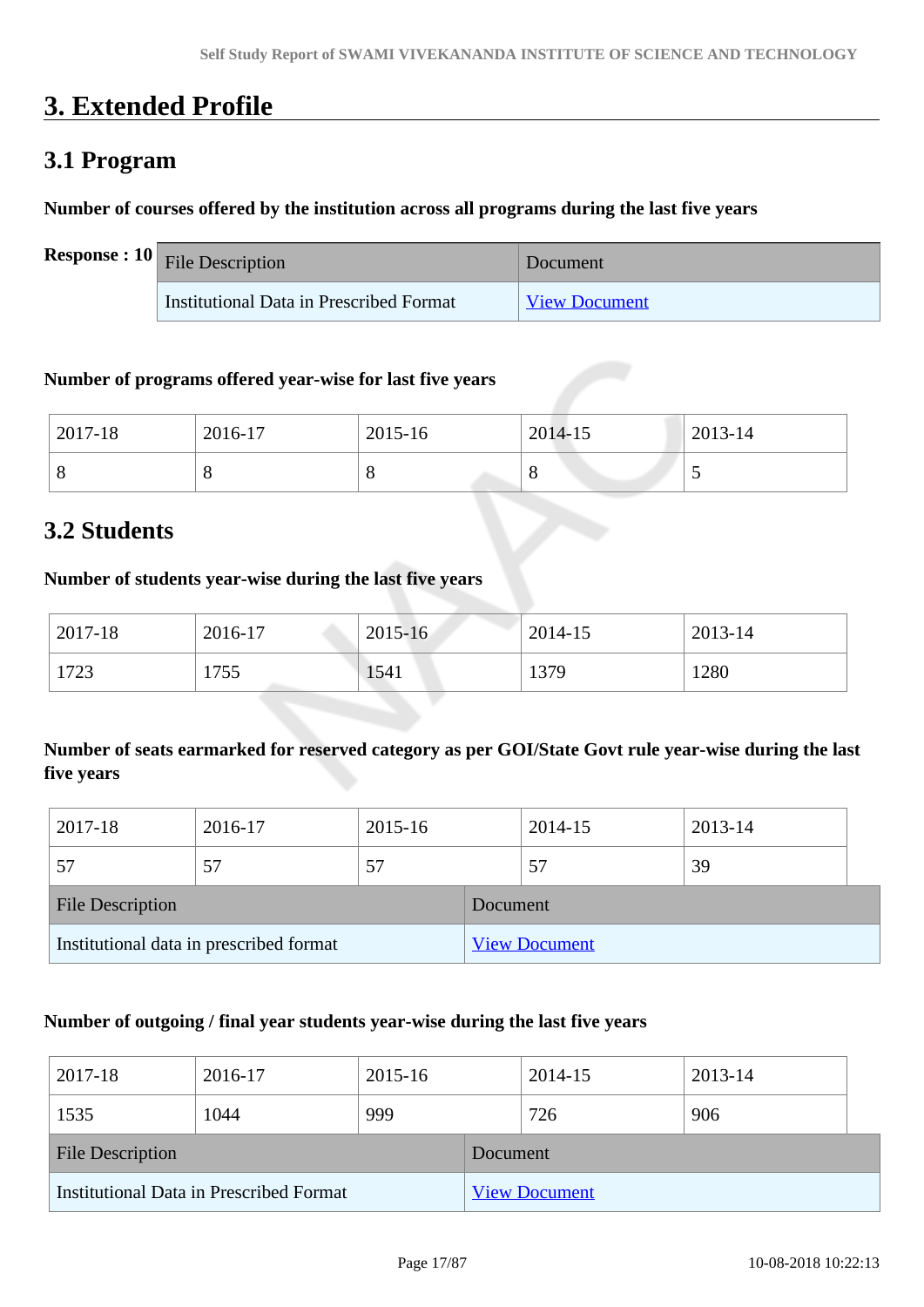# 3. Extended Profile

## 3.1 Program

**Number of courses offered by the institution across all programs during the last five years**

**Response : 10**

| File Description | Document |
|---|---|
| Institutional Data in Prescribed Format | View Document |

**Number of programs offered year-wise for last five years**

| 2017-18 | 2016-17 | 2015-16 | 2014-15 | 2013-14 |
|---|---|---|---|---|
| 8 | 8 | 8 | 8 | 5 |

## 3.2 Students

**Number of students year-wise during the last five years**

| 2017-18 | 2016-17 | 2015-16 | 2014-15 | 2013-14 |
|---|---|---|---|---|
| 1723 | 1755 | 1541 | 1379 | 1280 |

**Number of seats earmarked for reserved category as per GOI/State Govt rule year-wise during the last five years**

| 2017-18 | 2016-17 | 2015-16 | 2014-15 | 2013-14 |
|---|---|---|---|---|
| 57 | 57 | 57 | 57 | 39 |

| File Description | Document |
|---|---|
| Institutional data in prescribed format | View Document |

**Number of outgoing / final year students year-wise during the last five years**

| 2017-18 | 2016-17 | 2015-16 | 2014-15 | 2013-14 |
|---|---|---|---|---|
| 1535 | 1044 | 999 | 726 | 906 |

| File Description | Document |
|---|---|
| Institutional Data in Prescribed Format | View Document |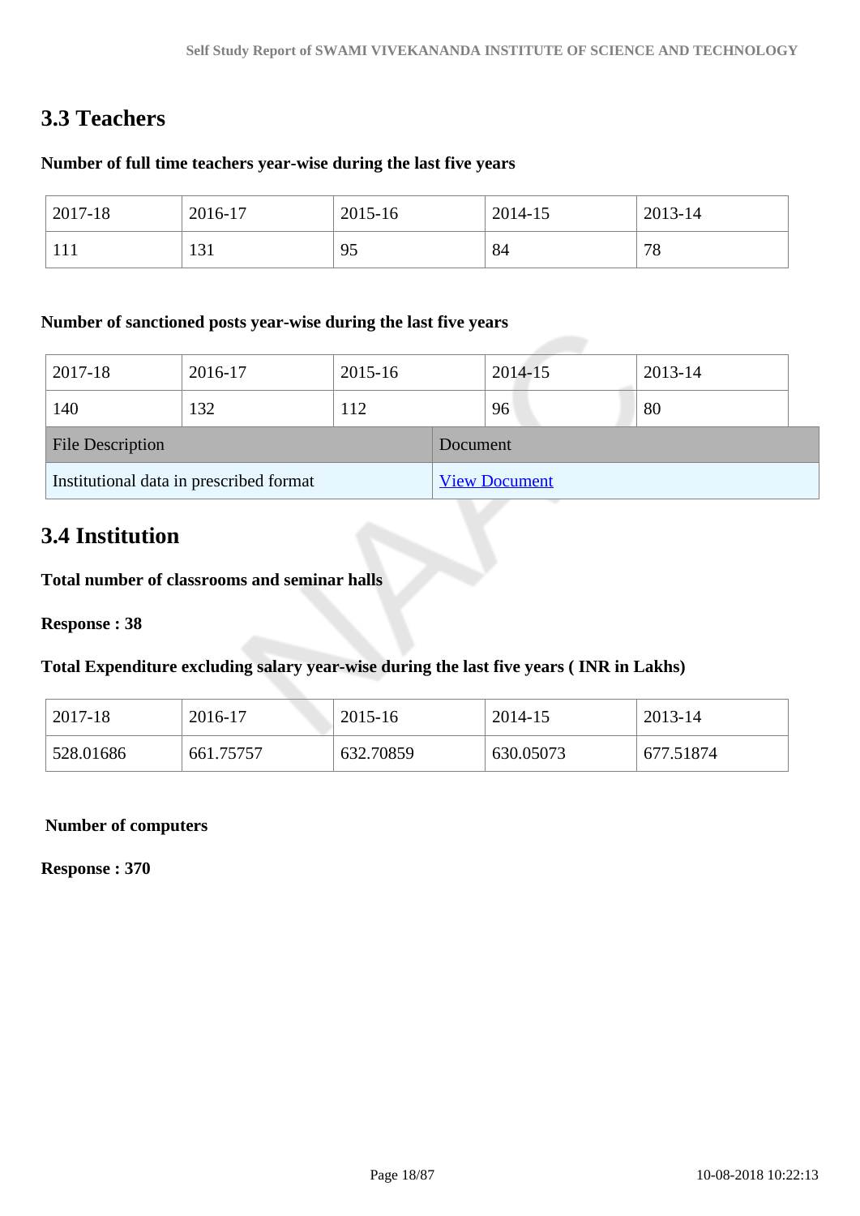## 3.3 Teachers

**Number of full time teachers year-wise during the last five years**

| 2017-18 | 2016-17 | 2015-16 | 2014-15 | 2013-14 |
|---|---|---|---|---|
| 111 | 131 | 95 | 84 | 78 |

**Number of sanctioned posts year-wise during the last five years**

| 2017-18 | 2016-17 | 2015-16 | 2014-15 | 2013-14 |
|---|---|---|---|---|
| 140 | 132 | 112 | 96 | 80 |

| File Description | Document |
|---|---|
| Institutional data in prescribed format | View Document |

## 3.4 Institution

**Total number of classrooms and seminar halls**

**Response : 38**

**Total Expenditure excluding salary year-wise during the last five years ( INR in Lakhs)**

| 2017-18 | 2016-17 | 2015-16 | 2014-15 | 2013-14 |
|---|---|---|---|---|
| 528.01686 | 661.75757 | 632.70859 | 630.05073 | 677.51874 |

**Number of computers**

**Response : 370**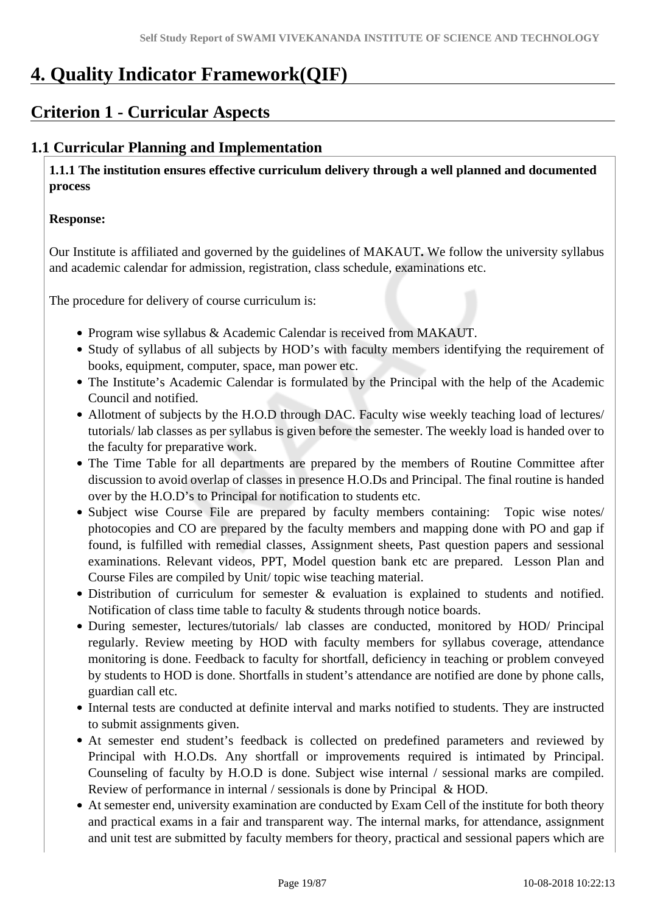# 4. Quality Indicator Framework(QIF)

## Criterion 1 - Curricular Aspects

### 1.1 Curricular Planning and Implementation

**1.1.1 The institution ensures effective curriculum delivery through a well planned and documented process**

**Response:**

Our Institute is affiliated and governed by the guidelines of MAKAUT. We follow the university syllabus and academic calendar for admission, registration, class schedule, examinations etc.

The procedure for delivery of course curriculum is:

- Program wise syllabus & Academic Calendar is received from MAKAUT.
- Study of syllabus of all subjects by HOD's with faculty members identifying the requirement of books, equipment, computer, space, man power etc.
- The Institute's Academic Calendar is formulated by the Principal with the help of the Academic Council and notified.
- Allotment of subjects by the H.O.D through DAC. Faculty wise weekly teaching load of lectures/ tutorials/ lab classes as per syllabus is given before the semester. The weekly load is handed over to the faculty for preparative work.
- The Time Table for all departments are prepared by the members of Routine Committee after discussion to avoid overlap of classes in presence H.O.Ds and Principal. The final routine is handed over by the H.O.D's to Principal for notification to students etc.
- Subject wise Course File are prepared by faculty members containing: Topic wise notes/ photocopies and CO are prepared by the faculty members and mapping done with PO and gap if found, is fulfilled with remedial classes, Assignment sheets, Past question papers and sessional examinations. Relevant videos, PPT, Model question bank etc are prepared. Lesson Plan and Course Files are compiled by Unit/ topic wise teaching material.
- Distribution of curriculum for semester & evaluation is explained to students and notified. Notification of class time table to faculty & students through notice boards.
- During semester, lectures/tutorials/ lab classes are conducted, monitored by HOD/ Principal regularly. Review meeting by HOD with faculty members for syllabus coverage, attendance monitoring is done. Feedback to faculty for shortfall, deficiency in teaching or problem conveyed by students to HOD is done. Shortfalls in student's attendance are notified are done by phone calls, guardian call etc.
- Internal tests are conducted at definite interval and marks notified to students. They are instructed to submit assignments given.
- At semester end student's feedback is collected on predefined parameters and reviewed by Principal with H.O.Ds. Any shortfall or improvements required is intimated by Principal. Counseling of faculty by H.O.D is done. Subject wise internal / sessional marks are compiled. Review of performance in internal / sessionals is done by Principal & HOD.
- At semester end, university examination are conducted by Exam Cell of the institute for both theory and practical exams in a fair and transparent way. The internal marks, for attendance, assignment and unit test are submitted by faculty members for theory, practical and sessional papers which are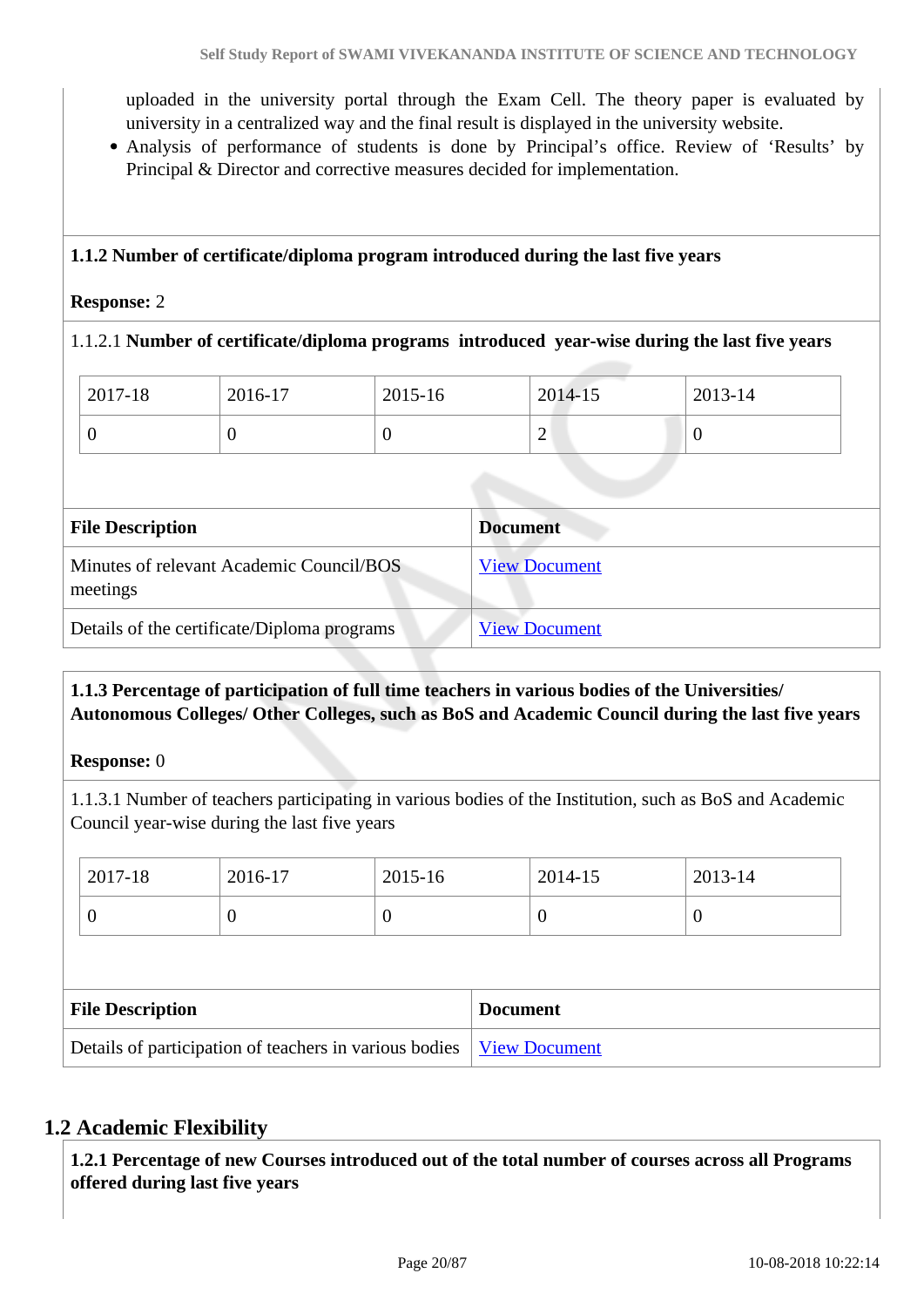uploaded in the university portal through the Exam Cell. The theory paper is evaluated by university in a centralized way and the final result is displayed in the university website.
- Analysis of performance of students is done by Principal's office. Review of 'Results' by Principal & Director and corrective measures decided for implementation.

**1.1.2 Number of certificate/diploma program introduced during the last five years**

**Response:** 2

1.1.2.1 **Number of certificate/diploma programs introduced year-wise during the last five years**

| 2017-18 | 2016-17 | 2015-16 | 2014-15 | 2013-14 |
|---|---|---|---|---|
| 0 | 0 | 0 | 2 | 0 |

| File Description | Document |
|---|---|
| Minutes of relevant Academic Council/BOS meetings | View Document |
| Details of the certificate/Diploma programs | View Document |

**1.1.3 Percentage of participation of full time teachers in various bodies of the Universities/ Autonomous Colleges/ Other Colleges, such as BoS and Academic Council during the last five years**

**Response:** 0

1.1.3.1 Number of teachers participating in various bodies of the Institution, such as BoS and Academic Council year-wise during the last five years

| 2017-18 | 2016-17 | 2015-16 | 2014-15 | 2013-14 |
|---|---|---|---|---|
| 0 | 0 | 0 | 0 | 0 |

| File Description | Document |
|---|---|
| Details of participation of teachers in various bodies | View Document |

## 1.2 Academic Flexibility

**1.2.1 Percentage of new Courses introduced out of the total number of courses across all Programs offered during last five years**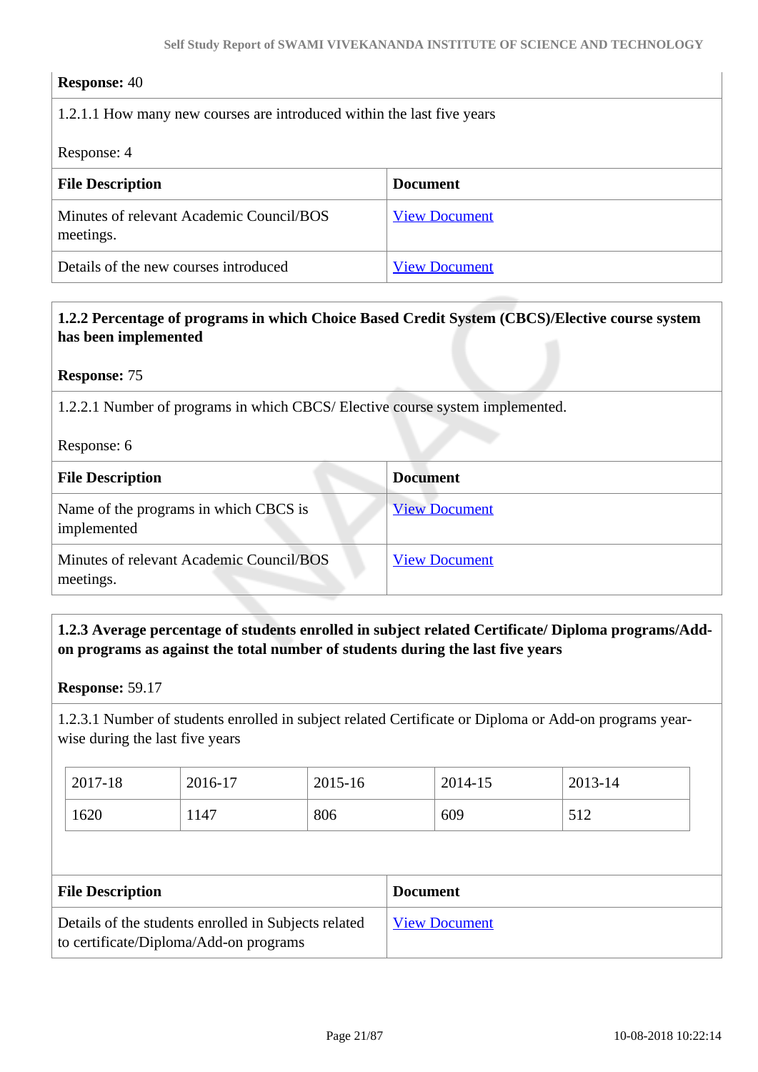**Response:** 40

1.2.1.1 How many new courses are introduced within the last five years

Response: 4

| File Description | Document |
|---|---|
| Minutes of relevant Academic Council/BOS meetings. | View Document |
| Details of the new courses introduced | View Document |

**1.2.2 Percentage of programs in which Choice Based Credit System (CBCS)/Elective course system has been implemented**

**Response:** 75

1.2.2.1 Number of programs in which CBCS/ Elective course system implemented.

Response: 6

| File Description | Document |
|---|---|
| Name of the programs in which CBCS is implemented | View Document |
| Minutes of relevant Academic Council/BOS meetings. | View Document |

**1.2.3 Average percentage of students enrolled in subject related Certificate/ Diploma programs/Add-on programs as against the total number of students during the last five years**

**Response:** 59.17

1.2.3.1 Number of students enrolled in subject related Certificate or Diploma or Add-on programs year-wise during the last five years

| 2017-18 | 2016-17 | 2015-16 | 2014-15 | 2013-14 |
|---|---|---|---|---|
| 1620 | 1147 | 806 | 609 | 512 |

| File Description | Document |
|---|---|
| Details of the students enrolled in Subjects related to certificate/Diploma/Add-on programs | View Document |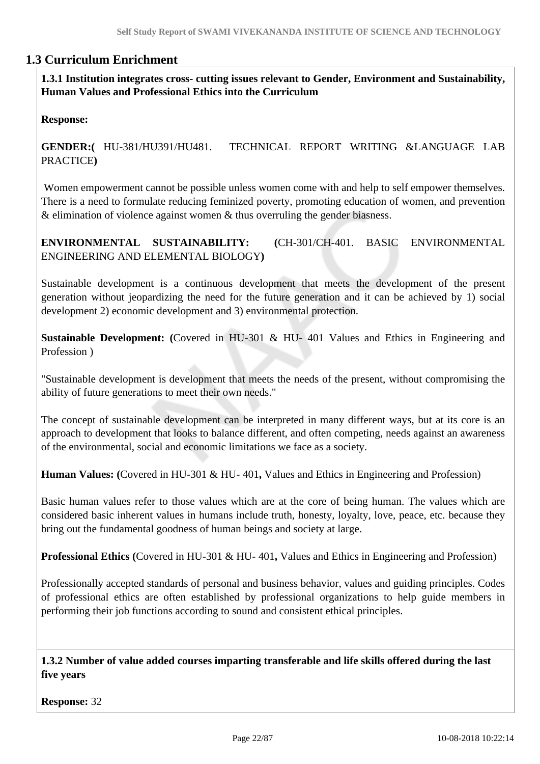## 1.3 Curriculum Enrichment

**1.3.1 Institution integrates cross- cutting issues relevant to Gender, Environment and Sustainability, Human Values and Professional Ethics into the Curriculum**

**Response:**

**GENDER:(** HU-381/HU391/HU481. TECHNICAL REPORT WRITING &LANGUAGE LAB PRACTICE**)**

Women empowerment cannot be possible unless women come with and help to self empower themselves. There is a need to formulate reducing feminized poverty, promoting education of women, and prevention & elimination of violence against women & thus overruling the gender biasness.

**ENVIRONMENTAL SUSTAINABILITY: (**CH-301/CH-401. BASIC ENVIRONMENTAL ENGINEERING AND ELEMENTAL BIOLOGY**)**

Sustainable development is a continuous development that meets the development of the present generation without jeopardizing the need for the future generation and it can be achieved by 1) social development 2) economic development and 3) environmental protection.

**Sustainable Development: (**Covered in HU-301 & HU- 401 Values and Ethics in Engineering and Profession )

"Sustainable development is development that meets the needs of the present, without compromising the ability of future generations to meet their own needs."

The concept of sustainable development can be interpreted in many different ways, but at its core is an approach to development that looks to balance different, and often competing, needs against an awareness of the environmental, social and economic limitations we face as a society.

**Human Values: (**Covered in HU-301 & HU- 401**,** Values and Ethics in Engineering and Profession)

Basic human values refer to those values which are at the core of being human. The values which are considered basic inherent values in humans include truth, honesty, loyalty, love, peace, etc. because they bring out the fundamental goodness of human beings and society at large.

**Professional Ethics (**Covered in HU-301 & HU- 401**,** Values and Ethics in Engineering and Profession)

Professionally accepted standards of personal and business behavior, values and guiding principles. Codes of professional ethics are often established by professional organizations to help guide members in performing their job functions according to sound and consistent ethical principles.

**1.3.2 Number of value added courses imparting transferable and life skills offered during the last five years**

**Response:** 32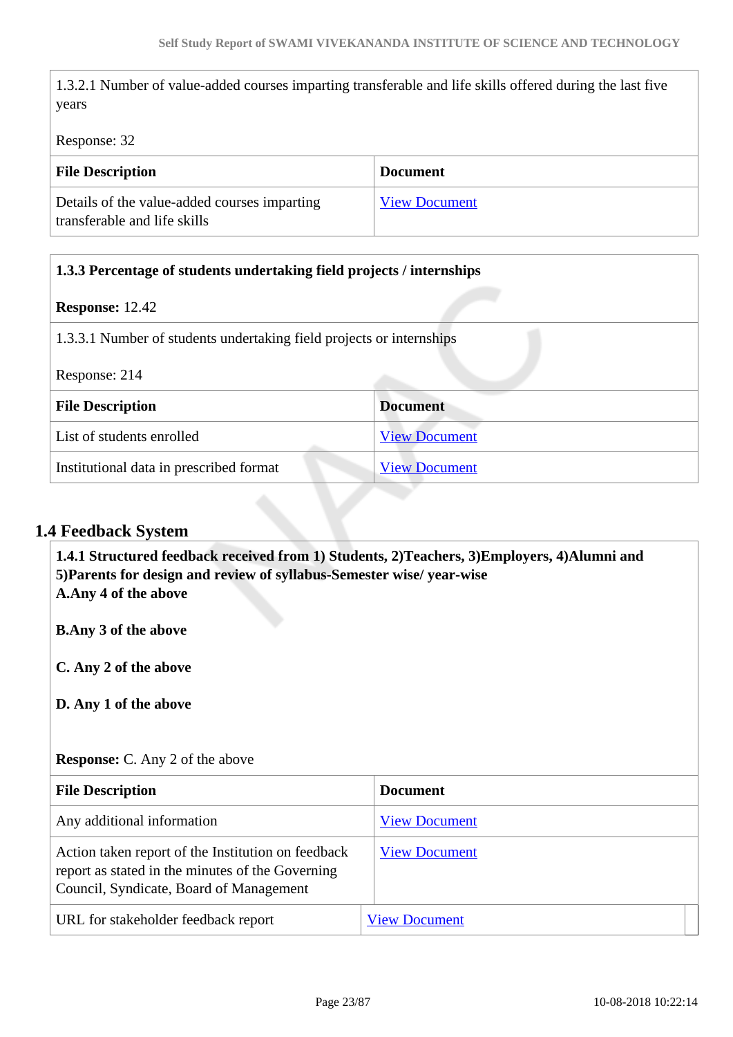1.3.2.1 Number of value-added courses imparting transferable and life skills offered during the last five years

Response: 32

| File Description | Document |
|---|---|
| Details of the value-added courses imparting transferable and life skills | View Document |

**1.3.3 Percentage of students undertaking field projects / internships**

**Response:** 12.42

1.3.3.1 Number of students undertaking field projects or internships

Response: 214

| File Description | Document |
|---|---|
| List of students enrolled | View Document |
| Institutional data in prescribed format | View Document |

## 1.4 Feedback System

**1.4.1 Structured feedback received from 1) Students, 2)Teachers, 3)Employers, 4)Alumni and 5)Parents for design and review of syllabus-Semester wise/ year-wise**

**A.Any 4 of the above**

**B.Any 3 of the above**

**C. Any 2 of the above**

**D. Any 1 of the above**

**Response:** C. Any 2 of the above

| File Description | Document |
|---|---|
| Any additional information | View Document |
| Action taken report of the Institution on feedback report as stated in the minutes of the Governing Council, Syndicate, Board of Management | View Document |
| URL for stakeholder feedback report | View Document |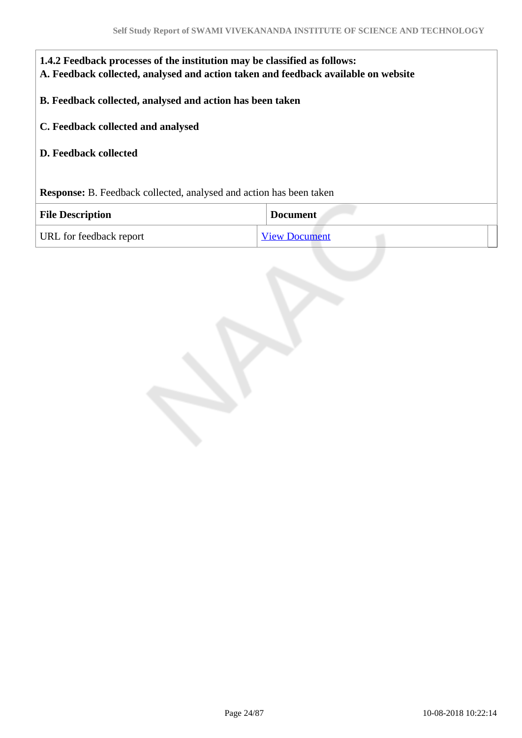**1.4.2 Feedback processes of the institution may be classified as follows:**
**A. Feedback collected, analysed and action taken and feedback available on website**

**B. Feedback collected, analysed and action has been taken**

**C. Feedback collected and analysed**

**D. Feedback collected**

**Response:** B. Feedback collected, analysed and action has been taken

| File Description | Document |
|---|---|
| URL for feedback report | View Document |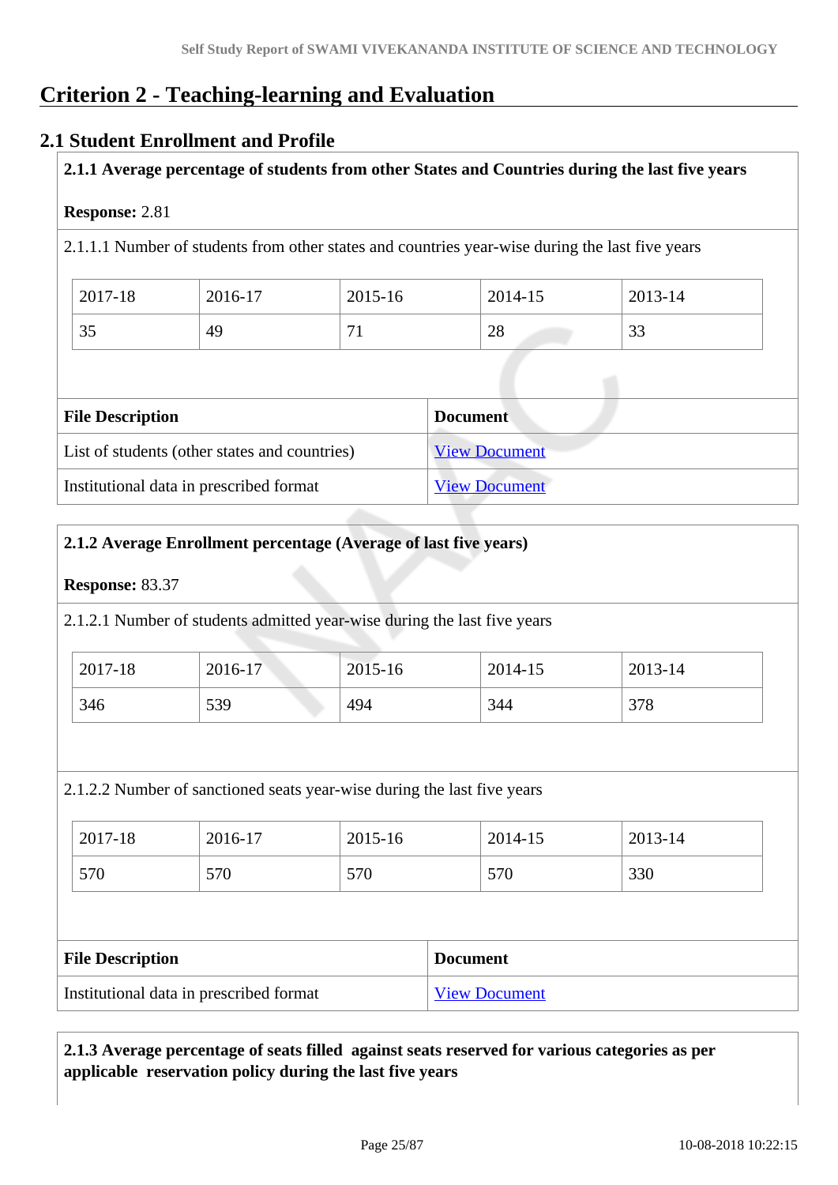# Criterion 2 - Teaching-learning and Evaluation

## 2.1 Student Enrollment and Profile

**2.1.1 Average percentage of students from other States and Countries during the last five years**

**Response:** 2.81

2.1.1.1 Number of students from other states and countries year-wise during the last five years

| 2017-18 | 2016-17 | 2015-16 | 2014-15 | 2013-14 |
|---|---|---|---|---|
| 35 | 49 | 71 | 28 | 33 |

| File Description | Document |
|---|---|
| List of students (other states and countries) | View Document |
| Institutional data in prescribed format | View Document |

**2.1.2 Average Enrollment percentage (Average of last five years)**

**Response:** 83.37

2.1.2.1 Number of students admitted year-wise during the last five years

| 2017-18 | 2016-17 | 2015-16 | 2014-15 | 2013-14 |
|---|---|---|---|---|
| 346 | 539 | 494 | 344 | 378 |

2.1.2.2 Number of sanctioned seats year-wise during the last five years

| 2017-18 | 2016-17 | 2015-16 | 2014-15 | 2013-14 |
|---|---|---|---|---|
| 570 | 570 | 570 | 570 | 330 |

| File Description | Document |
|---|---|
| Institutional data in prescribed format | View Document |

**2.1.3 Average percentage of seats filled against seats reserved for various categories as per applicable reservation policy during the last five years**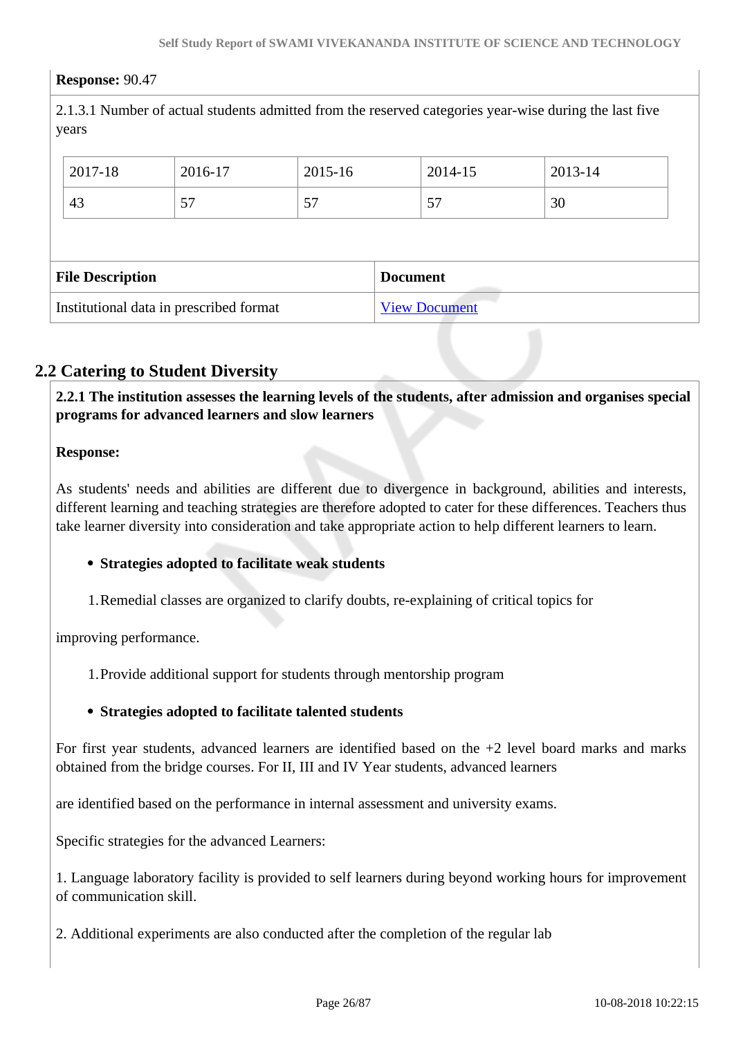**Response:** 90.47

2.1.3.1 Number of actual students admitted from the reserved categories year-wise during the last five years

| 2017-18 | 2016-17 | 2015-16 | 2014-15 | 2013-14 |
|---|---|---|---|---|
| 43 | 57 | 57 | 57 | 30 |

| File Description | Document |
|---|---|
| Institutional data in prescribed format | View Document |

## 2.2 Catering to Student Diversity

**2.2.1 The institution assesses the learning levels of the students, after admission and organises special programs for advanced learners and slow learners**

**Response:**

As students' needs and abilities are different due to divergence in background, abilities and interests, different learning and teaching strategies are therefore adopted to cater for these differences. Teachers thus take learner diversity into consideration and take appropriate action to help different learners to learn.

- **Strategies adopted to facilitate weak students**

1. Remedial classes are organized to clarify doubts, re-explaining of critical topics for

improving performance.

1. Provide additional support for students through mentorship program

- **Strategies adopted to facilitate talented students**

For first year students, advanced learners are identified based on the +2 level board marks and marks obtained from the bridge courses. For II, III and IV Year students, advanced learners

are identified based on the performance in internal assessment and university exams.

Specific strategies for the advanced Learners:

1. Language laboratory facility is provided to self learners during beyond working hours for improvement of communication skill.

2. Additional experiments are also conducted after the completion of the regular lab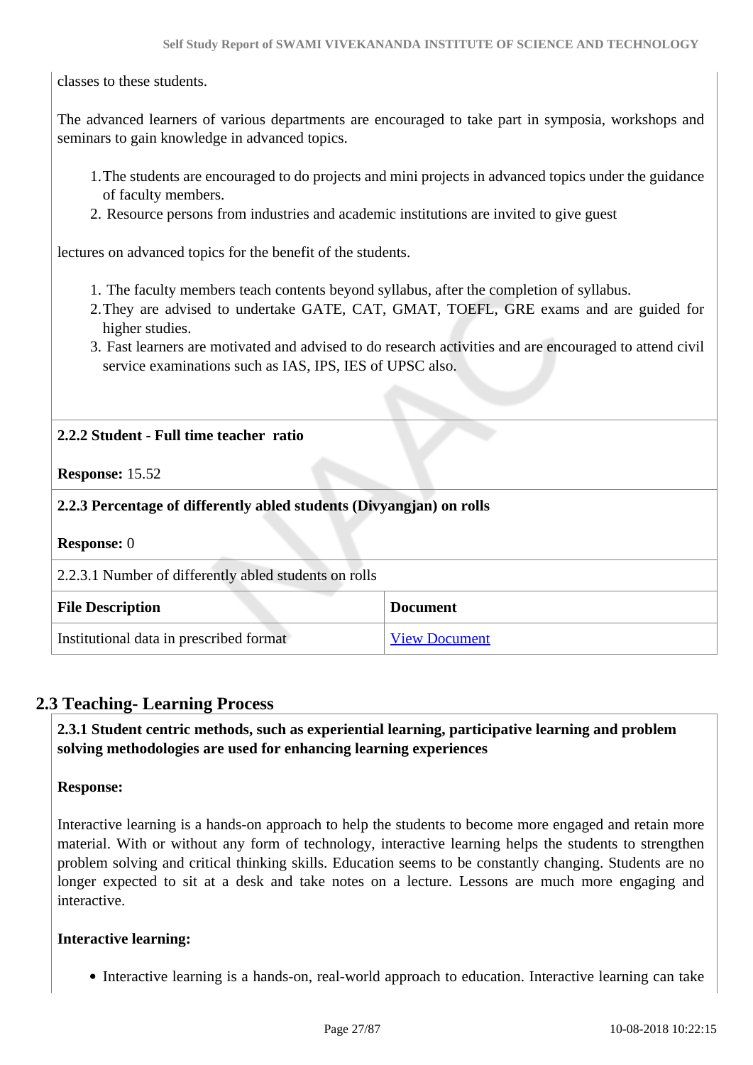classes to these students.

The advanced learners of various departments are encouraged to take part in symposia, workshops and seminars to gain knowledge in advanced topics.

1. The students are encouraged to do projects and mini projects in advanced topics under the guidance of faculty members.
2. Resource persons from industries and academic institutions are invited to give guest

lectures on advanced topics for the benefit of the students.

1. The faculty members teach contents beyond syllabus, after the completion of syllabus.
2. They are advised to undertake GATE, CAT, GMAT, TOEFL, GRE exams and are guided for higher studies.
3. Fast learners are motivated and advised to do research activities and are encouraged to attend civil service examinations such as IAS, IPS, IES of UPSC also.

**2.2.2 Student - Full time teacher ratio**

**Response:** 15.52

**2.2.3 Percentage of differently abled students (Divyangjan) on rolls**

**Response:** 0

2.2.3.1 Number of differently abled students on rolls

| File Description | Document |
| --- | --- |
| Institutional data in prescribed format | View Document |

## 2.3 Teaching- Learning Process

**2.3.1 Student centric methods, such as experiential learning, participative learning and problem solving methodologies are used for enhancing learning experiences**

**Response:**

Interactive learning is a hands-on approach to help the students to become more engaged and retain more material. With or without any form of technology, interactive learning helps the students to strengthen problem solving and critical thinking skills. Education seems to be constantly changing. Students are no longer expected to sit at a desk and take notes on a lecture. Lessons are much more engaging and interactive.

**Interactive learning:**

- Interactive learning is a hands-on, real-world approach to education. Interactive learning can take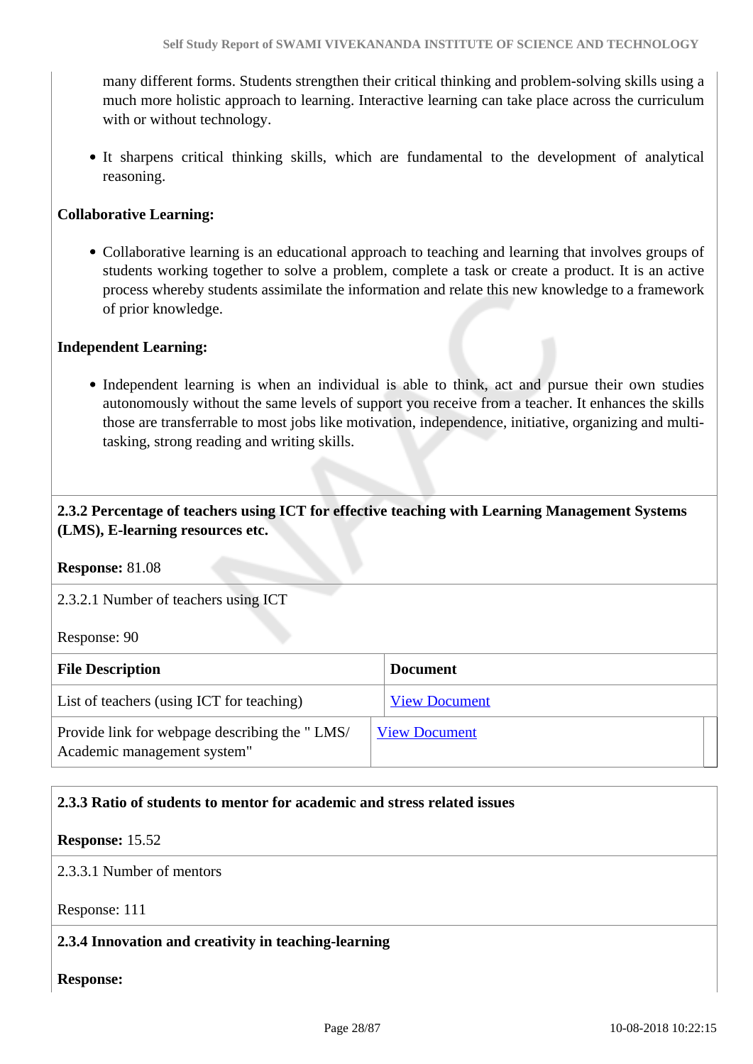many different forms. Students strengthen their critical thinking and problem-solving skills using a much more holistic approach to learning. Interactive learning can take place across the curriculum with or without technology.

- It sharpens critical thinking skills, which are fundamental to the development of analytical reasoning.

**Collaborative Learning:**

- Collaborative learning is an educational approach to teaching and learning that involves groups of students working together to solve a problem, complete a task or create a product. It is an active process whereby students assimilate the information and relate this new knowledge to a framework of prior knowledge.

**Independent Learning:**

- Independent learning is when an individual is able to think, act and pursue their own studies autonomously without the same levels of support you receive from a teacher. It enhances the skills those are transferrable to most jobs like motivation, independence, initiative, organizing and multi-tasking, strong reading and writing skills.

**2.3.2 Percentage of teachers using ICT for effective teaching with Learning Management Systems (LMS), E-learning resources etc.**

**Response:** 81.08

2.3.2.1 Number of teachers using ICT

Response: 90

| File Description | Document |
|---|---|
| List of teachers (using ICT for teaching) | View Document |
| Provide link for webpage describing the " LMS/ Academic management system" | View Document |

**2.3.3 Ratio of students to mentor for academic and stress related issues**

**Response:** 15.52

2.3.3.1 Number of mentors

Response: 111

**2.3.4 Innovation and creativity in teaching-learning**

**Response:**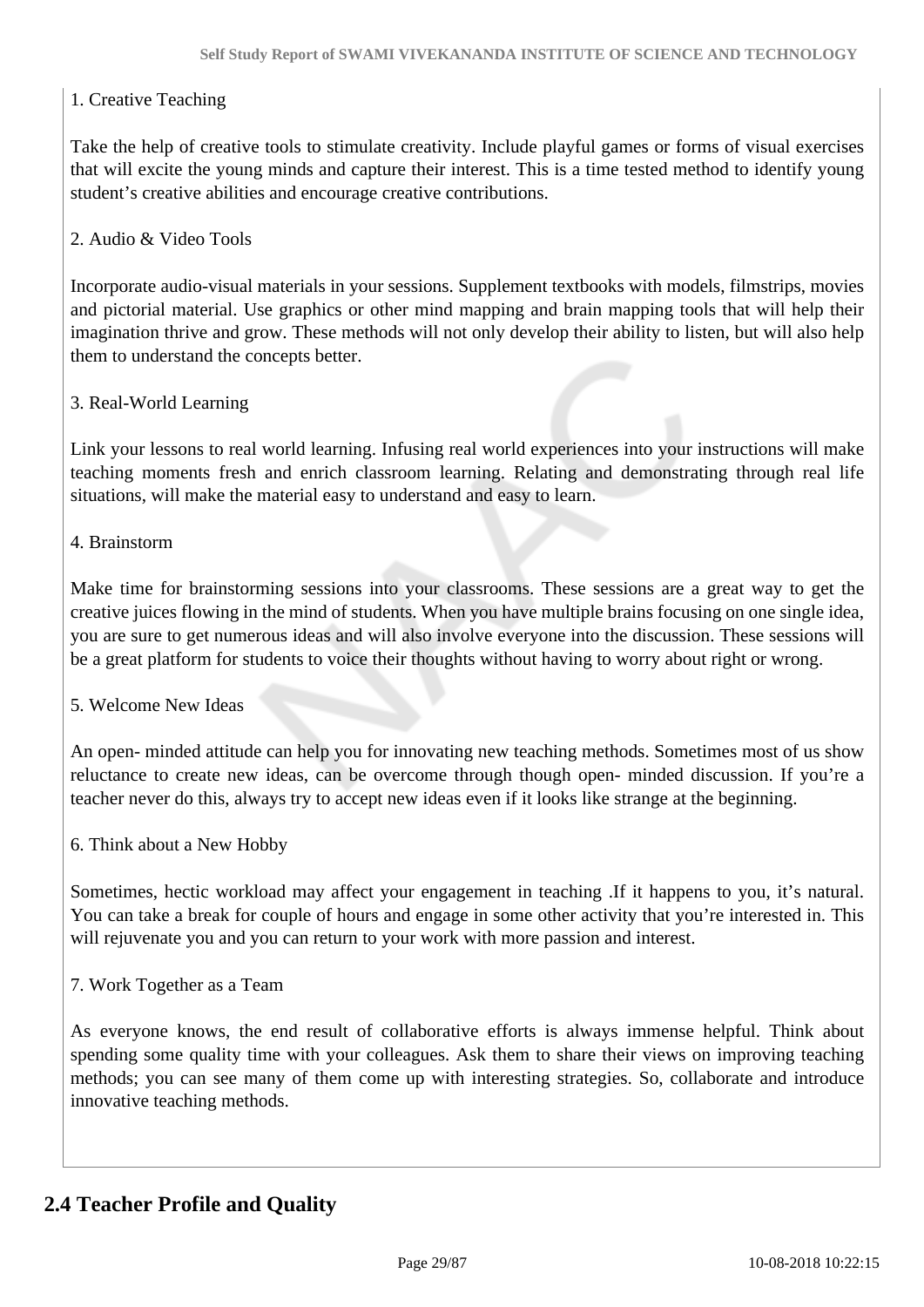1. Creative Teaching

Take the help of creative tools to stimulate creativity. Include playful games or forms of visual exercises that will excite the young minds and capture their interest. This is a time tested method to identify young student's creative abilities and encourage creative contributions.

2. Audio & Video Tools

Incorporate audio-visual materials in your sessions. Supplement textbooks with models, filmstrips, movies and pictorial material. Use graphics or other mind mapping and brain mapping tools that will help their imagination thrive and grow. These methods will not only develop their ability to listen, but will also help them to understand the concepts better.

3. Real-World Learning

Link your lessons to real world learning. Infusing real world experiences into your instructions will make teaching moments fresh and enrich classroom learning. Relating and demonstrating through real life situations, will make the material easy to understand and easy to learn.

4. Brainstorm

Make time for brainstorming sessions into your classrooms. These sessions are a great way to get the creative juices flowing in the mind of students. When you have multiple brains focusing on one single idea, you are sure to get numerous ideas and will also involve everyone into the discussion. These sessions will be a great platform for students to voice their thoughts without having to worry about right or wrong.

5. Welcome New Ideas

An open- minded attitude can help you for innovating new teaching methods. Sometimes most of us show reluctance to create new ideas, can be overcome through though open- minded discussion. If you're a teacher never do this, always try to accept new ideas even if it looks like strange at the beginning.

6. Think about a New Hobby

Sometimes, hectic workload may affect your engagement in teaching .If it happens to you, it's natural. You can take a break for couple of hours and engage in some other activity that you're interested in. This will rejuvenate you and you can return to your work with more passion and interest.

7. Work Together as a Team

As everyone knows, the end result of collaborative efforts is always immense helpful. Think about spending some quality time with your colleagues. Ask them to share their views on improving teaching methods; you can see many of them come up with interesting strategies. So, collaborate and introduce innovative teaching methods.

## 2.4 Teacher Profile and Quality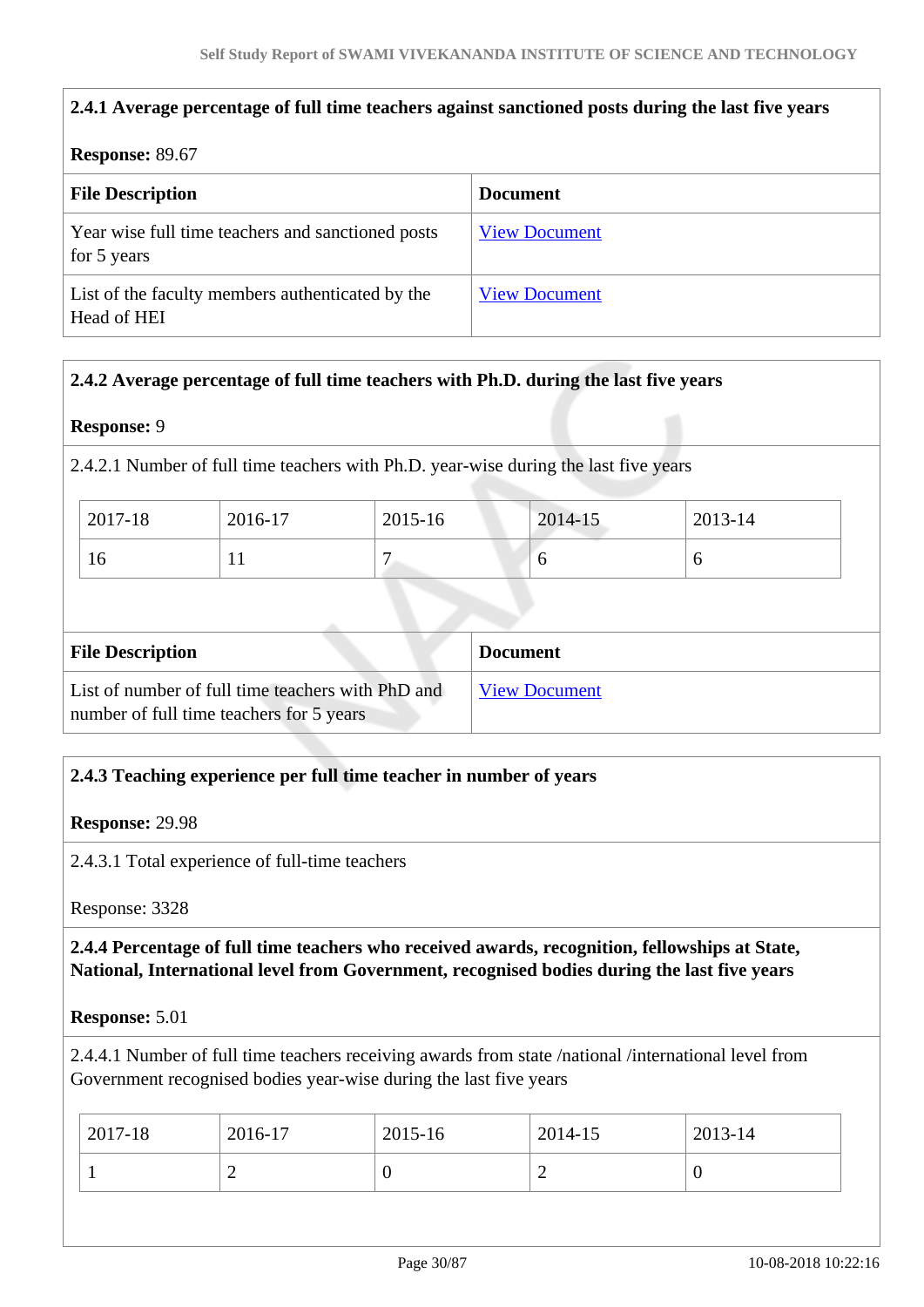**2.4.1 Average percentage of full time teachers against sanctioned posts during the last five years**

**Response:** 89.67

| File Description | Document |
|---|---|
| Year wise full time teachers and sanctioned posts for 5 years | View Document |
| List of the faculty members authenticated by the Head of HEI | View Document |

**2.4.2 Average percentage of full time teachers with Ph.D. during the last five years**

**Response:** 9

2.4.2.1 Number of full time teachers with Ph.D. year-wise during the last five years

| 2017-18 | 2016-17 | 2015-16 | 2014-15 | 2013-14 |
|---|---|---|---|---|
| 16 | 11 | 7 | 6 | 6 |

| File Description | Document |
|---|---|
| List of number of full time teachers with PhD and number of full time teachers for 5 years | View Document |

**2.4.3 Teaching experience per full time teacher in number of years**

**Response:** 29.98

2.4.3.1 Total experience of full-time teachers

Response: 3328

**2.4.4 Percentage of full time teachers who received awards, recognition, fellowships at State, National, International level from Government, recognised bodies during the last five years**

**Response:** 5.01

2.4.4.1 Number of full time teachers receiving awards from state /national /international level from Government recognised bodies year-wise during the last five years

| 2017-18 | 2016-17 | 2015-16 | 2014-15 | 2013-14 |
|---|---|---|---|---|
| 1 | 2 | 0 | 2 | 0 |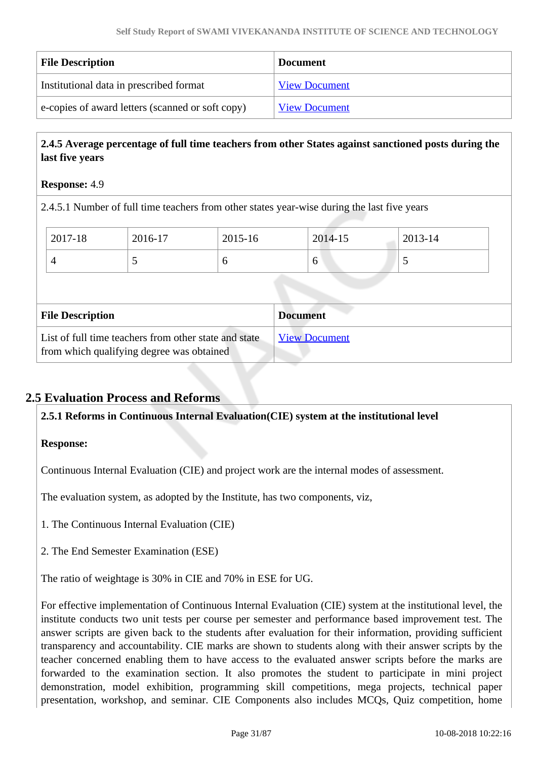| File Description | Document |
|---|---|
| Institutional data in prescribed format | View Document |
| e-copies of award letters (scanned or soft copy) | View Document |

**2.4.5 Average percentage of full time teachers from other States against sanctioned posts during the last five years**

**Response:** 4.9

2.4.5.1 Number of full time teachers from other states year-wise during the last five years

| 2017-18 | 2016-17 | 2015-16 | 2014-15 | 2013-14 |
|---|---|---|---|---|
| 4 | 5 | 6 | 6 | 5 |

| File Description | Document |
|---|---|
| List of full time teachers from other state and state from which qualifying degree was obtained | View Document |

## 2.5 Evaluation Process and Reforms

**2.5.1 Reforms in Continuous Internal Evaluation(CIE) system at the institutional level**

**Response:**

Continuous Internal Evaluation (CIE) and project work are the internal modes of assessment.

The evaluation system, as adopted by the Institute, has two components, viz,

1. The Continuous Internal Evaluation (CIE)

2. The End Semester Examination (ESE)

The ratio of weightage is 30% in CIE and 70% in ESE for UG.

For effective implementation of Continuous Internal Evaluation (CIE) system at the institutional level, the institute conducts two unit tests per course per semester and performance based improvement test. The answer scripts are given back to the students after evaluation for their information, providing sufficient transparency and accountability. CIE marks are shown to students along with their answer scripts by the teacher concerned enabling them to have access to the evaluated answer scripts before the marks are forwarded to the examination section. It also promotes the student to participate in mini project demonstration, model exhibition, programming skill competitions, mega projects, technical paper presentation, workshop, and seminar. CIE Components also includes MCQs, Quiz competition, home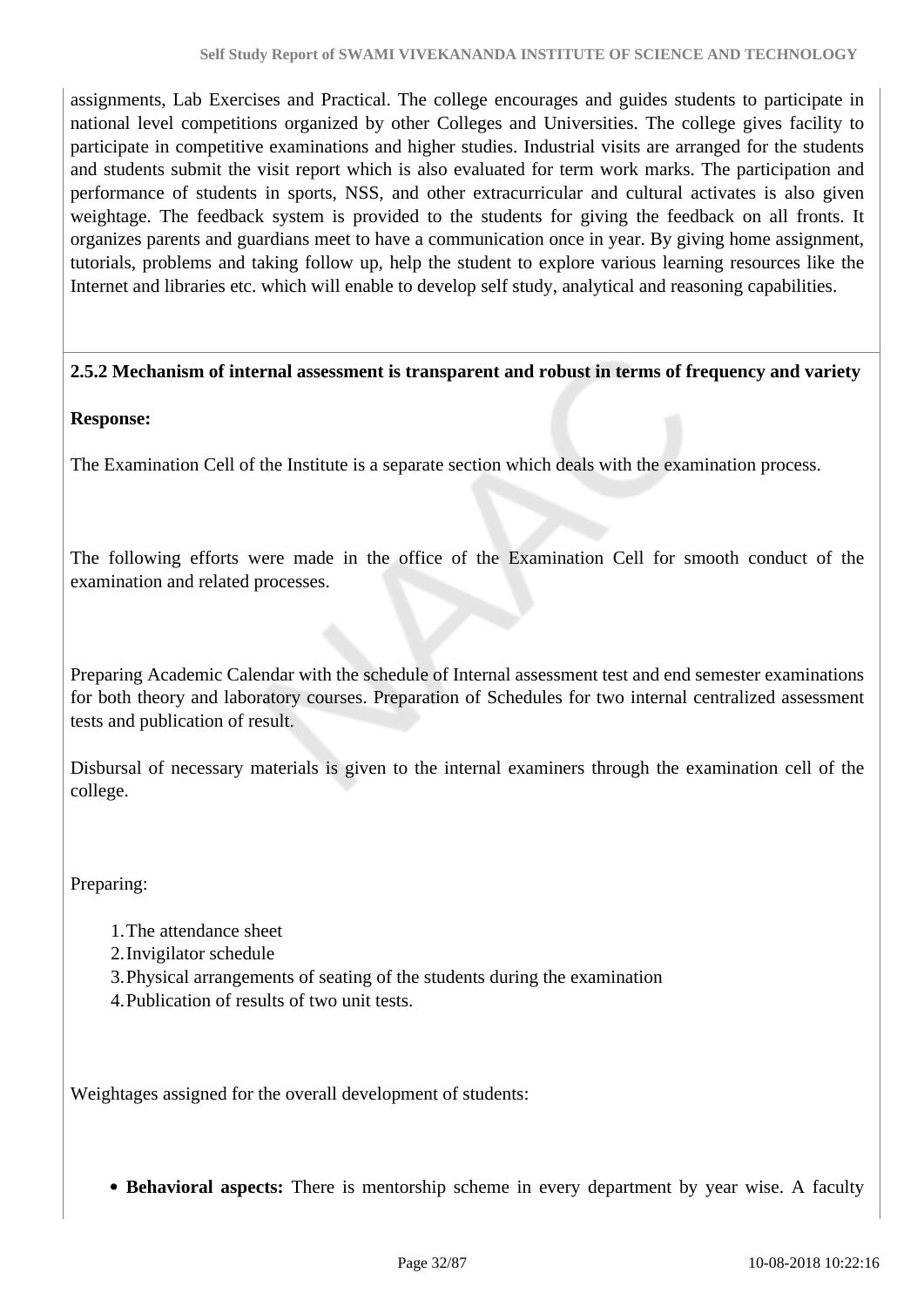assignments, Lab Exercises and Practical. The college encourages and guides students to participate in national level competitions organized by other Colleges and Universities. The college gives facility to participate in competitive examinations and higher studies. Industrial visits are arranged for the students and students submit the visit report which is also evaluated for term work marks. The participation and performance of students in sports, NSS, and other extracurricular and cultural activates is also given weightage. The feedback system is provided to the students for giving the feedback on all fronts. It organizes parents and guardians meet to have a communication once in year. By giving home assignment, tutorials, problems and taking follow up, help the student to explore various learning resources like the Internet and libraries etc. which will enable to develop self study, analytical and reasoning capabilities.

**2.5.2 Mechanism of internal assessment is transparent and robust in terms of frequency and variety**

**Response:**

The Examination Cell of the Institute is a separate section which deals with the examination process.

The following efforts were made in the office of the Examination Cell for smooth conduct of the examination and related processes.

Preparing Academic Calendar with the schedule of Internal assessment test and end semester examinations for both theory and laboratory courses. Preparation of Schedules for two internal centralized assessment tests and publication of result.

Disbursal of necessary materials is given to the internal examiners through the examination cell of the college.

Preparing:

1. The attendance sheet
2. Invigilator schedule
3. Physical arrangements of seating of the students during the examination
4. Publication of results of two unit tests.

Weightages assigned for the overall development of students:

- **Behavioral aspects:** There is mentorship scheme in every department by year wise. A faculty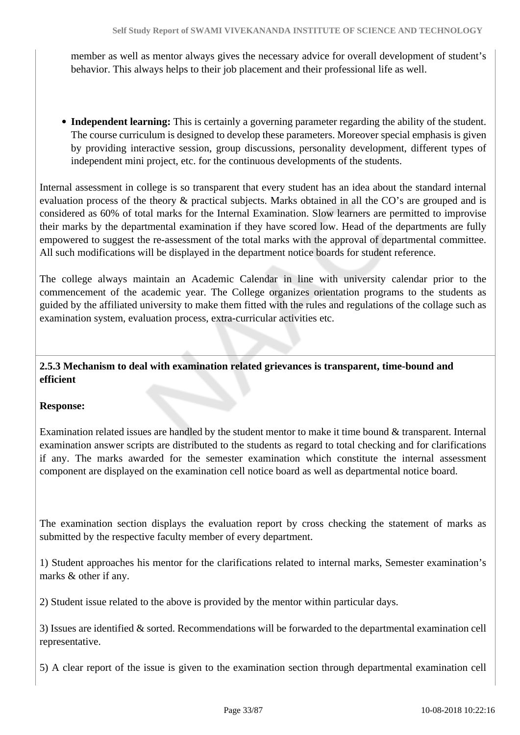member as well as mentor always gives the necessary advice for overall development of student's behavior. This always helps to their job placement and their professional life as well.

- **Independent learning:** This is certainly a governing parameter regarding the ability of the student. The course curriculum is designed to develop these parameters. Moreover special emphasis is given by providing interactive session, group discussions, personality development, different types of independent mini project, etc. for the continuous developments of the students.

Internal assessment in college is so transparent that every student has an idea about the standard internal evaluation process of the theory & practical subjects. Marks obtained in all the CO's are grouped and is considered as 60% of total marks for the Internal Examination. Slow learners are permitted to improvise their marks by the departmental examination if they have scored low. Head of the departments are fully empowered to suggest the re-assessment of the total marks with the approval of departmental committee. All such modifications will be displayed in the department notice boards for student reference.

The college always maintain an Academic Calendar in line with university calendar prior to the commencement of the academic year. The College organizes orientation programs to the students as guided by the affiliated university to make them fitted with the rules and regulations of the collage such as examination system, evaluation process, extra-curricular activities etc.

**2.5.3 Mechanism to deal with examination related grievances is transparent, time-bound and efficient**

**Response:**

Examination related issues are handled by the student mentor to make it time bound & transparent. Internal examination answer scripts are distributed to the students as regard to total checking and for clarifications if any. The marks awarded for the semester examination which constitute the internal assessment component are displayed on the examination cell notice board as well as departmental notice board.

The examination section displays the evaluation report by cross checking the statement of marks as submitted by the respective faculty member of every department.

1) Student approaches his mentor for the clarifications related to internal marks, Semester examination's marks & other if any.

2) Student issue related to the above is provided by the mentor within particular days.

3) Issues are identified & sorted. Recommendations will be forwarded to the departmental examination cell representative.

5) A clear report of the issue is given to the examination section through departmental examination cell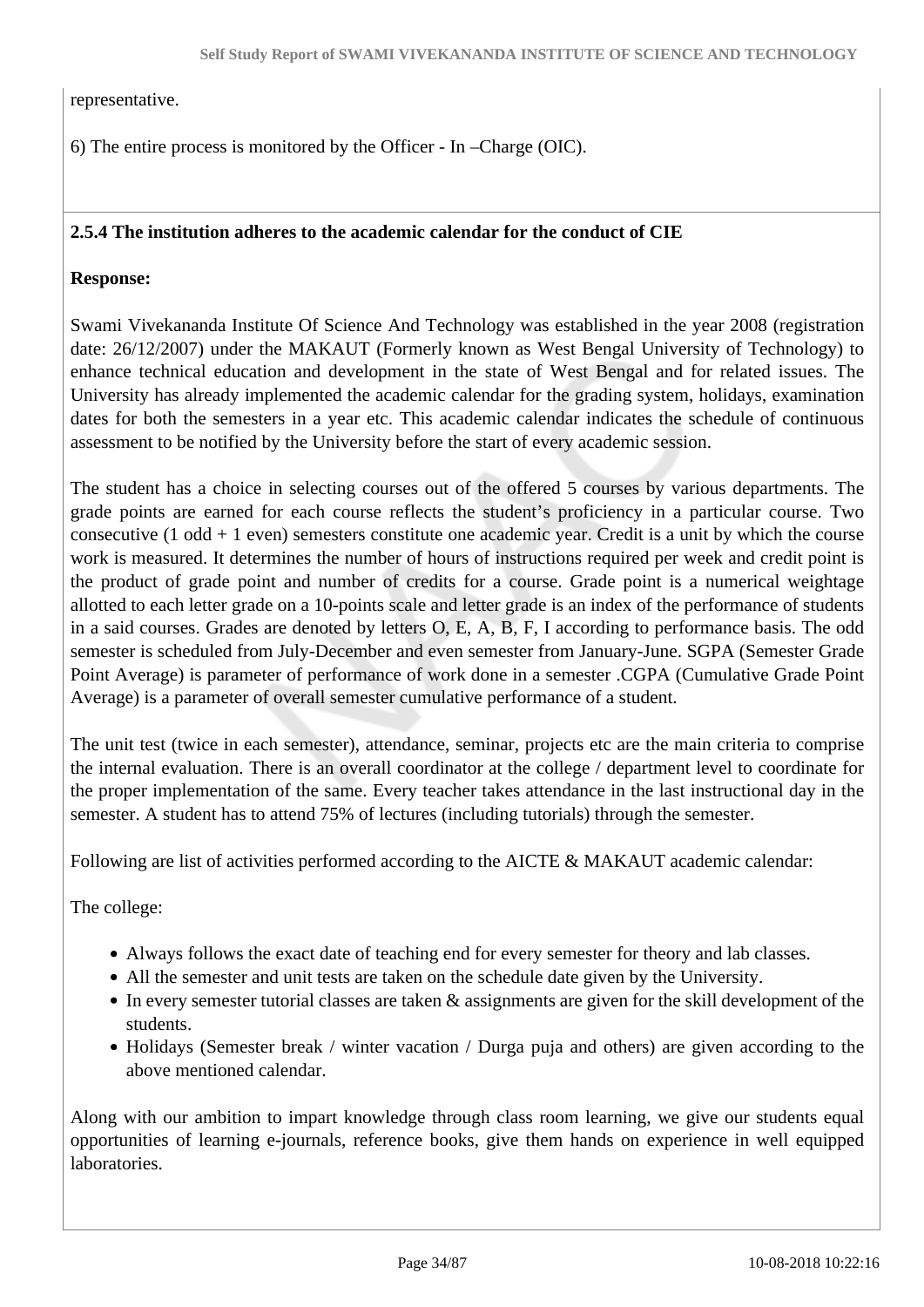representative.

6) The entire process is monitored by the Officer - In –Charge (OIC).

**2.5.4 The institution adheres to the academic calendar for the conduct of CIE**

**Response:**

Swami Vivekananda Institute Of Science And Technology was established in the year 2008 (registration date: 26/12/2007) under the MAKAUT (Formerly known as West Bengal University of Technology) to enhance technical education and development in the state of West Bengal and for related issues. The University has already implemented the academic calendar for the grading system, holidays, examination dates for both the semesters in a year etc. This academic calendar indicates the schedule of continuous assessment to be notified by the University before the start of every academic session.

The student has a choice in selecting courses out of the offered 5 courses by various departments. The grade points are earned for each course reflects the student's proficiency in a particular course. Two consecutive (1 odd + 1 even) semesters constitute one academic year. Credit is a unit by which the course work is measured. It determines the number of hours of instructions required per week and credit point is the product of grade point and number of credits for a course. Grade point is a numerical weightage allotted to each letter grade on a 10-points scale and letter grade is an index of the performance of students in a said courses. Grades are denoted by letters O, E, A, B, F, I according to performance basis. The odd semester is scheduled from July-December and even semester from January-June. SGPA (Semester Grade Point Average) is parameter of performance of work done in a semester .CGPA (Cumulative Grade Point Average) is a parameter of overall semester cumulative performance of a student.

The unit test (twice in each semester), attendance, seminar, projects etc are the main criteria to comprise the internal evaluation. There is an overall coordinator at the college / department level to coordinate for the proper implementation of the same. Every teacher takes attendance in the last instructional day in the semester. A student has to attend 75% of lectures (including tutorials) through the semester.

Following are list of activities performed according to the AICTE & MAKAUT academic calendar:

The college:

- Always follows the exact date of teaching end for every semester for theory and lab classes.
- All the semester and unit tests are taken on the schedule date given by the University.
- In every semester tutorial classes are taken & assignments are given for the skill development of the students.
- Holidays (Semester break / winter vacation / Durga puja and others) are given according to the above mentioned calendar.

Along with our ambition to impart knowledge through class room learning, we give our students equal opportunities of learning e-journals, reference books, give them hands on experience in well equipped laboratories.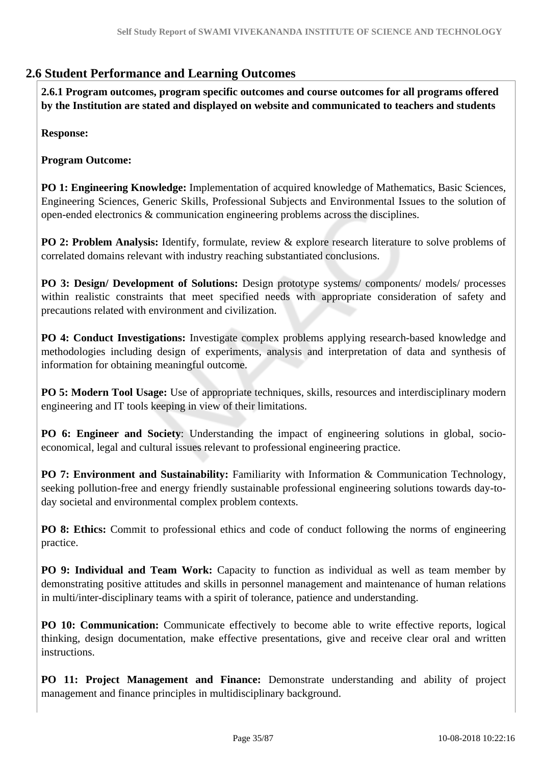## 2.6 Student Performance and Learning Outcomes

**2.6.1 Program outcomes, program specific outcomes and course outcomes for all programs offered by the Institution are stated and displayed on website and communicated to teachers and students**

**Response:**

**Program Outcome:**

**PO 1: Engineering Knowledge:** Implementation of acquired knowledge of Mathematics, Basic Sciences, Engineering Sciences, Generic Skills, Professional Subjects and Environmental Issues to the solution of open-ended electronics & communication engineering problems across the disciplines.

**PO 2: Problem Analysis:** Identify, formulate, review & explore research literature to solve problems of correlated domains relevant with industry reaching substantiated conclusions.

**PO 3: Design/ Development of Solutions:** Design prototype systems/ components/ models/ processes within realistic constraints that meet specified needs with appropriate consideration of safety and precautions related with environment and civilization.

**PO 4: Conduct Investigations:** Investigate complex problems applying research-based knowledge and methodologies including design of experiments, analysis and interpretation of data and synthesis of information for obtaining meaningful outcome.

**PO 5: Modern Tool Usage:** Use of appropriate techniques, skills, resources and interdisciplinary modern engineering and IT tools keeping in view of their limitations.

**PO 6: Engineer and Society**: Understanding the impact of engineering solutions in global, socio-economical, legal and cultural issues relevant to professional engineering practice.

**PO 7: Environment and Sustainability:** Familiarity with Information & Communication Technology, seeking pollution-free and energy friendly sustainable professional engineering solutions towards day-to-day societal and environmental complex problem contexts.

**PO 8: Ethics:** Commit to professional ethics and code of conduct following the norms of engineering practice.

**PO 9: Individual and Team Work:** Capacity to function as individual as well as team member by demonstrating positive attitudes and skills in personnel management and maintenance of human relations in multi/inter-disciplinary teams with a spirit of tolerance, patience and understanding.

**PO 10: Communication:** Communicate effectively to become able to write effective reports, logical thinking, design documentation, make effective presentations, give and receive clear oral and written instructions.

**PO 11: Project Management and Finance:** Demonstrate understanding and ability of project management and finance principles in multidisciplinary background.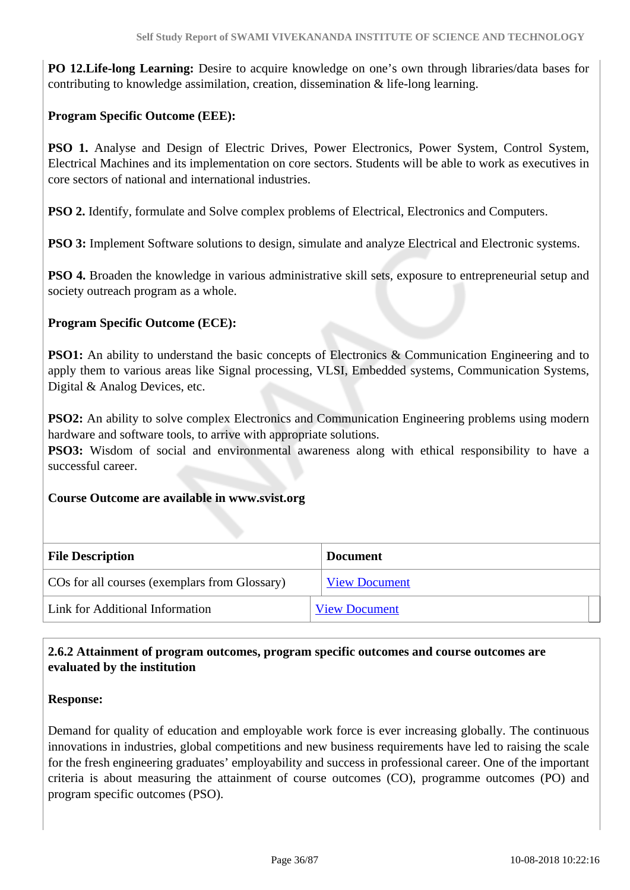**PO 12.Life-long Learning:** Desire to acquire knowledge on one's own through libraries/data bases for contributing to knowledge assimilation, creation, dissemination & life-long learning.

**Program Specific Outcome (EEE):**

**PSO 1.** Analyse and Design of Electric Drives, Power Electronics, Power System, Control System, Electrical Machines and its implementation on core sectors. Students will be able to work as executives in core sectors of national and international industries.

**PSO 2.** Identify, formulate and Solve complex problems of Electrical, Electronics and Computers.

**PSO 3:** Implement Software solutions to design, simulate and analyze Electrical and Electronic systems.

**PSO 4.** Broaden the knowledge in various administrative skill sets, exposure to entrepreneurial setup and society outreach program as a whole.

**Program Specific Outcome (ECE):**

**PSO1:** An ability to understand the basic concepts of Electronics & Communication Engineering and to apply them to various areas like Signal processing, VLSI, Embedded systems, Communication Systems, Digital & Analog Devices, etc.

**PSO2:** An ability to solve complex Electronics and Communication Engineering problems using modern hardware and software tools, to arrive with appropriate solutions.
**PSO3:** Wisdom of social and environmental awareness along with ethical responsibility to have a successful career.

**Course Outcome are available in www.svist.org**

| File Description | Document |
| --- | --- |
| COs for all courses (exemplars from Glossary) | View Document |
| Link for Additional Information | View Document |

**2.6.2 Attainment of program outcomes, program specific outcomes and course outcomes are evaluated by the institution**

**Response:**

Demand for quality of education and employable work force is ever increasing globally. The continuous innovations in industries, global competitions and new business requirements have led to raising the scale for the fresh engineering graduates' employability and success in professional career. One of the important criteria is about measuring the attainment of course outcomes (CO), programme outcomes (PO) and program specific outcomes (PSO).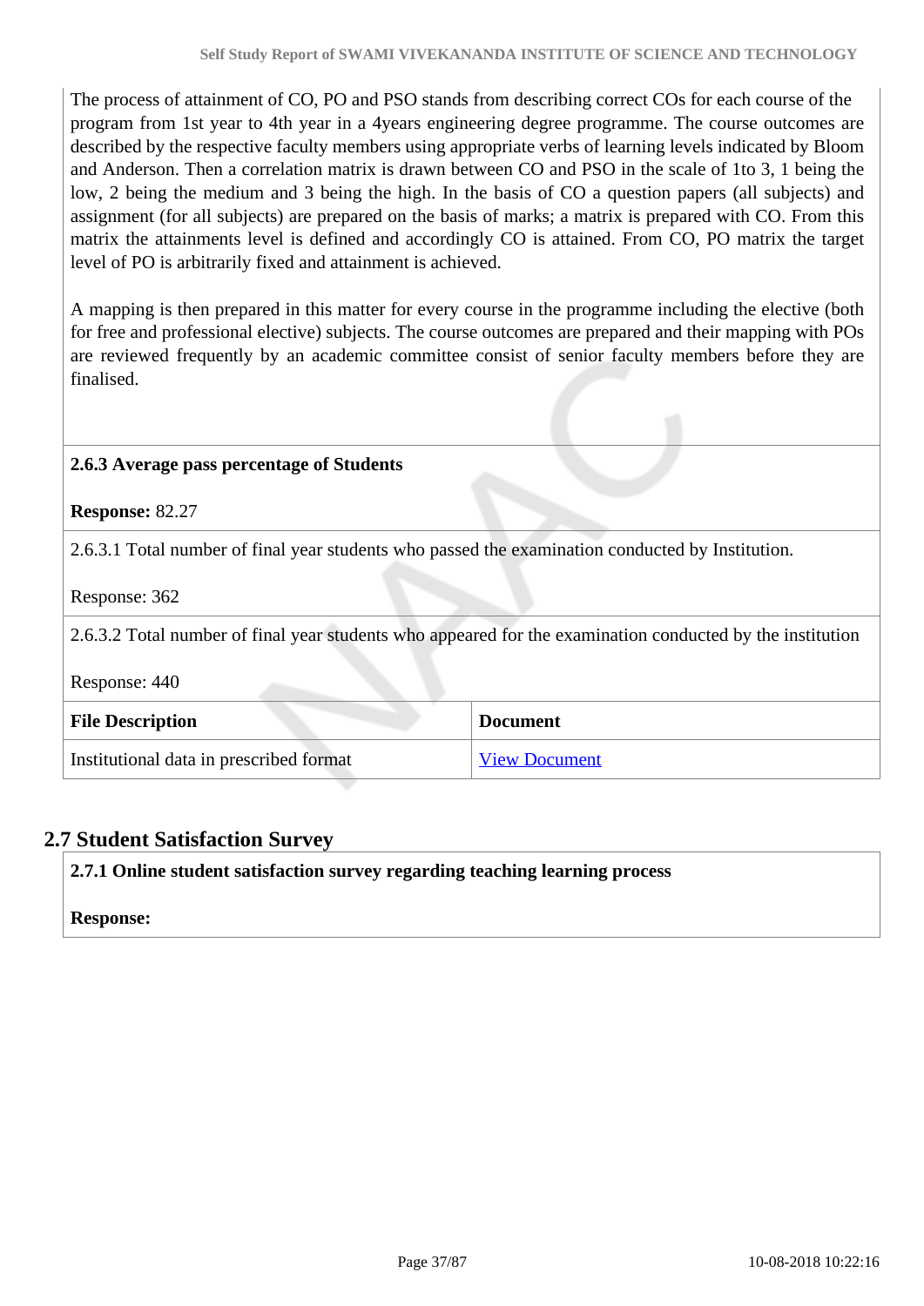The process of attainment of CO, PO and PSO stands from describing correct COs for each course of the program from 1st year to 4th year in a 4years engineering degree programme. The course outcomes are described by the respective faculty members using appropriate verbs of learning levels indicated by Bloom and Anderson. Then a correlation matrix is drawn between CO and PSO in the scale of 1to 3, 1 being the low, 2 being the medium and 3 being the high. In the basis of CO a question papers (all subjects) and assignment (for all subjects) are prepared on the basis of marks; a matrix is prepared with CO. From this matrix the attainments level is defined and accordingly CO is attained. From CO, PO matrix the target level of PO is arbitrarily fixed and attainment is achieved.

A mapping is then prepared in this matter for every course in the programme including the elective (both for free and professional elective) subjects. The course outcomes are prepared and their mapping with POs are reviewed frequently by an academic committee consist of senior faculty members before they are finalised.

**2.6.3 Average pass percentage of Students**

**Response:** 82.27

2.6.3.1 Total number of final year students who passed the examination conducted by Institution.

Response: 362

2.6.3.2 Total number of final year students who appeared for the examination conducted by the institution

Response: 440

| File Description | Document |
| --- | --- |
| Institutional data in prescribed format | View Document |

## 2.7 Student Satisfaction Survey

**2.7.1 Online student satisfaction survey regarding teaching learning process**

**Response:**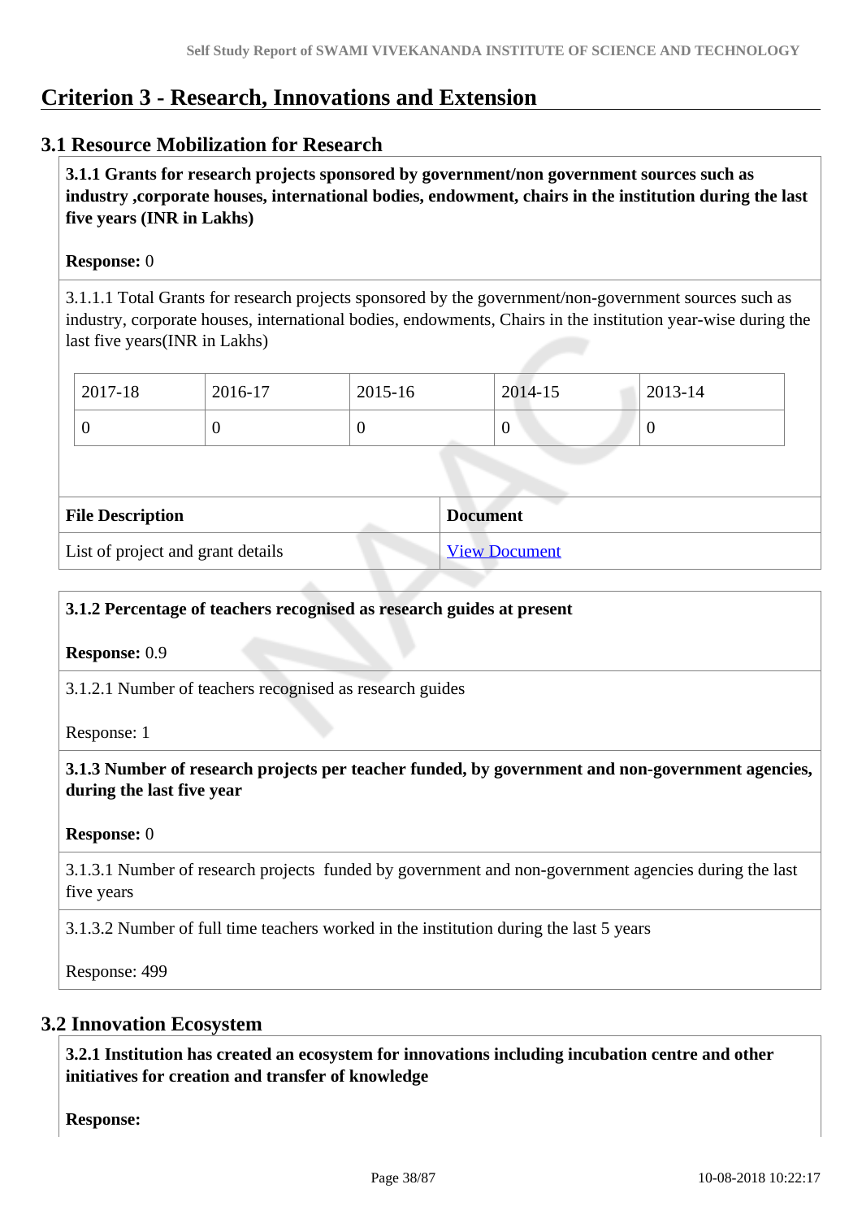# Criterion 3 - Research, Innovations and Extension

## 3.1 Resource Mobilization for Research

**3.1.1 Grants for research projects sponsored by government/non government sources such as industry ,corporate houses, international bodies, endowment, chairs in the institution during the last five years (INR in Lakhs)**

**Response:** 0

3.1.1.1 Total Grants for research projects sponsored by the government/non-government sources such as industry, corporate houses, international bodies, endowments, Chairs in the institution year-wise during the last five years(INR in Lakhs)

| 2017-18 | 2016-17 | 2015-16 | 2014-15 | 2013-14 |
|---|---|---|---|---|
| 0 | 0 | 0 | 0 | 0 |

| File Description | Document |
|---|---|
| List of project and grant details | View Document |

**3.1.2 Percentage of teachers recognised as research guides at present**

**Response:** 0.9

3.1.2.1 Number of teachers recognised as research guides

Response: 1

**3.1.3 Number of research projects per teacher funded, by government and non-government agencies, during the last five year**

**Response:** 0

3.1.3.1 Number of research projects funded by government and non-government agencies during the last five years

3.1.3.2 Number of full time teachers worked in the institution during the last 5 years

Response: 499

## 3.2 Innovation Ecosystem

**3.2.1 Institution has created an ecosystem for innovations including incubation centre and other initiatives for creation and transfer of knowledge**

**Response:**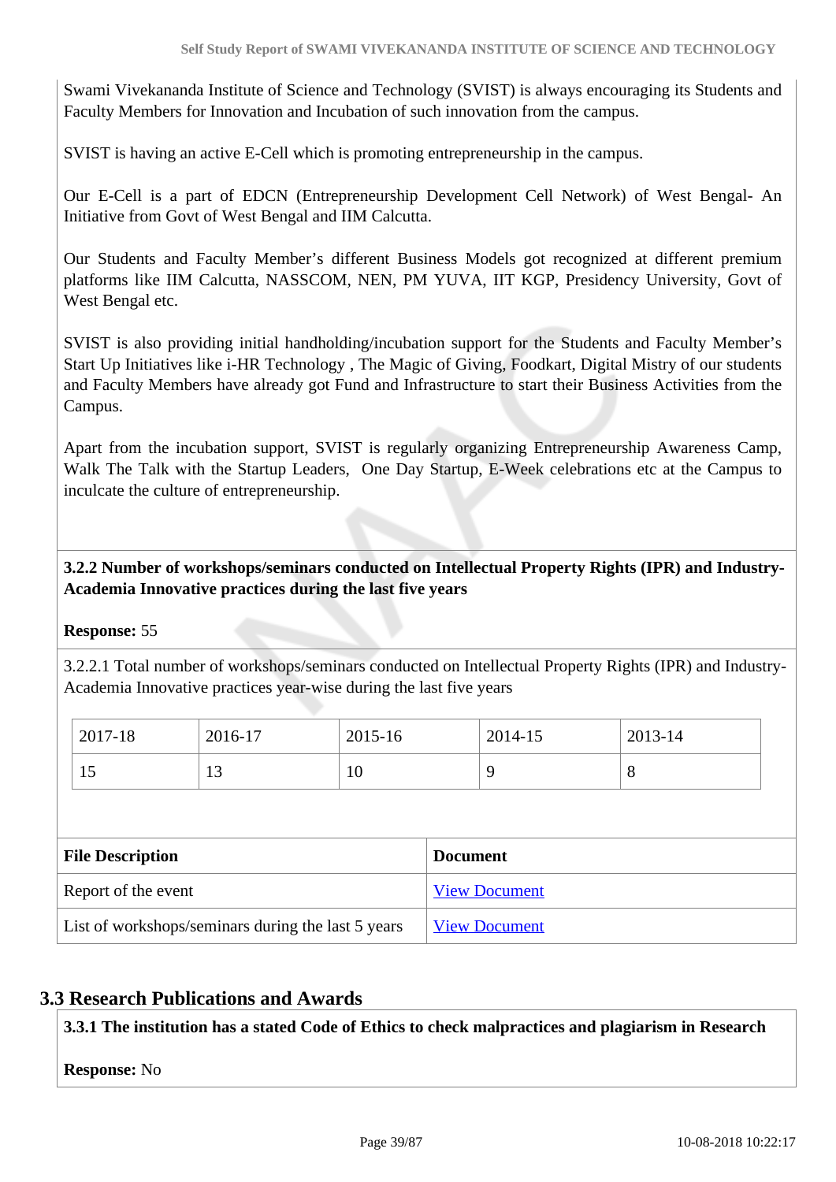Swami Vivekananda Institute of Science and Technology (SVIST) is always encouraging its Students and Faculty Members for Innovation and Incubation of such innovation from the campus.

SVIST is having an active E-Cell which is promoting entrepreneurship in the campus.

Our E-Cell is a part of EDCN (Entrepreneurship Development Cell Network) of West Bengal- An Initiative from Govt of West Bengal and IIM Calcutta.

Our Students and Faculty Member's different Business Models got recognized at different premium platforms like IIM Calcutta, NASSCOM, NEN, PM YUVA, IIT KGP, Presidency University, Govt of West Bengal etc.

SVIST is also providing initial handholding/incubation support for the Students and Faculty Member's Start Up Initiatives like i-HR Technology , The Magic of Giving, Foodkart, Digital Mistry of our students and Faculty Members have already got Fund and Infrastructure to start their Business Activities from the Campus.

Apart from the incubation support, SVIST is regularly organizing Entrepreneurship Awareness Camp, Walk The Talk with the Startup Leaders, One Day Startup, E-Week celebrations etc at the Campus to inculcate the culture of entrepreneurship.

**3.2.2 Number of workshops/seminars conducted on Intellectual Property Rights (IPR) and Industry-Academia Innovative practices during the last five years**

**Response:** 55

3.2.2.1 Total number of workshops/seminars conducted on Intellectual Property Rights (IPR) and Industry-Academia Innovative practices year-wise during the last five years

| 2017-18 | 2016-17 | 2015-16 | 2014-15 | 2013-14 |
|---|---|---|---|---|
| 15 | 13 | 10 | 9 | 8 |

| File Description | Document |
|---|---|
| Report of the event | View Document |
| List of workshops/seminars during the last 5 years | View Document |

## 3.3 Research Publications and Awards

**3.3.1 The institution has a stated Code of Ethics to check malpractices and plagiarism in Research**

**Response:** No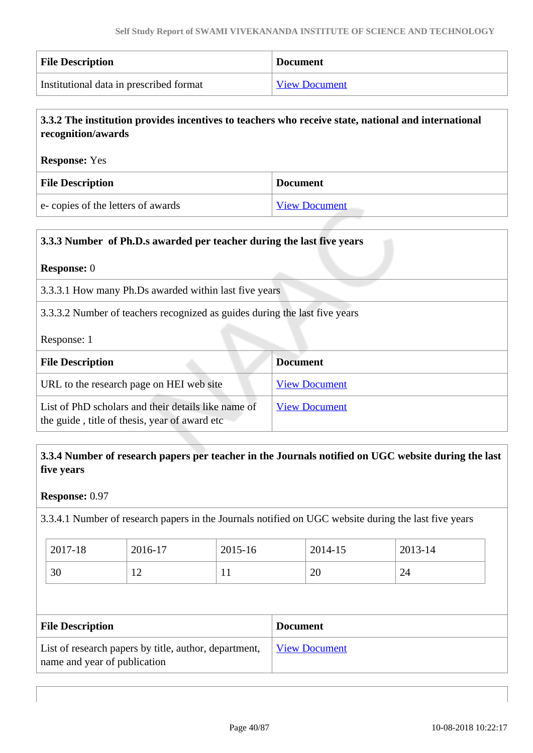| File Description | Document |
|---|---|
| Institutional data in prescribed format | View Document |

**3.3.2 The institution provides incentives to teachers who receive state, national and international recognition/awards**

**Response:** Yes

| File Description | Document |
|---|---|
| e- copies of the letters of awards | View Document |

**3.3.3 Number of Ph.D.s awarded per teacher during the last five years**

**Response:** 0

3.3.3.1 How many Ph.Ds awarded within last five years

3.3.3.2 Number of teachers recognized as guides during the last five years

Response: 1

| File Description | Document |
|---|---|
| URL to the research page on HEI web site | View Document |
| List of PhD scholars and their details like name of the guide , title of thesis, year of award etc | View Document |

**3.3.4 Number of research papers per teacher in the Journals notified on UGC website during the last five years**

**Response:** 0.97

3.3.4.1 Number of research papers in the Journals notified on UGC website during the last five years

| 2017-18 | 2016-17 | 2015-16 | 2014-15 | 2013-14 |
|---|---|---|---|---|
| 30 | 12 | 11 | 20 | 24 |

| File Description | Document |
|---|---|
| List of research papers by title, author, department, name and year of publication | View Document |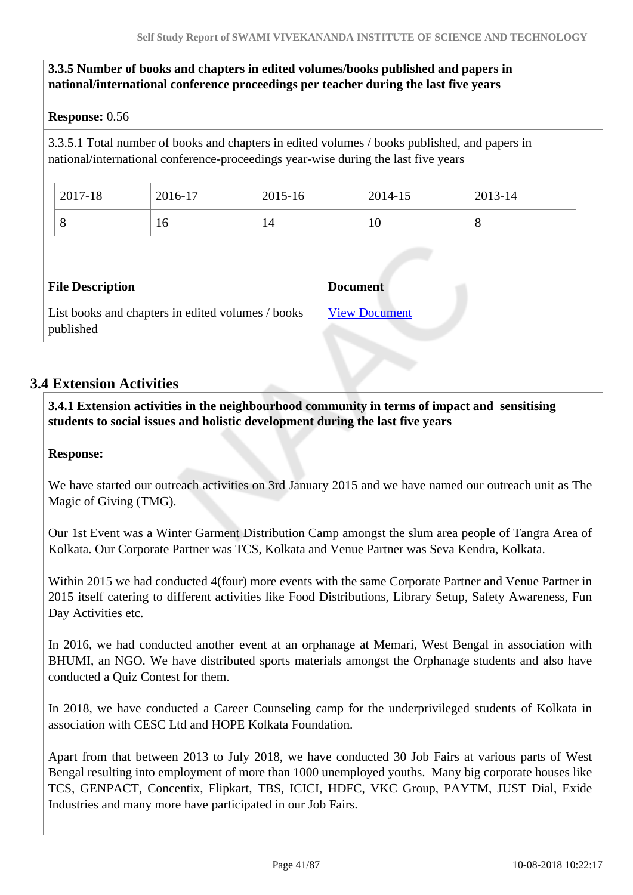**3.3.5 Number of books and chapters in edited volumes/books published and papers in national/international conference proceedings per teacher during the last five years**

**Response:** 0.56

3.3.5.1 Total number of books and chapters in edited volumes / books published, and papers in national/international conference-proceedings year-wise during the last five years

| 2017-18 | 2016-17 | 2015-16 | 2014-15 | 2013-14 |
|---|---|---|---|---|
| 8 | 16 | 14 | 10 | 8 |

| File Description | Document |
|---|---|
| List books and chapters in edited volumes / books published | View Document |

## 3.4 Extension Activities

**3.4.1 Extension activities in the neighbourhood community in terms of impact and sensitising students to social issues and holistic development during the last five years**

**Response:**

We have started our outreach activities on 3rd January 2015 and we have named our outreach unit as The Magic of Giving (TMG).

Our 1st Event was a Winter Garment Distribution Camp amongst the slum area people of Tangra Area of Kolkata. Our Corporate Partner was TCS, Kolkata and Venue Partner was Seva Kendra, Kolkata.

Within 2015 we had conducted 4(four) more events with the same Corporate Partner and Venue Partner in 2015 itself catering to different activities like Food Distributions, Library Setup, Safety Awareness, Fun Day Activities etc.

In 2016, we had conducted another event at an orphanage at Memari, West Bengal in association with BHUMI, an NGO. We have distributed sports materials amongst the Orphanage students and also have conducted a Quiz Contest for them.

In 2018, we have conducted a Career Counseling camp for the underprivileged students of Kolkata in association with CESC Ltd and HOPE Kolkata Foundation.

Apart from that between 2013 to July 2018, we have conducted 30 Job Fairs at various parts of West Bengal resulting into employment of more than 1000 unemployed youths. Many big corporate houses like TCS, GENPACT, Concentix, Flipkart, TBS, ICICI, HDFC, VKC Group, PAYTM, JUST Dial, Exide Industries and many more have participated in our Job Fairs.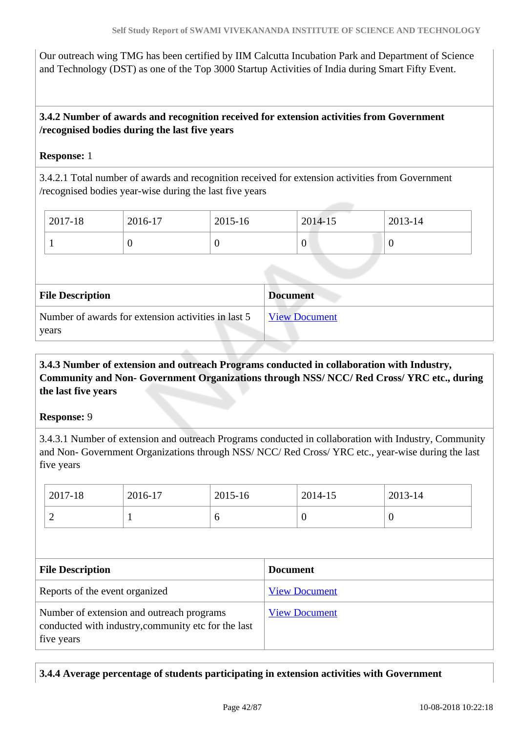Our outreach wing TMG has been certified by IIM Calcutta Incubation Park and Department of Science and Technology (DST) as one of the Top 3000 Startup Activities of India during Smart Fifty Event.

**3.4.2 Number of awards and recognition received for extension activities from Government /recognised bodies during the last five years**

**Response:** 1

3.4.2.1 Total number of awards and recognition received for extension activities from Government /recognised bodies year-wise during the last five years

| 2017-18 | 2016-17 | 2015-16 | 2014-15 | 2013-14 |
|---|---|---|---|---|
| 1 | 0 | 0 | 0 | 0 |

| File Description | Document |
|---|---|
| Number of awards for extension activities in last 5 years | View Document |

**3.4.3 Number of extension and outreach Programs conducted in collaboration with Industry, Community and Non- Government Organizations through NSS/ NCC/ Red Cross/ YRC etc., during the last five years**

**Response:** 9

3.4.3.1 Number of extension and outreach Programs conducted in collaboration with Industry, Community and Non- Government Organizations through NSS/ NCC/ Red Cross/ YRC etc., year-wise during the last five years

| 2017-18 | 2016-17 | 2015-16 | 2014-15 | 2013-14 |
|---|---|---|---|---|
| 2 | 1 | 6 | 0 | 0 |

| File Description | Document |
|---|---|
| Reports of the event organized | View Document |
| Number of extension and outreach programs conducted with industry,community etc for the last five years | View Document |

**3.4.4 Average percentage of students participating in extension activities with Government**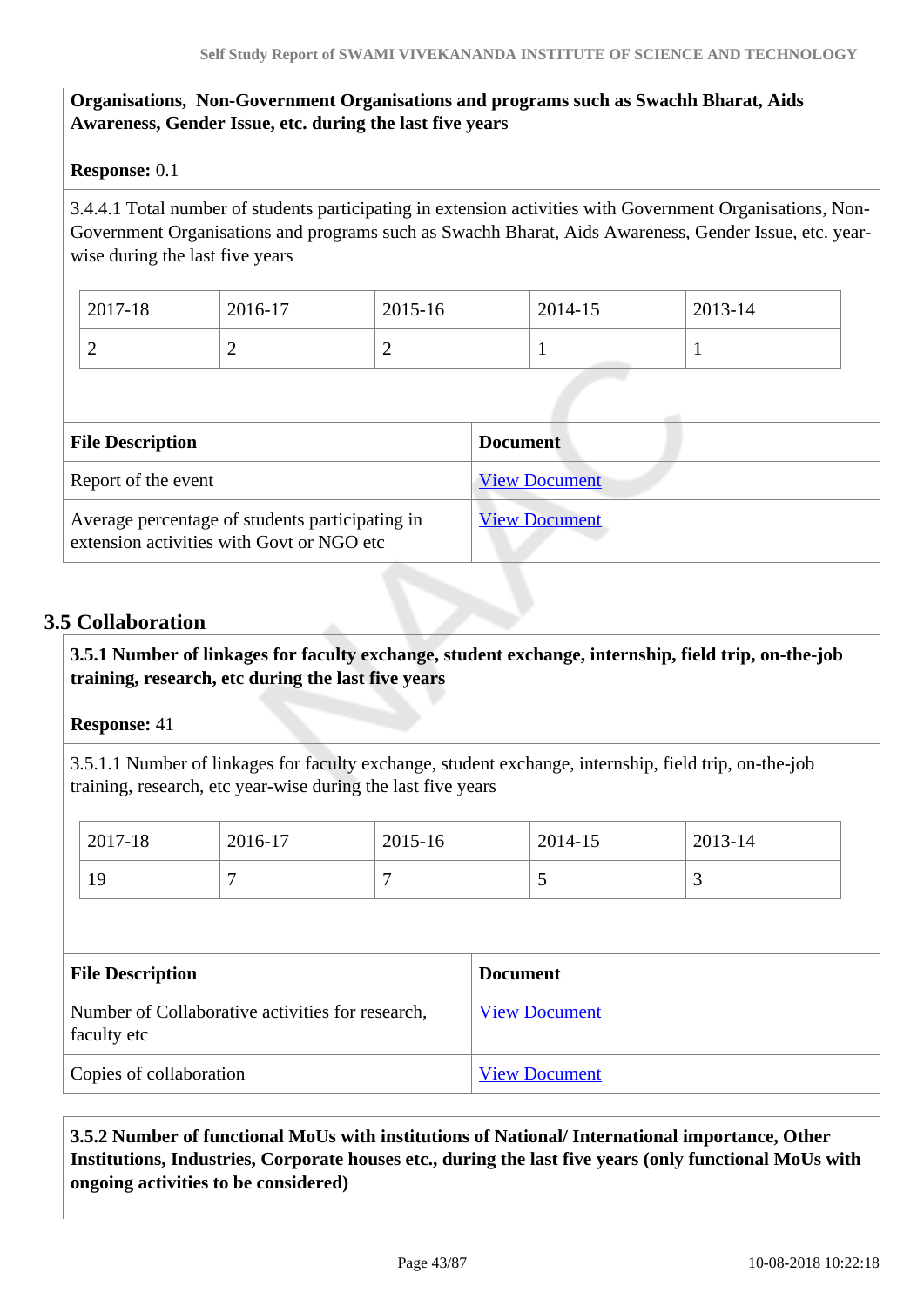**Organisations, Non-Government Organisations and programs such as Swachh Bharat, Aids Awareness, Gender Issue, etc. during the last five years**

**Response:** 0.1

3.4.4.1 Total number of students participating in extension activities with Government Organisations, Non-Government Organisations and programs such as Swachh Bharat, Aids Awareness, Gender Issue, etc. year-wise during the last five years

| 2017-18 | 2016-17 | 2015-16 | 2014-15 | 2013-14 |
|---|---|---|---|---|
| 2 | 2 | 2 | 1 | 1 |

| File Description | Document |
|---|---|
| Report of the event | View Document |
| Average percentage of students participating in extension activities with Govt or NGO etc | View Document |

## 3.5 Collaboration

**3.5.1 Number of linkages for faculty exchange, student exchange, internship, field trip, on-the-job training, research, etc during the last five years**

**Response:** 41

3.5.1.1 Number of linkages for faculty exchange, student exchange, internship, field trip, on-the-job training, research, etc year-wise during the last five years

| 2017-18 | 2016-17 | 2015-16 | 2014-15 | 2013-14 |
|---|---|---|---|---|
| 19 | 7 | 7 | 5 | 3 |

| File Description | Document |
|---|---|
| Number of Collaborative activities for research, faculty etc | View Document |
| Copies of collaboration | View Document |

**3.5.2 Number of functional MoUs with institutions of National/ International importance, Other Institutions, Industries, Corporate houses etc., during the last five years (only functional MoUs with ongoing activities to be considered)**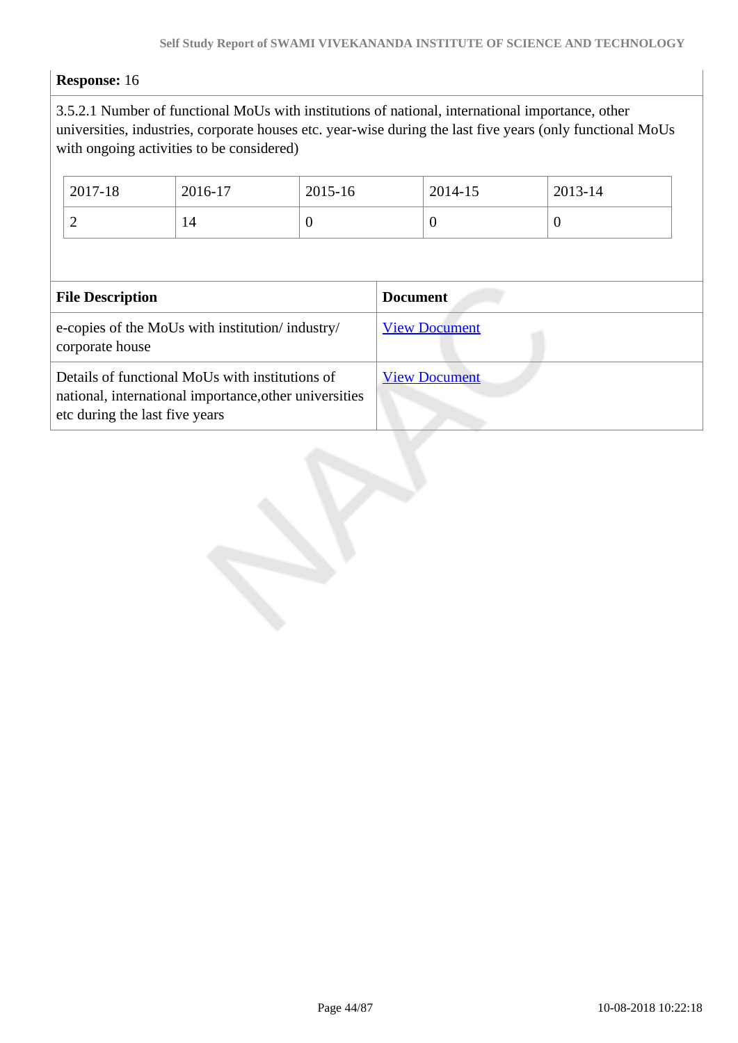**Response:** 16

3.5.2.1 Number of functional MoUs with institutions of national, international importance, other universities, industries, corporate houses etc. year-wise during the last five years (only functional MoUs with ongoing activities to be considered)

| 2017-18 | 2016-17 | 2015-16 | 2014-15 | 2013-14 |
|---|---|---|---|---|
| 2 | 14 | 0 | 0 | 0 |

| File Description | Document |
|---|---|
| e-copies of the MoUs with institution/ industry/ corporate house | View Document |
| Details of functional MoUs with institutions of national, international importance,other universities etc during the last five years | View Document |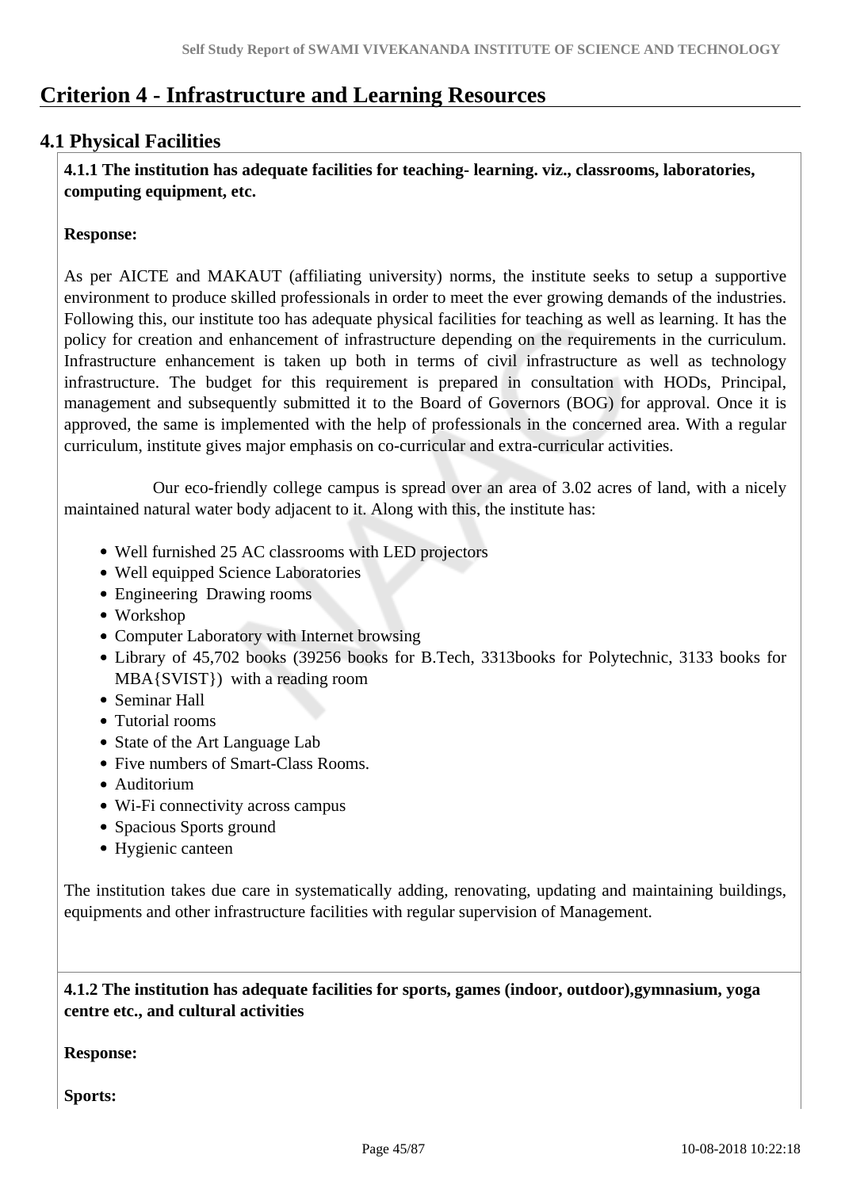# Criterion 4 - Infrastructure and Learning Resources

## 4.1 Physical Facilities

**4.1.1 The institution has adequate facilities for teaching- learning. viz., classrooms, laboratories, computing equipment, etc.**

**Response:**

As per AICTE and MAKAUT (affiliating university) norms, the institute seeks to setup a supportive environment to produce skilled professionals in order to meet the ever growing demands of the industries. Following this, our institute too has adequate physical facilities for teaching as well as learning. It has the policy for creation and enhancement of infrastructure depending on the requirements in the curriculum. Infrastructure enhancement is taken up both in terms of civil infrastructure as well as technology infrastructure. The budget for this requirement is prepared in consultation with HODs, Principal, management and subsequently submitted it to the Board of Governors (BOG) for approval. Once it is approved, the same is implemented with the help of professionals in the concerned area. With a regular curriculum, institute gives major emphasis on co-curricular and extra-curricular activities.

Our eco-friendly college campus is spread over an area of 3.02 acres of land, with a nicely maintained natural water body adjacent to it. Along with this, the institute has:

- Well furnished 25 AC classrooms with LED projectors
- Well equipped Science Laboratories
- Engineering Drawing rooms
- Workshop
- Computer Laboratory with Internet browsing
- Library of 45,702 books (39256 books for B.Tech, 3313books for Polytechnic, 3133 books for MBA{SVIST}) with a reading room
- Seminar Hall
- Tutorial rooms
- State of the Art Language Lab
- Five numbers of Smart-Class Rooms.
- Auditorium
- Wi-Fi connectivity across campus
- Spacious Sports ground
- Hygienic canteen

The institution takes due care in systematically adding, renovating, updating and maintaining buildings, equipments and other infrastructure facilities with regular supervision of Management.

**4.1.2 The institution has adequate facilities for sports, games (indoor, outdoor),gymnasium, yoga centre etc., and cultural activities**

**Response:**

**Sports:**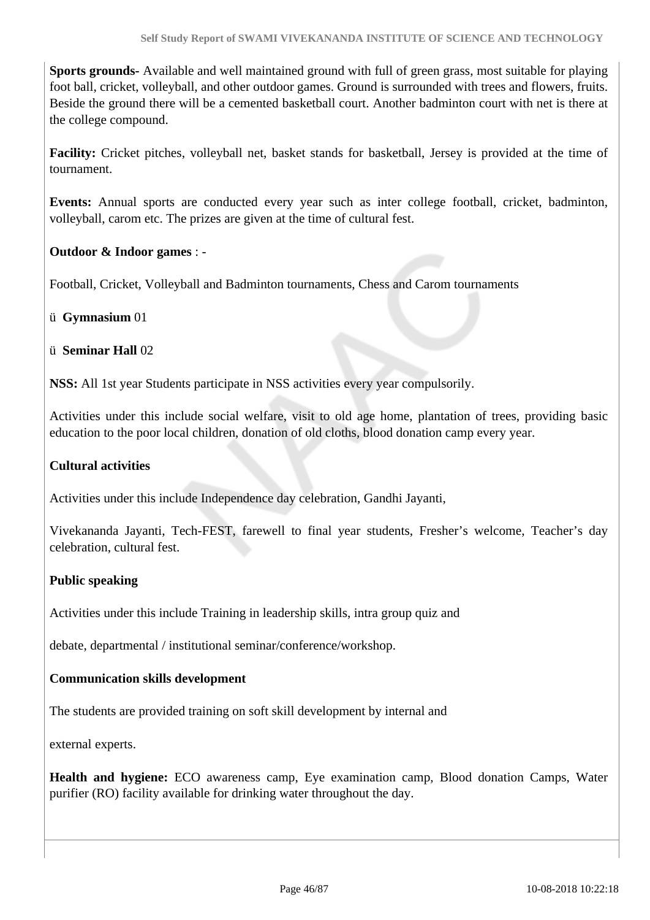**Sports grounds-** Available and well maintained ground with full of green grass, most suitable for playing foot ball, cricket, volleyball, and other outdoor games. Ground is surrounded with trees and flowers, fruits. Beside the ground there will be a cemented basketball court. Another badminton court with net is there at the college compound.

**Facility:** Cricket pitches, volleyball net, basket stands for basketball, Jersey is provided at the time of tournament.

**Events:** Annual sports are conducted every year such as inter college football, cricket, badminton, volleyball, carom etc. The prizes are given at the time of cultural fest.

**Outdoor & Indoor games** : -

Football, Cricket, Volleyball and Badminton tournaments, Chess and Carom tournaments

ü **Gymnasium** 01

ü **Seminar Hall** 02

**NSS:** All 1st year Students participate in NSS activities every year compulsorily.

Activities under this include social welfare, visit to old age home, plantation of trees, providing basic education to the poor local children, donation of old cloths, blood donation camp every year.

**Cultural activities**

Activities under this include Independence day celebration, Gandhi Jayanti,

Vivekananda Jayanti, Tech-FEST, farewell to final year students, Fresher's welcome, Teacher's day celebration, cultural fest.

**Public speaking**

Activities under this include Training in leadership skills, intra group quiz and

debate, departmental / institutional seminar/conference/workshop.

**Communication skills development**

The students are provided training on soft skill development by internal and

external experts.

**Health and hygiene:** ECO awareness camp, Eye examination camp, Blood donation Camps, Water purifier (RO) facility available for drinking water throughout the day.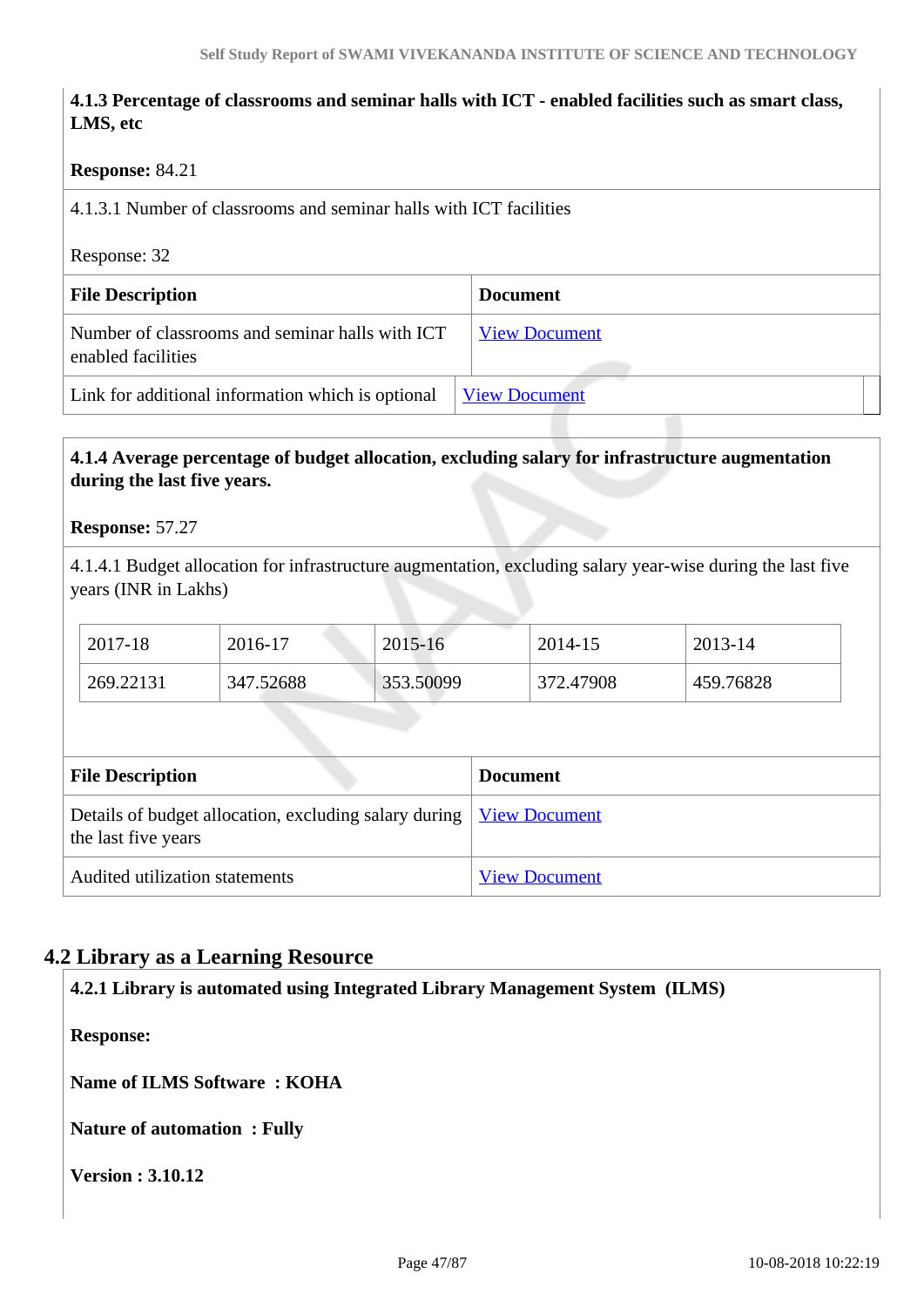**4.1.3 Percentage of classrooms and seminar halls with ICT - enabled facilities such as smart class, LMS, etc**

**Response:** 84.21

4.1.3.1 Number of classrooms and seminar halls with ICT facilities

Response: 32

| File Description | Document |
|---|---|
| Number of classrooms and seminar halls with ICT enabled facilities | View Document |
| Link for additional information which is optional | View Document |

**4.1.4 Average percentage of budget allocation, excluding salary for infrastructure augmentation during the last five years.**

**Response:** 57.27

4.1.4.1 Budget allocation for infrastructure augmentation, excluding salary year-wise during the last five years (INR in Lakhs)

| | | | | |
|---|---|---|---|---|
| 2017-18 | 2016-17 | 2015-16 | 2014-15 | 2013-14 |
| 269.22131 | 347.52688 | 353.50099 | 372.47908 | 459.76828 |

| File Description | Document |
|---|---|
| Details of budget allocation, excluding salary during the last five years | View Document |
| Audited utilization statements | View Document |

## 4.2 Library as a Learning Resource

**4.2.1 Library is automated using Integrated Library Management System (ILMS)**

**Response:**

**Name of ILMS Software : KOHA**

**Nature of automation : Fully**

**Version : 3.10.12**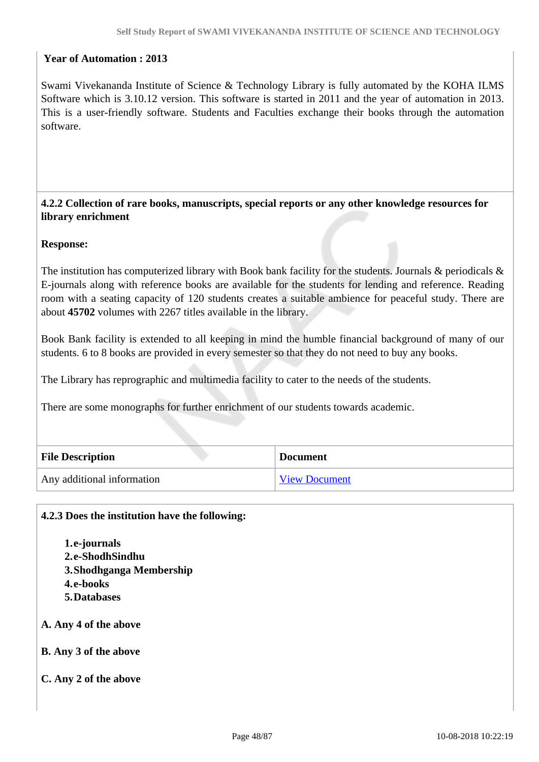**Year of Automation : 2013**

Swami Vivekananda Institute of Science & Technology Library is fully automated by the KOHA ILMS Software which is 3.10.12 version. This software is started in 2011 and the year of automation in 2013. This is a user-friendly software. Students and Faculties exchange their books through the automation software.

**4.2.2 Collection of rare books, manuscripts, special reports or any other knowledge resources for library enrichment**

**Response:**

The institution has computerized library with Book bank facility for the students. Journals & periodicals & E-journals along with reference books are available for the students for lending and reference. Reading room with a seating capacity of 120 students creates a suitable ambience for peaceful study. There are about **45702** volumes with 2267 titles available in the library.

Book Bank facility is extended to all keeping in mind the humble financial background of many of our students. 6 to 8 books are provided in every semester so that they do not need to buy any books.

The Library has reprographic and multimedia facility to cater to the needs of the students.

There are some monographs for further enrichment of our students towards academic.

| File Description | Document |
|---|---|
| Any additional information | View Document |

**4.2.3 Does the institution have the following:**

1. **e-journals**
2. **e-ShodhSindhu**
3. **Shodhganga Membership**
4. **e-books**
5. **Databases**

**A. Any 4 of the above**

**B. Any 3 of the above**

**C. Any 2 of the above**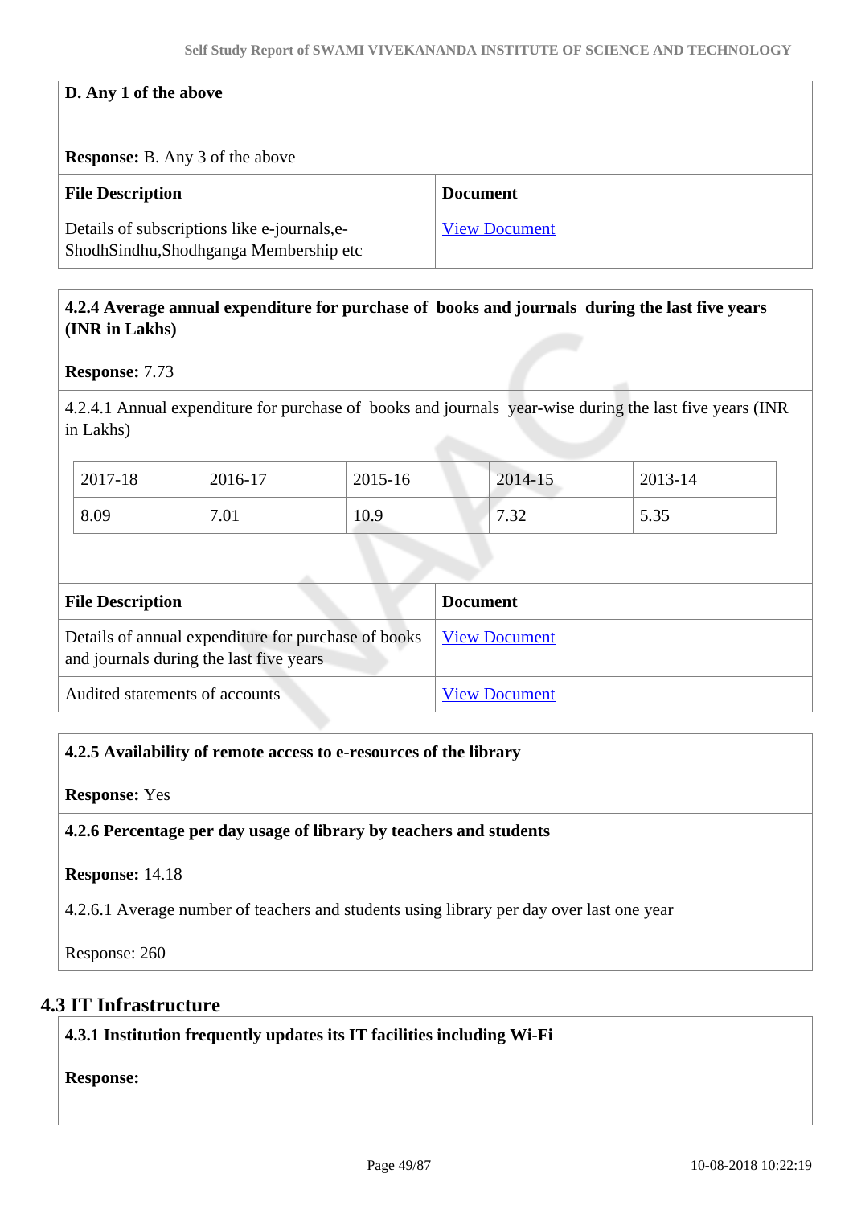**D. Any 1 of the above**

**Response:** B. Any 3 of the above

| File Description | Document |
| --- | --- |
| Details of subscriptions like e-journals,e-ShodhSindhu,Shodhganga Membership etc | View Document |

**4.2.4 Average annual expenditure for purchase of books and journals during the last five years (INR in Lakhs)**

**Response:** 7.73

4.2.4.1 Annual expenditure for purchase of books and journals year-wise during the last five years (INR in Lakhs)

| 2017-18 | 2016-17 | 2015-16 | 2014-15 | 2013-14 |
| --- | --- | --- | --- | --- |
| 8.09 | 7.01 | 10.9 | 7.32 | 5.35 |

| File Description | Document |
| --- | --- |
| Details of annual expenditure for purchase of books and journals during the last five years | View Document |
| Audited statements of accounts | View Document |

**4.2.5 Availability of remote access to e-resources of the library**

**Response:** Yes

**4.2.6 Percentage per day usage of library by teachers and students**

**Response:** 14.18

4.2.6.1 Average number of teachers and students using library per day over last one year

Response: 260

## 4.3 IT Infrastructure

**4.3.1 Institution frequently updates its IT facilities including Wi-Fi**

**Response:**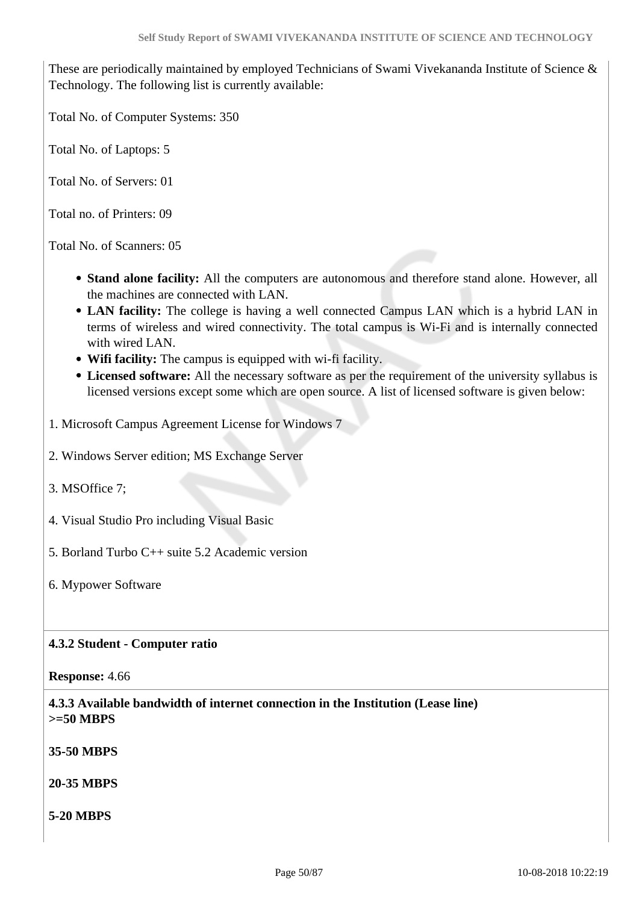These are periodically maintained by employed Technicians of Swami Vivekananda Institute of Science & Technology. The following list is currently available:

Total No. of Computer Systems: 350

Total No. of Laptops: 5

Total No. of Servers: 01

Total no. of Printers: 09

Total No. of Scanners: 05

- **Stand alone facility:** All the computers are autonomous and therefore stand alone. However, all the machines are connected with LAN.
- **LAN facility:** The college is having a well connected Campus LAN which is a hybrid LAN in terms of wireless and wired connectivity. The total campus is Wi-Fi and is internally connected with wired LAN.
- **Wifi facility:** The campus is equipped with wi-fi facility.
- **Licensed software:** All the necessary software as per the requirement of the university syllabus is licensed versions except some which are open source. A list of licensed software is given below:

1. Microsoft Campus Agreement License for Windows 7

2. Windows Server edition; MS Exchange Server

3. MSOffice 7;

4. Visual Studio Pro including Visual Basic

5. Borland Turbo C++ suite 5.2 Academic version

6. Mypower Software

**4.3.2 Student - Computer ratio**

**Response:** 4.66

**4.3.3 Available bandwidth of internet connection in the Institution (Lease line)**
**>=50 MBPS**

**35-50 MBPS**

**20-35 MBPS**

**5-20 MBPS**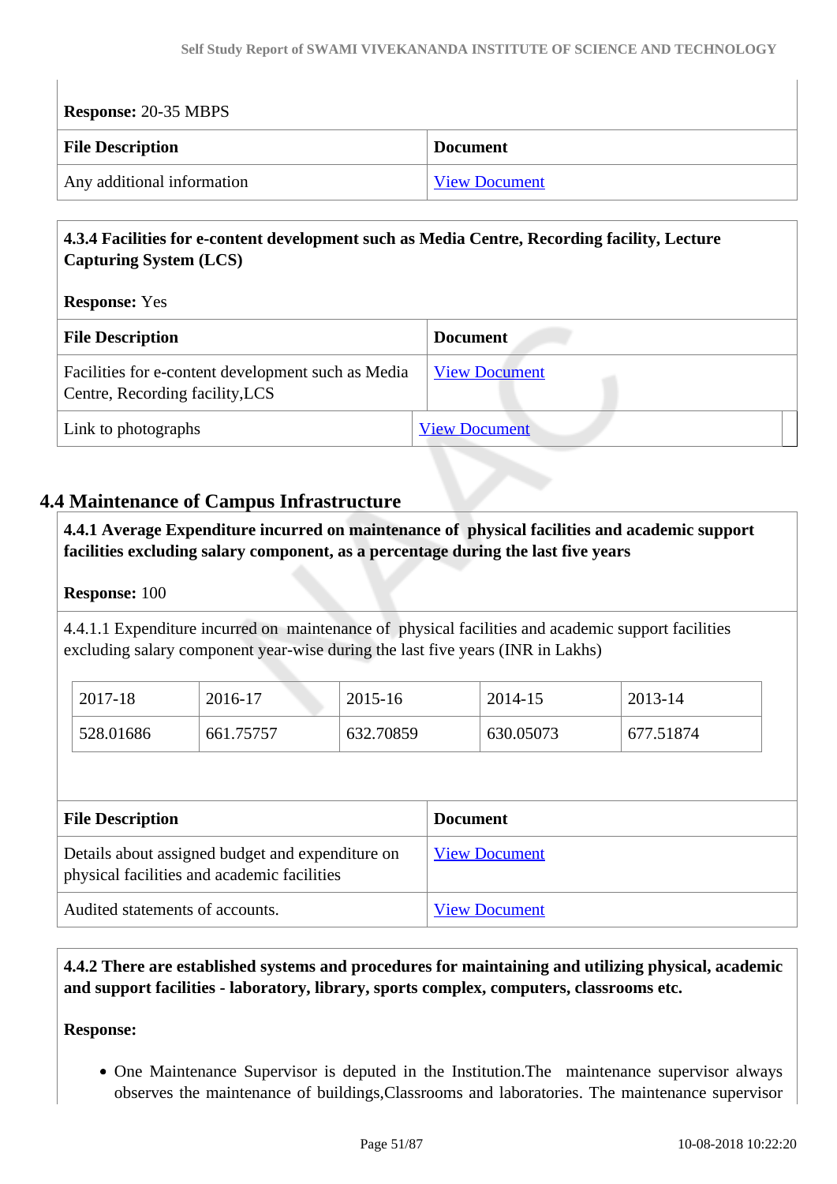**Response:** 20-35 MBPS

| File Description | Document |
|---|---|
| Any additional information | View Document |

**4.3.4 Facilities for e-content development such as Media Centre, Recording facility, Lecture Capturing System (LCS)**

**Response:** Yes

| File Description | Document |
|---|---|
| Facilities for e-content development such as Media Centre, Recording facility,LCS | View Document |
| Link to photographs | View Document |

## 4.4 Maintenance of Campus Infrastructure

**4.4.1 Average Expenditure incurred on maintenance of physical facilities and academic support facilities excluding salary component, as a percentage during the last five years**

**Response:** 100

4.4.1.1 Expenditure incurred on maintenance of physical facilities and academic support facilities excluding salary component year-wise during the last five years (INR in Lakhs)

| 2017-18 | 2016-17 | 2015-16 | 2014-15 | 2013-14 |
|---|---|---|---|---|
| 528.01686 | 661.75757 | 632.70859 | 630.05073 | 677.51874 |

| File Description | Document |
|---|---|
| Details about assigned budget and expenditure on physical facilities and academic facilities | View Document |
| Audited statements of accounts. | View Document |

**4.4.2 There are established systems and procedures for maintaining and utilizing physical, academic and support facilities - laboratory, library, sports complex, computers, classrooms etc.**

**Response:**

- One Maintenance Supervisor is deputed in the Institution.The maintenance supervisor always observes the maintenance of buildings,Classrooms and laboratories. The maintenance supervisor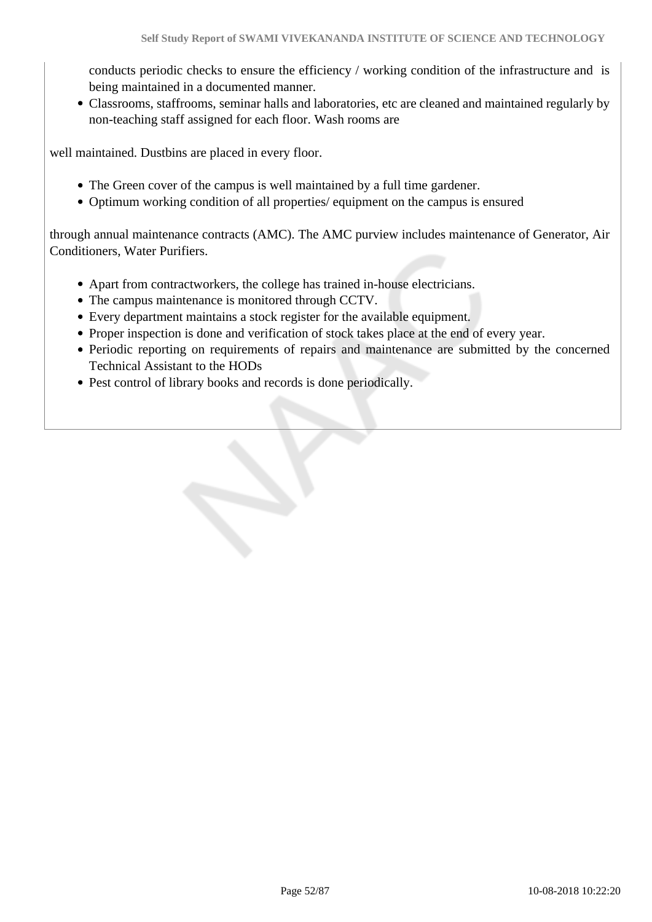conducts periodic checks to ensure the efficiency / working condition of the infrastructure and is being maintained in a documented manner.
- Classrooms, staffrooms, seminar halls and laboratories, etc are cleaned and maintained regularly by non-teaching staff assigned for each floor. Wash rooms are

well maintained. Dustbins are placed in every floor.

- The Green cover of the campus is well maintained by a full time gardener.
- Optimum working condition of all properties/ equipment on the campus is ensured

through annual maintenance contracts (AMC). The AMC purview includes maintenance of Generator, Air Conditioners, Water Purifiers.

- Apart from contractworkers, the college has trained in-house electricians.
- The campus maintenance is monitored through CCTV.
- Every department maintains a stock register for the available equipment.
- Proper inspection is done and verification of stock takes place at the end of every year.
- Periodic reporting on requirements of repairs and maintenance are submitted by the concerned Technical Assistant to the HODs
- Pest control of library books and records is done periodically.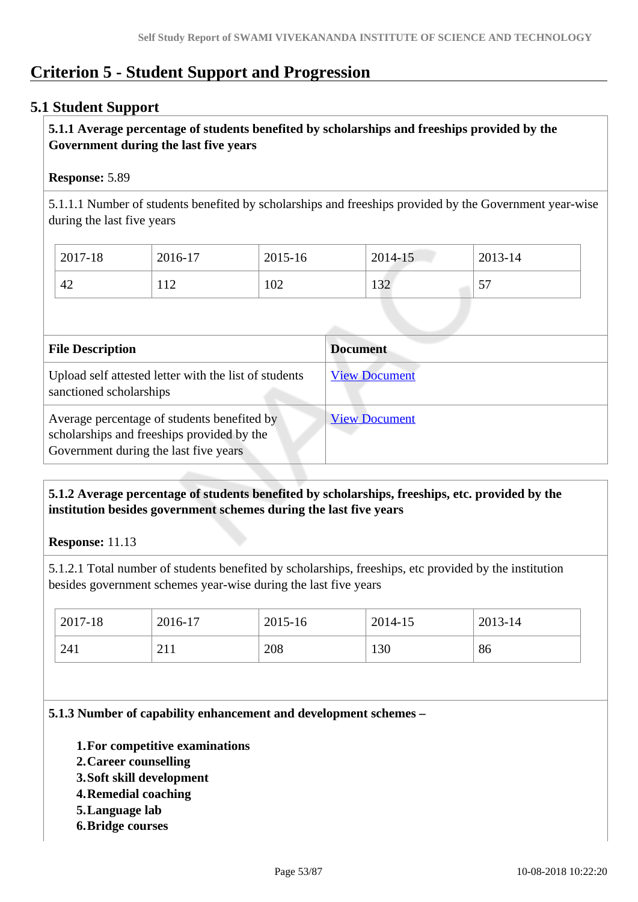# Criterion 5 - Student Support and Progression

## 5.1 Student Support

**5.1.1 Average percentage of students benefited by scholarships and freeships provided by the Government during the last five years**

**Response:** 5.89

5.1.1.1 Number of students benefited by scholarships and freeships provided by the Government year-wise during the last five years

| 2017-18 | 2016-17 | 2015-16 | 2014-15 | 2013-14 |
|---|---|---|---|---|
| 42 | 112 | 102 | 132 | 57 |

| File Description | Document |
|---|---|
| Upload self attested letter with the list of students sanctioned scholarships | View Document |
| Average percentage of students benefited by scholarships and freeships provided by the Government during the last five years | View Document |

**5.1.2 Average percentage of students benefited by scholarships, freeships, etc. provided by the institution besides government schemes during the last five years**

**Response:** 11.13

5.1.2.1 Total number of students benefited by scholarships, freeships, etc provided by the institution besides government schemes year-wise during the last five years

| 2017-18 | 2016-17 | 2015-16 | 2014-15 | 2013-14 |
|---|---|---|---|---|
| 241 | 211 | 208 | 130 | 86 |

**5.1.3 Number of capability enhancement and development schemes –**

1. **For competitive examinations**
2. **Career counselling**
3. **Soft skill development**
4. **Remedial coaching**
5. **Language lab**
6. **Bridge courses**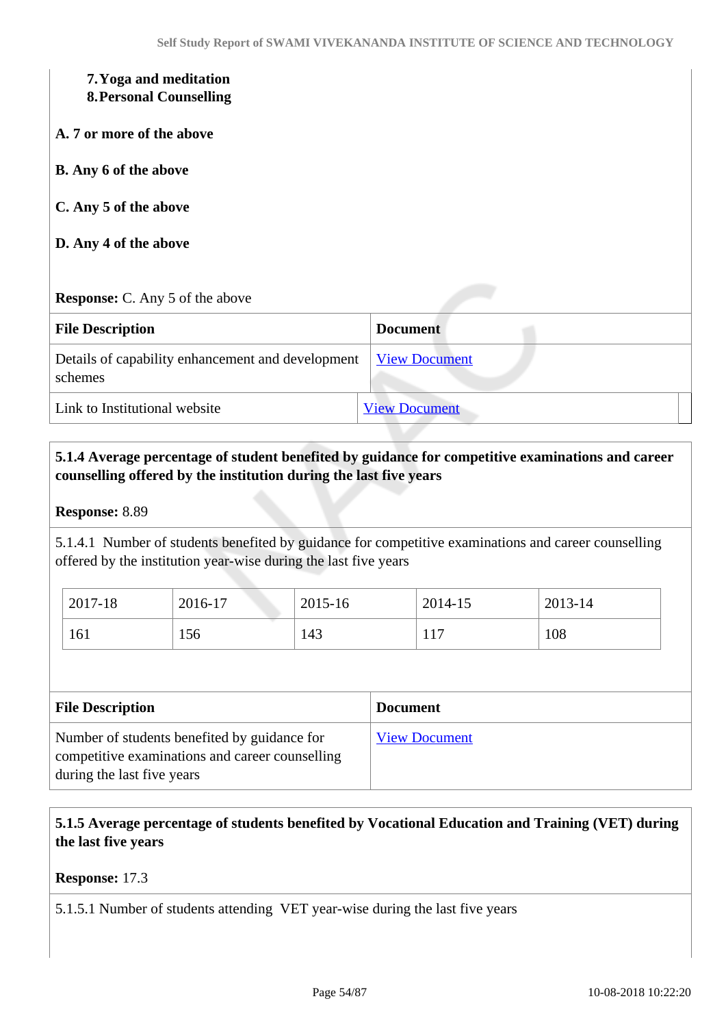7. **Yoga and meditation**
8. **Personal Counselling**

**A. 7 or more of the above**

**B. Any 6 of the above**

**C. Any 5 of the above**

**D. Any 4 of the above**

**Response:** C. Any 5 of the above

| File Description | Document |
|---|---|
| Details of capability enhancement and development schemes | View Document |
| Link to Institutional website | View Document |

**5.1.4 Average percentage of student benefited by guidance for competitive examinations and career counselling offered by the institution during the last five years**

**Response:** 8.89

5.1.4.1 Number of students benefited by guidance for competitive examinations and career counselling offered by the institution year-wise during the last five years

| 2017-18 | 2016-17 | 2015-16 | 2014-15 | 2013-14 |
|---|---|---|---|---|
| 161 | 156 | 143 | 117 | 108 |

| File Description | Document |
|---|---|
| Number of students benefited by guidance for competitive examinations and career counselling during the last five years | View Document |

**5.1.5 Average percentage of students benefited by Vocational Education and Training (VET) during the last five years**

**Response:** 17.3

5.1.5.1 Number of students attending VET year-wise during the last five years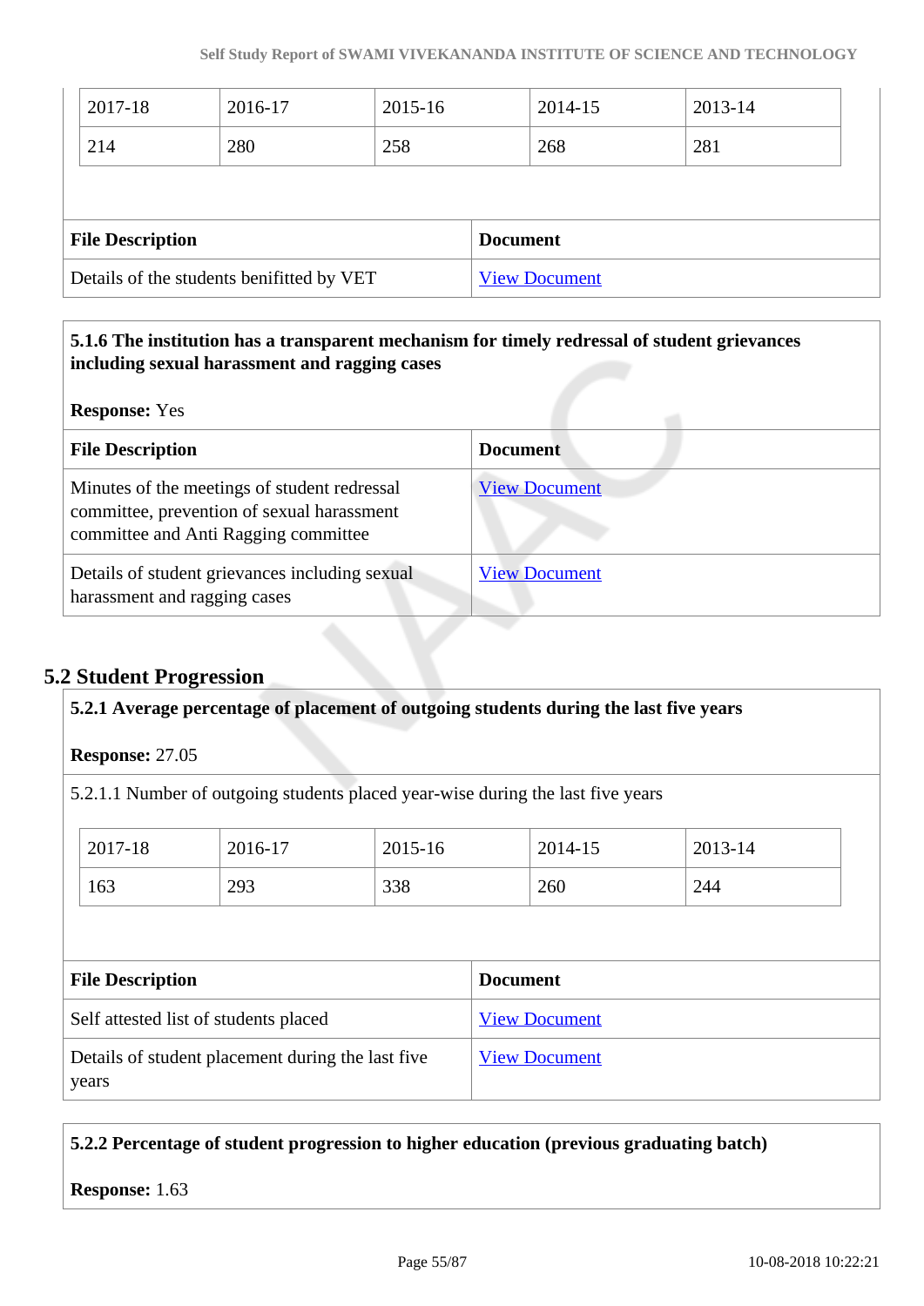| 2017-18 | 2016-17 | 2015-16 | 2014-15 | 2013-14 |
|---|---|---|---|---|
| 214 | 280 | 258 | 268 | 281 |

| File Description | Document |
|---|---|
| Details of the students benifitted by VET | View Document |

**5.1.6 The institution has a transparent mechanism for timely redressal of student grievances including sexual harassment and ragging cases**

**Response:** Yes

| File Description | Document |
|---|---|
| Minutes of the meetings of student redressal committee, prevention of sexual harassment committee and Anti Ragging committee | View Document |
| Details of student grievances including sexual harassment and ragging cases | View Document |

## 5.2 Student Progression

**5.2.1 Average percentage of placement of outgoing students during the last five years**

**Response:** 27.05

5.2.1.1 Number of outgoing students placed year-wise during the last five years

| 2017-18 | 2016-17 | 2015-16 | 2014-15 | 2013-14 |
|---|---|---|---|---|
| 163 | 293 | 338 | 260 | 244 |

| File Description | Document |
|---|---|
| Self attested list of students placed | View Document |
| Details of student placement during the last five years | View Document |

**5.2.2 Percentage of student progression to higher education (previous graduating batch)**

**Response:** 1.63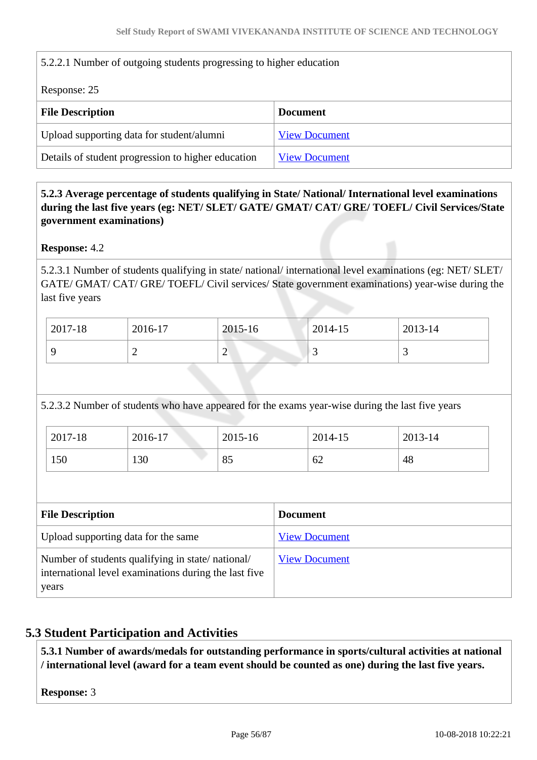5.2.2.1 Number of outgoing students progressing to higher education

Response: 25

| File Description | Document |
|---|---|
| Upload supporting data for student/alumni | View Document |
| Details of student progression to higher education | View Document |

**5.2.3 Average percentage of students qualifying in State/ National/ International level examinations during the last five years (eg: NET/ SLET/ GATE/ GMAT/ CAT/ GRE/ TOEFL/ Civil Services/State government examinations)**

**Response:** 4.2

5.2.3.1 Number of students qualifying in state/ national/ international level examinations (eg: NET/ SLET/ GATE/ GMAT/ CAT/ GRE/ TOEFL/ Civil services/ State government examinations) year-wise during the last five years

| 2017-18 | 2016-17 | 2015-16 | 2014-15 | 2013-14 |
|---|---|---|---|---|
| 9 | 2 | 2 | 3 | 3 |

5.2.3.2 Number of students who have appeared for the exams year-wise during the last five years

| 2017-18 | 2016-17 | 2015-16 | 2014-15 | 2013-14 |
|---|---|---|---|---|
| 150 | 130 | 85 | 62 | 48 |

| File Description | Document |
|---|---|
| Upload supporting data for the same | View Document |
| Number of students qualifying in state/ national/ international level examinations during the last five years | View Document |

## 5.3 Student Participation and Activities

**5.3.1 Number of awards/medals for outstanding performance in sports/cultural activities at national / international level (award for a team event should be counted as one) during the last five years.**

**Response:** 3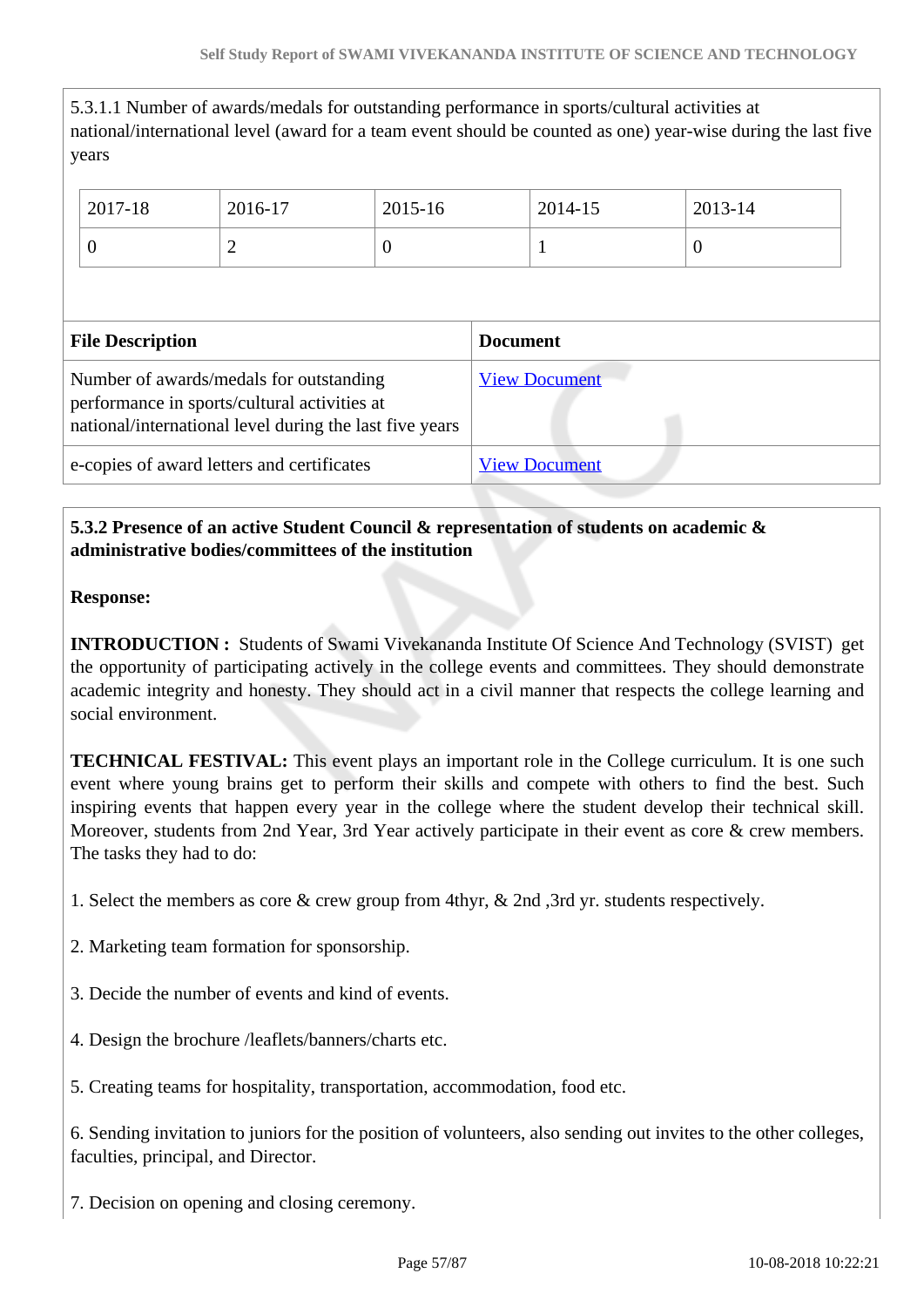5.3.1.1 Number of awards/medals for outstanding performance in sports/cultural activities at national/international level (award for a team event should be counted as one) year-wise during the last five years

| 2017-18 | 2016-17 | 2015-16 | 2014-15 | 2013-14 |
|---|---|---|---|---|
| 0 | 2 | 0 | 1 | 0 |

| File Description | Document |
|---|---|
| Number of awards/medals for outstanding performance in sports/cultural activities at national/international level during the last five years | View Document |
| e-copies of award letters and certificates | View Document |

**5.3.2 Presence of an active Student Council & representation of students on academic & administrative bodies/committees of the institution**

**Response:**

**INTRODUCTION :** Students of Swami Vivekananda Institute Of Science And Technology (SVIST) get the opportunity of participating actively in the college events and committees. They should demonstrate academic integrity and honesty. They should act in a civil manner that respects the college learning and social environment.

**TECHNICAL FESTIVAL:** This event plays an important role in the College curriculum. It is one such event where young brains get to perform their skills and compete with others to find the best. Such inspiring events that happen every year in the college where the student develop their technical skill. Moreover, students from 2nd Year, 3rd Year actively participate in their event as core & crew members. The tasks they had to do:

1. Select the members as core & crew group from 4thyr, & 2nd ,3rd yr. students respectively.

2. Marketing team formation for sponsorship.

3. Decide the number of events and kind of events.

4. Design the brochure /leaflets/banners/charts etc.

5. Creating teams for hospitality, transportation, accommodation, food etc.

6. Sending invitation to juniors for the position of volunteers, also sending out invites to the other colleges, faculties, principal, and Director.

7. Decision on opening and closing ceremony.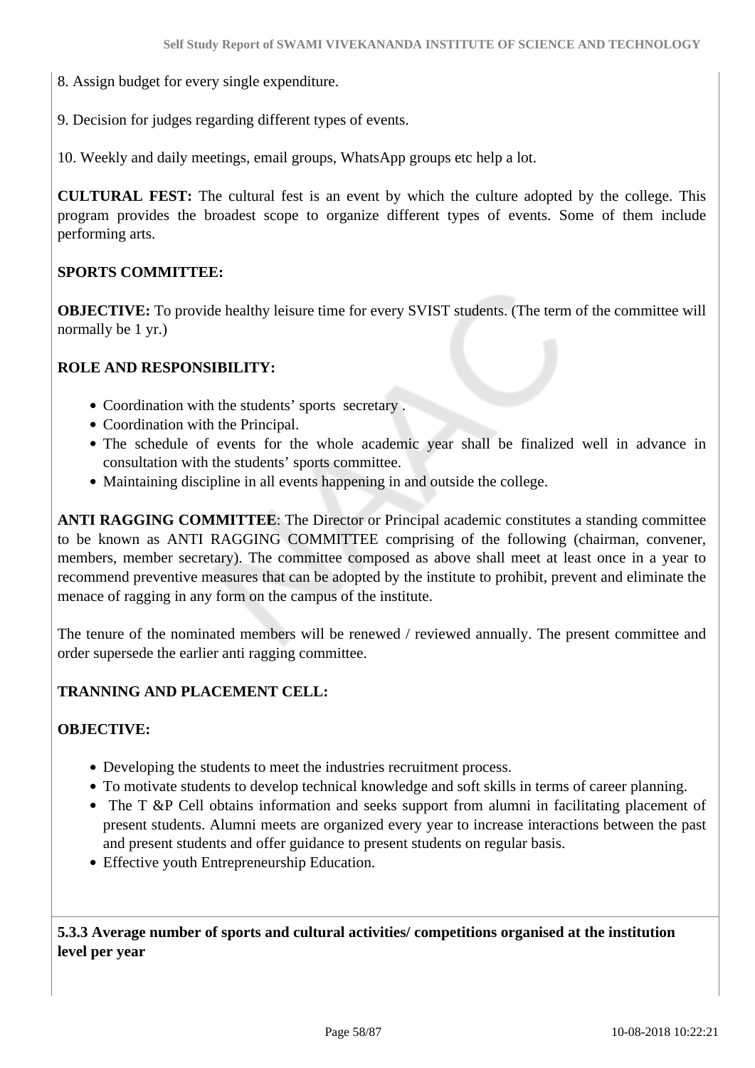8. Assign budget for every single expenditure.

9. Decision for judges regarding different types of events.

10. Weekly and daily meetings, email groups, WhatsApp groups etc help a lot.

**CULTURAL FEST:** The cultural fest is an event by which the culture adopted by the college. This program provides the broadest scope to organize different types of events. Some of them include performing arts.

**SPORTS COMMITTEE:**

**OBJECTIVE:** To provide healthy leisure time for every SVIST students. (The term of the committee will normally be 1 yr.)

**ROLE AND RESPONSIBILITY:**

- Coordination with the students' sports secretary .
- Coordination with the Principal.
- The schedule of events for the whole academic year shall be finalized well in advance in consultation with the students' sports committee.
- Maintaining discipline in all events happening in and outside the college.

**ANTI RAGGING COMMITTEE**: The Director or Principal academic constitutes a standing committee to be known as ANTI RAGGING COMMITTEE comprising of the following (chairman, convener, members, member secretary). The committee composed as above shall meet at least once in a year to recommend preventive measures that can be adopted by the institute to prohibit, prevent and eliminate the menace of ragging in any form on the campus of the institute.

The tenure of the nominated members will be renewed / reviewed annually. The present committee and order supersede the earlier anti ragging committee.

**TRANNING AND PLACEMENT CELL:**

**OBJECTIVE:**

- Developing the students to meet the industries recruitment process.
- To motivate students to develop technical knowledge and soft skills in terms of career planning.
- The T &P Cell obtains information and seeks support from alumni in facilitating placement of present students. Alumni meets are organized every year to increase interactions between the past and present students and offer guidance to present students on regular basis.
- Effective youth Entrepreneurship Education.

**5.3.3 Average number of sports and cultural activities/ competitions organised at the institution level per year**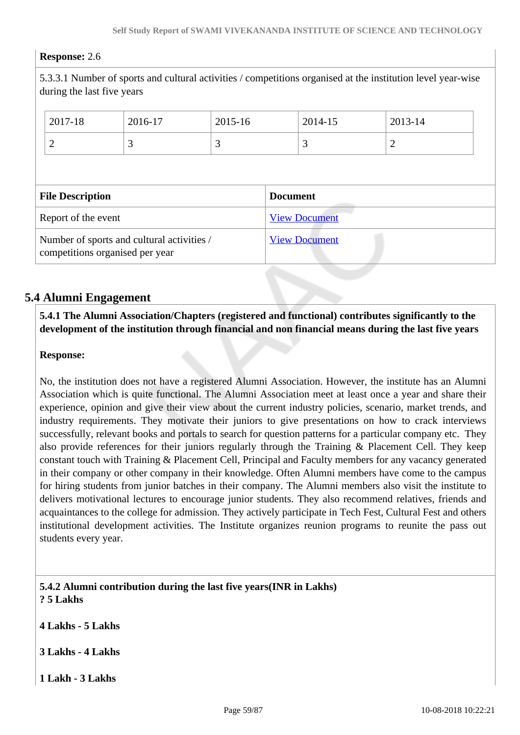**Response:** 2.6

5.3.3.1 Number of sports and cultural activities / competitions organised at the institution level year-wise during the last five years

| 2017-18 | 2016-17 | 2015-16 | 2014-15 | 2013-14 |
|---|---|---|---|---|
| 2 | 3 | 3 | 3 | 2 |

| File Description | Document |
|---|---|
| Report of the event | View Document |
| Number of sports and cultural activities / competitions organised per year | View Document |

## 5.4 Alumni Engagement

**5.4.1 The Alumni Association/Chapters (registered and functional) contributes significantly to the development of the institution through financial and non financial means during the last five years**

**Response:**

No, the institution does not have a registered Alumni Association. However, the institute has an Alumni Association which is quite functional. The Alumni Association meet at least once a year and share their experience, opinion and give their view about the current industry policies, scenario, market trends, and industry requirements. They motivate their juniors to give presentations on how to crack interviews successfully, relevant books and portals to search for question patterns for a particular company etc. They also provide references for their juniors regularly through the Training & Placement Cell. They keep constant touch with Training & Placement Cell, Principal and Faculty members for any vacancy generated in their company or other company in their knowledge. Often Alumni members have come to the campus for hiring students from junior batches in their company. The Alumni members also visit the institute to delivers motivational lectures to encourage junior students. They also recommend relatives, friends and acquaintances to the college for admission. They actively participate in Tech Fest, Cultural Fest and others institutional development activities. The Institute organizes reunion programs to reunite the pass out students every year.

**5.4.2 Alumni contribution during the last five years(INR in Lakhs)**
**? 5 Lakhs**

**4 Lakhs - 5 Lakhs**

**3 Lakhs - 4 Lakhs**

**1 Lakh - 3 Lakhs**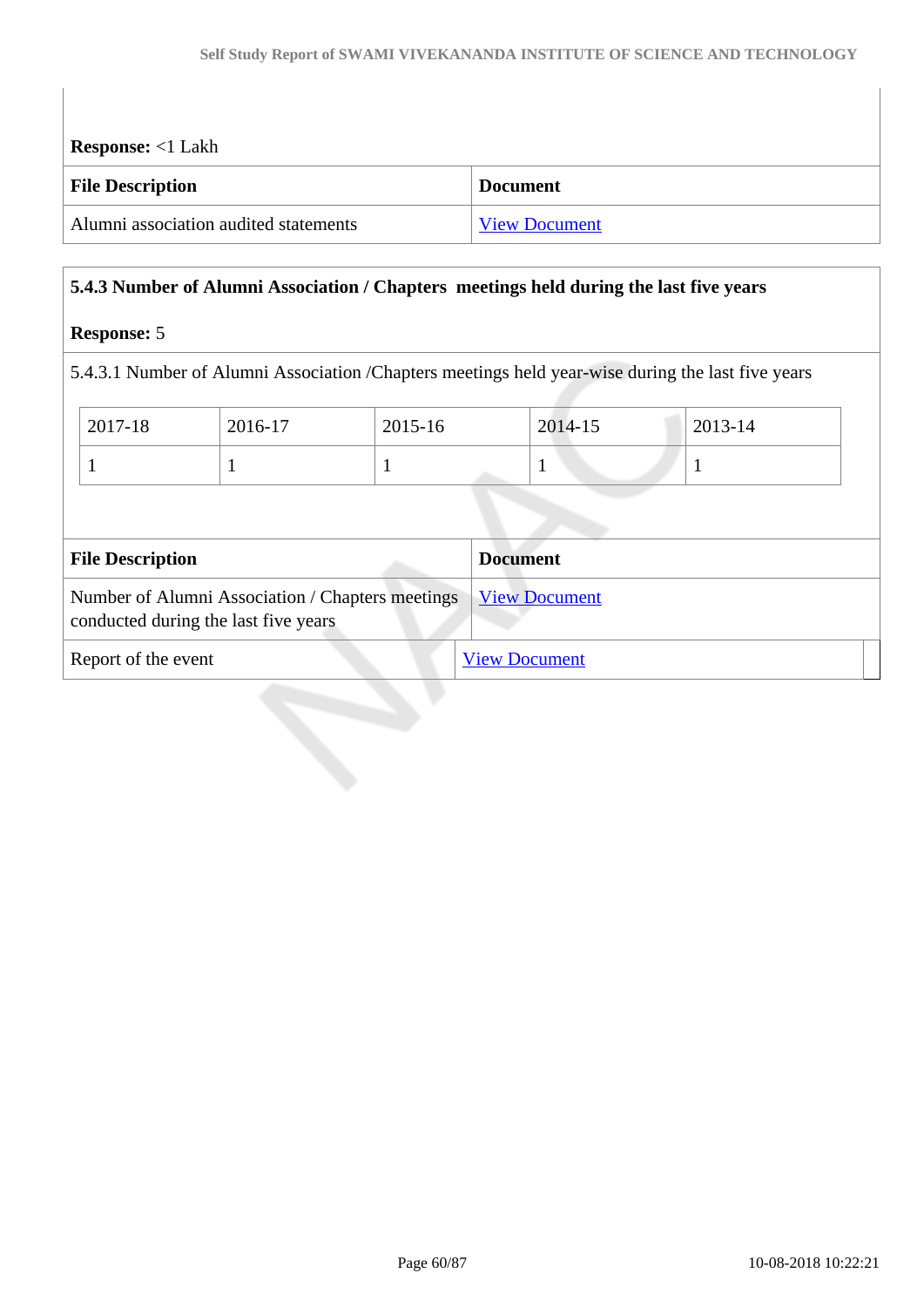**Response:** <1 Lakh

| File Description | Document |
| --- | --- |
| Alumni association audited statements | View Document |

**5.4.3 Number of Alumni Association / Chapters meetings held during the last five years**

**Response:** 5

5.4.3.1 Number of Alumni Association /Chapters meetings held year-wise during the last five years

| 2017-18 | 2016-17 | 2015-16 | 2014-15 | 2013-14 |
| --- | --- | --- | --- | --- |
| 1 | 1 | 1 | 1 | 1 |

| File Description | Document |
| --- | --- |
| Number of Alumni Association / Chapters meetings conducted during the last five years | View Document |
| Report of the event | View Document |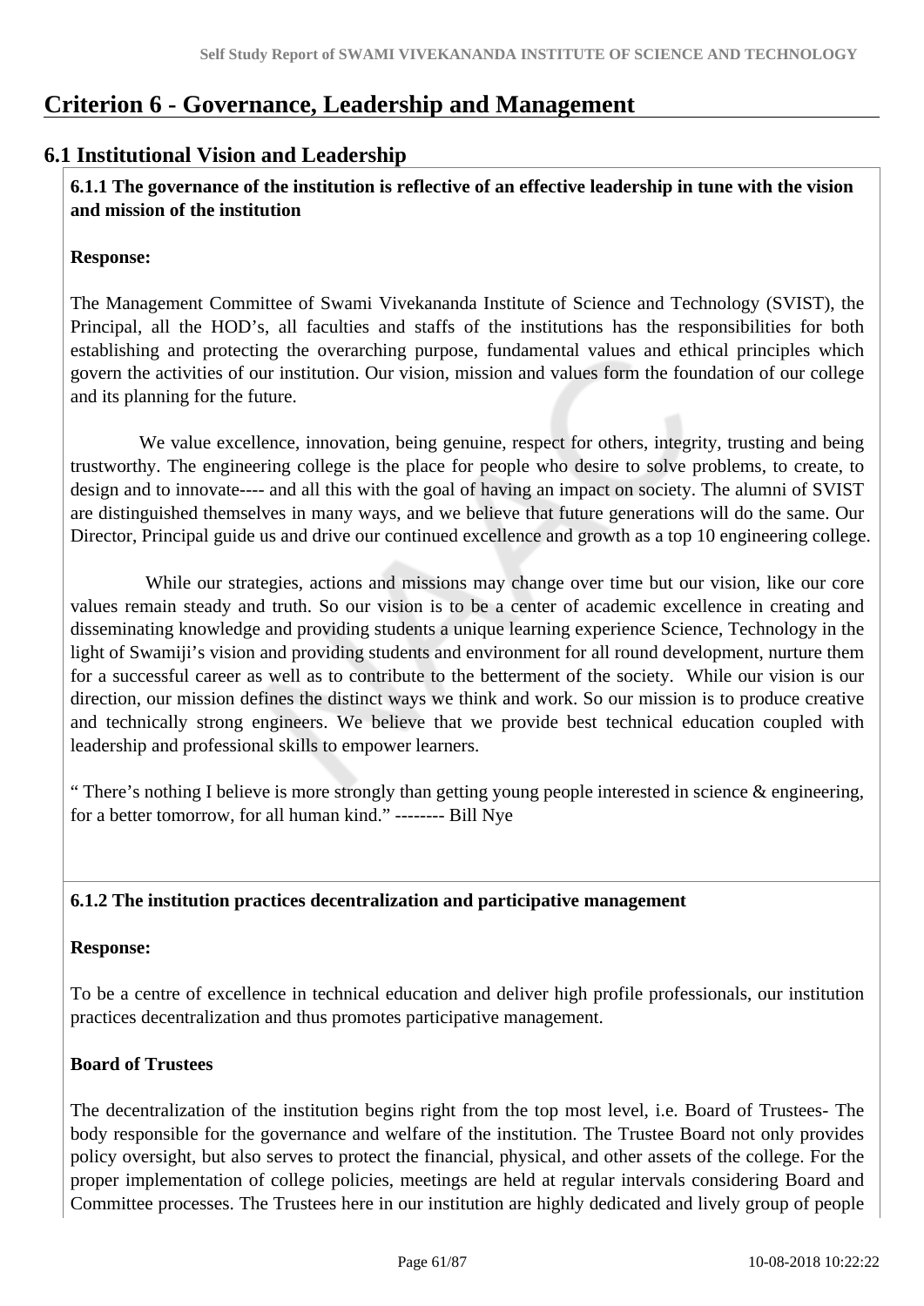# Criterion 6 - Governance, Leadership and Management

## 6.1 Institutional Vision and Leadership

**6.1.1 The governance of the institution is reflective of an effective leadership in tune with the vision and mission of the institution**

**Response:**

The Management Committee of Swami Vivekananda Institute of Science and Technology (SVIST), the Principal, all the HOD's, all faculties and staffs of the institutions has the responsibilities for both establishing and protecting the overarching purpose, fundamental values and ethical principles which govern the activities of our institution. Our vision, mission and values form the foundation of our college and its planning for the future.

We value excellence, innovation, being genuine, respect for others, integrity, trusting and being trustworthy. The engineering college is the place for people who desire to solve problems, to create, to design and to innovate---- and all this with the goal of having an impact on society. The alumni of SVIST are distinguished themselves in many ways, and we believe that future generations will do the same. Our Director, Principal guide us and drive our continued excellence and growth as a top 10 engineering college.

While our strategies, actions and missions may change over time but our vision, like our core values remain steady and truth. So our vision is to be a center of academic excellence in creating and disseminating knowledge and providing students a unique learning experience Science, Technology in the light of Swamiji's vision and providing students and environment for all round development, nurture them for a successful career as well as to contribute to the betterment of the society. While our vision is our direction, our mission defines the distinct ways we think and work. So our mission is to produce creative and technically strong engineers. We believe that we provide best technical education coupled with leadership and professional skills to empower learners.

" There's nothing I believe is more strongly than getting young people interested in science & engineering, for a better tomorrow, for all human kind." -------- Bill Nye

**6.1.2 The institution practices decentralization and participative management**

**Response:**

To be a centre of excellence in technical education and deliver high profile professionals, our institution practices decentralization and thus promotes participative management.

**Board of Trustees**

The decentralization of the institution begins right from the top most level, i.e. Board of Trustees- The body responsible for the governance and welfare of the institution. The Trustee Board not only provides policy oversight, but also serves to protect the financial, physical, and other assets of the college. For the proper implementation of college policies, meetings are held at regular intervals considering Board and Committee processes. The Trustees here in our institution are highly dedicated and lively group of people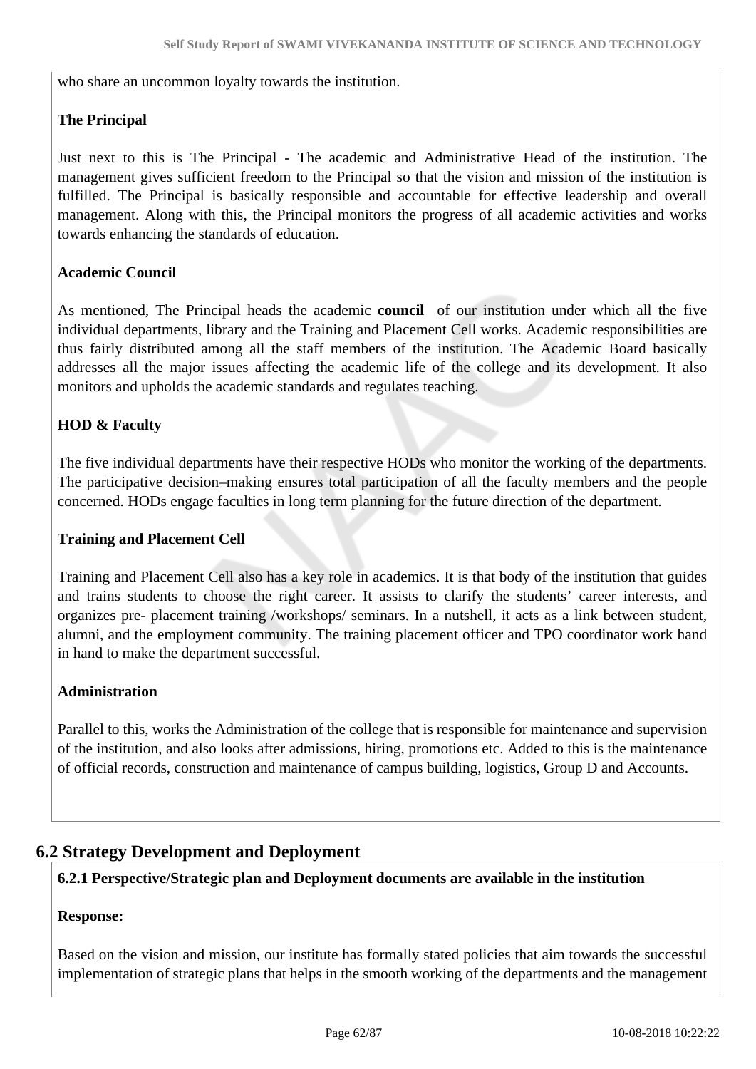who share an uncommon loyalty towards the institution.

**The Principal**

Just next to this is The Principal - The academic and Administrative Head of the institution. The management gives sufficient freedom to the Principal so that the vision and mission of the institution is fulfilled. The Principal is basically responsible and accountable for effective leadership and overall management. Along with this, the Principal monitors the progress of all academic activities and works towards enhancing the standards of education.

**Academic Council**

As mentioned, The Principal heads the academic **council** of our institution under which all the five individual departments, library and the Training and Placement Cell works. Academic responsibilities are thus fairly distributed among all the staff members of the institution. The Academic Board basically addresses all the major issues affecting the academic life of the college and its development. It also monitors and upholds the academic standards and regulates teaching.

**HOD & Faculty**

The five individual departments have their respective HODs who monitor the working of the departments. The participative decision–making ensures total participation of all the faculty members and the people concerned. HODs engage faculties in long term planning for the future direction of the department.

**Training and Placement Cell**

Training and Placement Cell also has a key role in academics. It is that body of the institution that guides and trains students to choose the right career. It assists to clarify the students' career interests, and organizes pre- placement training /workshops/ seminars. In a nutshell, it acts as a link between student, alumni, and the employment community. The training placement officer and TPO coordinator work hand in hand to make the department successful.

**Administration**

Parallel to this, works the Administration of the college that is responsible for maintenance and supervision of the institution, and also looks after admissions, hiring, promotions etc. Added to this is the maintenance of official records, construction and maintenance of campus building, logistics, Group D and Accounts.

## 6.2 Strategy Development and Deployment

**6.2.1 Perspective/Strategic plan and Deployment documents are available in the institution**

**Response:**

Based on the vision and mission, our institute has formally stated policies that aim towards the successful implementation of strategic plans that helps in the smooth working of the departments and the management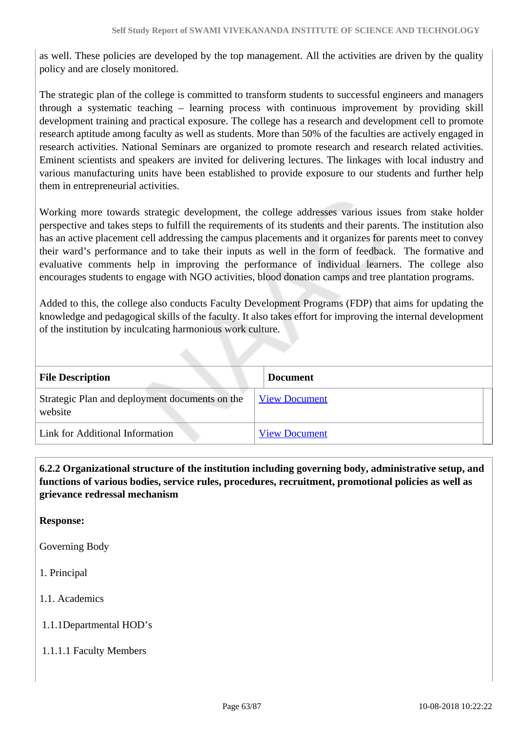as well. These policies are developed by the top management. All the activities are driven by the quality policy and are closely monitored.

The strategic plan of the college is committed to transform students to successful engineers and managers through a systematic teaching – learning process with continuous improvement by providing skill development training and practical exposure. The college has a research and development cell to promote research aptitude among faculty as well as students. More than 50% of the faculties are actively engaged in research activities. National Seminars are organized to promote research and research related activities. Eminent scientists and speakers are invited for delivering lectures. The linkages with local industry and various manufacturing units have been established to provide exposure to our students and further help them in entrepreneurial activities.

Working more towards strategic development, the college addresses various issues from stake holder perspective and takes steps to fulfill the requirements of its students and their parents. The institution also has an active placement cell addressing the campus placements and it organizes for parents meet to convey their ward's performance and to take their inputs as well in the form of feedback. The formative and evaluative comments help in improving the performance of individual learners. The college also encourages students to engage with NGO activities, blood donation camps and tree plantation programs.

Added to this, the college also conducts Faculty Development Programs (FDP) that aims for updating the knowledge and pedagogical skills of the faculty. It also takes effort for improving the internal development of the institution by inculcating harmonious work culture.

| File Description | Document |
|---|---|
| Strategic Plan and deployment documents on the website | View Document |
| Link for Additional Information | View Document |

**6.2.2 Organizational structure of the institution including governing body, administrative setup, and functions of various bodies, service rules, procedures, recruitment, promotional policies as well as grievance redressal mechanism**

**Response:**

Governing Body

1. Principal

1.1. Academics

1.1.1Departmental HOD's

1.1.1.1 Faculty Members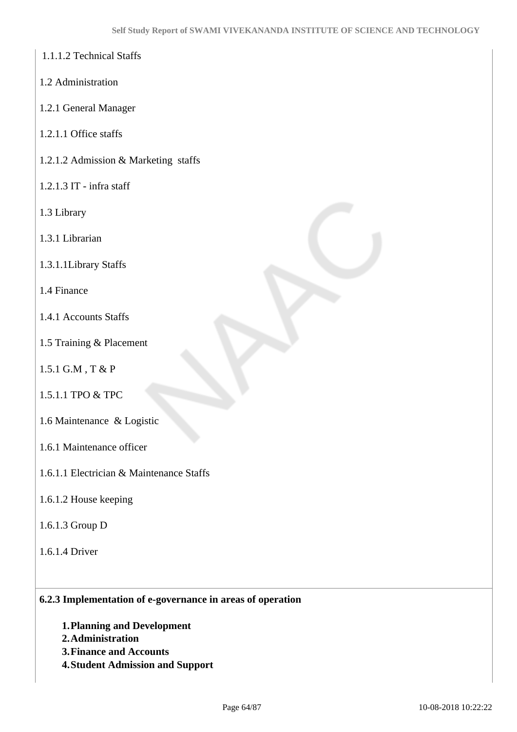1.1.1.2 Technical Staffs

1.2 Administration

1.2.1 General Manager

1.2.1.1 Office staffs

1.2.1.2 Admission & Marketing staffs

1.2.1.3 IT - infra staff

1.3 Library

1.3.1 Librarian

1.3.1.1Library Staffs

1.4 Finance

1.4.1 Accounts Staffs

1.5 Training & Placement

1.5.1 G.M , T & P

1.5.1.1 TPO & TPC

1.6 Maintenance & Logistic

1.6.1 Maintenance officer

1.6.1.1 Electrician & Maintenance Staffs

1.6.1.2 House keeping

1.6.1.3 Group D

1.6.1.4 Driver

**6.2.3 Implementation of e-governance in areas of operation**

1. **Planning and Development**
2. **Administration**
3. **Finance and Accounts**
4. **Student Admission and Support**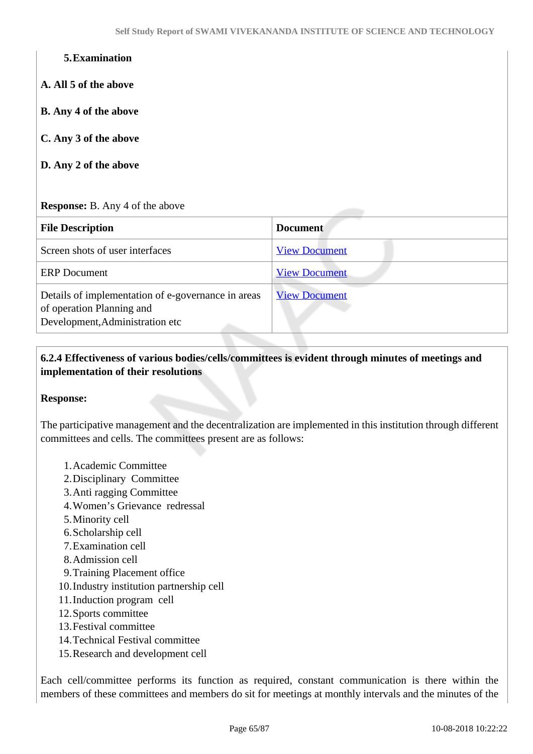5. **Examination**

**A. All 5 of the above**

**B. Any 4 of the above**

**C. Any 3 of the above**

**D. Any 2 of the above**

**Response:** B. Any 4 of the above

| File Description | Document |
|---|---|
| Screen shots of user interfaces | View Document |
| ERP Document | View Document |
| Details of implementation of e-governance in areas of operation Planning and Development,Administration etc | View Document |

**6.2.4 Effectiveness of various bodies/cells/committees is evident through minutes of meetings and implementation of their resolutions**

**Response:**

The participative management and the decentralization are implemented in this institution through different committees and cells. The committees present are as follows:

1. Academic Committee
2. Disciplinary Committee
3. Anti ragging Committee
4. Women's Grievance redressal
5. Minority cell
6. Scholarship cell
7. Examination cell
8. Admission cell
9. Training Placement office
10. Industry institution partnership cell
11. Induction program cell
12. Sports committee
13. Festival committee
14. Technical Festival committee
15. Research and development cell

Each cell/committee performs its function as required, constant communication is there within the members of these committees and members do sit for meetings at monthly intervals and the minutes of the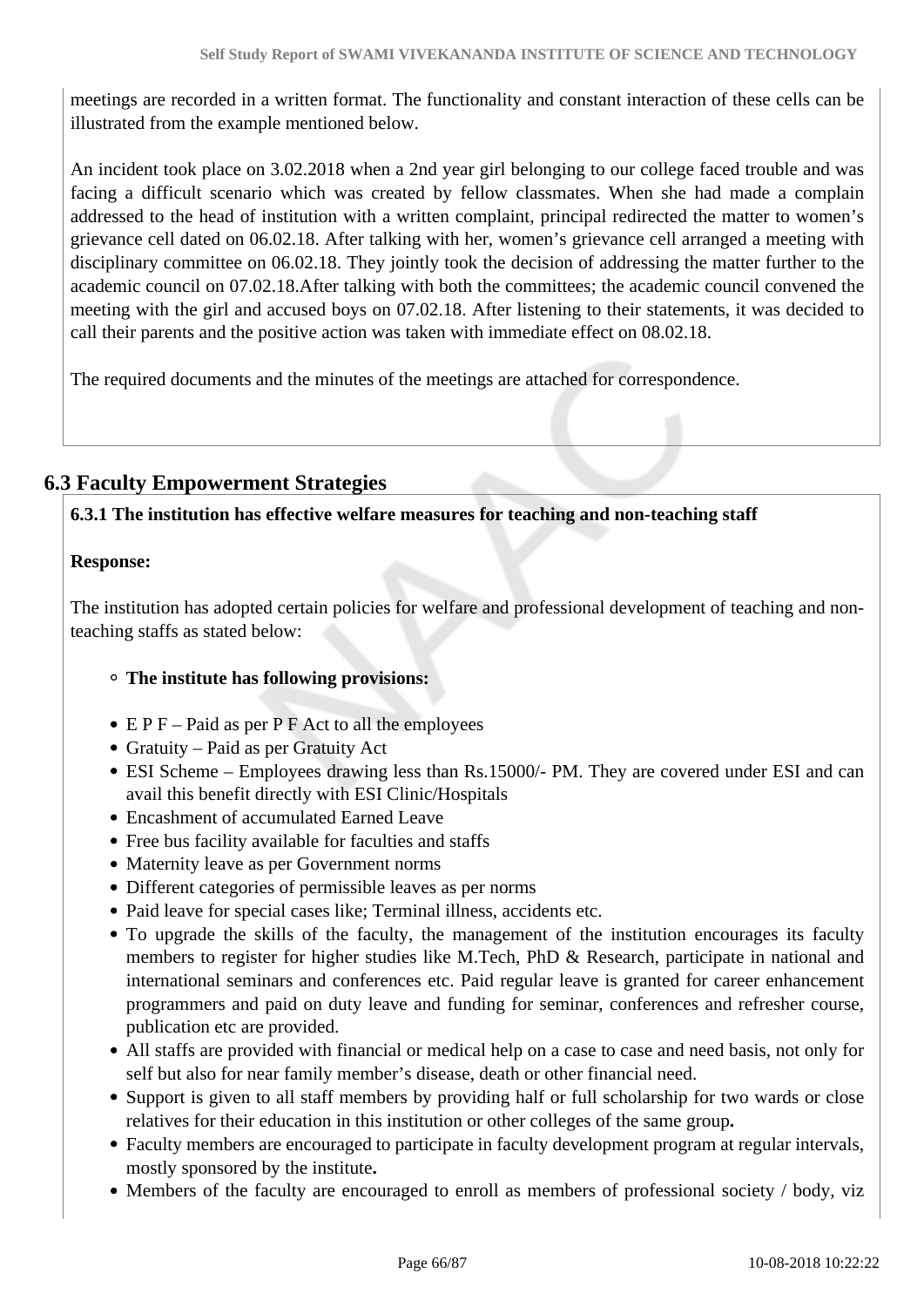meetings are recorded in a written format. The functionality and constant interaction of these cells can be illustrated from the example mentioned below.

An incident took place on 3.02.2018 when a 2nd year girl belonging to our college faced trouble and was facing a difficult scenario which was created by fellow classmates. When she had made a complain addressed to the head of institution with a written complaint, principal redirected the matter to women's grievance cell dated on 06.02.18. After talking with her, women's grievance cell arranged a meeting with disciplinary committee on 06.02.18. They jointly took the decision of addressing the matter further to the academic council on 07.02.18.After talking with both the committees; the academic council convened the meeting with the girl and accused boys on 07.02.18. After listening to their statements, it was decided to call their parents and the positive action was taken with immediate effect on 08.02.18.

The required documents and the minutes of the meetings are attached for correspondence.

## 6.3 Faculty Empowerment Strategies

**6.3.1 The institution has effective welfare measures for teaching and non-teaching staff**

**Response:**

The institution has adopted certain policies for welfare and professional development of teaching and non-teaching staffs as stated below:

- **The institute has following provisions:**

- E P F – Paid as per P F Act to all the employees
- Gratuity – Paid as per Gratuity Act
- ESI Scheme – Employees drawing less than Rs.15000/- PM. They are covered under ESI and can avail this benefit directly with ESI Clinic/Hospitals
- Encashment of accumulated Earned Leave
- Free bus facility available for faculties and staffs
- Maternity leave as per Government norms
- Different categories of permissible leaves as per norms
- Paid leave for special cases like; Terminal illness, accidents etc.
- To upgrade the skills of the faculty, the management of the institution encourages its faculty members to register for higher studies like M.Tech, PhD & Research, participate in national and international seminars and conferences etc. Paid regular leave is granted for career enhancement programmers and paid on duty leave and funding for seminar, conferences and refresher course, publication etc are provided.
- All staffs are provided with financial or medical help on a case to case and need basis, not only for self but also for near family member's disease, death or other financial need.
- Support is given to all staff members by providing half or full scholarship for two wards or close relatives for their education in this institution or other colleges of the same group**.**
- Faculty members are encouraged to participate in faculty development program at regular intervals, mostly sponsored by the institute**.**
- Members of the faculty are encouraged to enroll as members of professional society / body, viz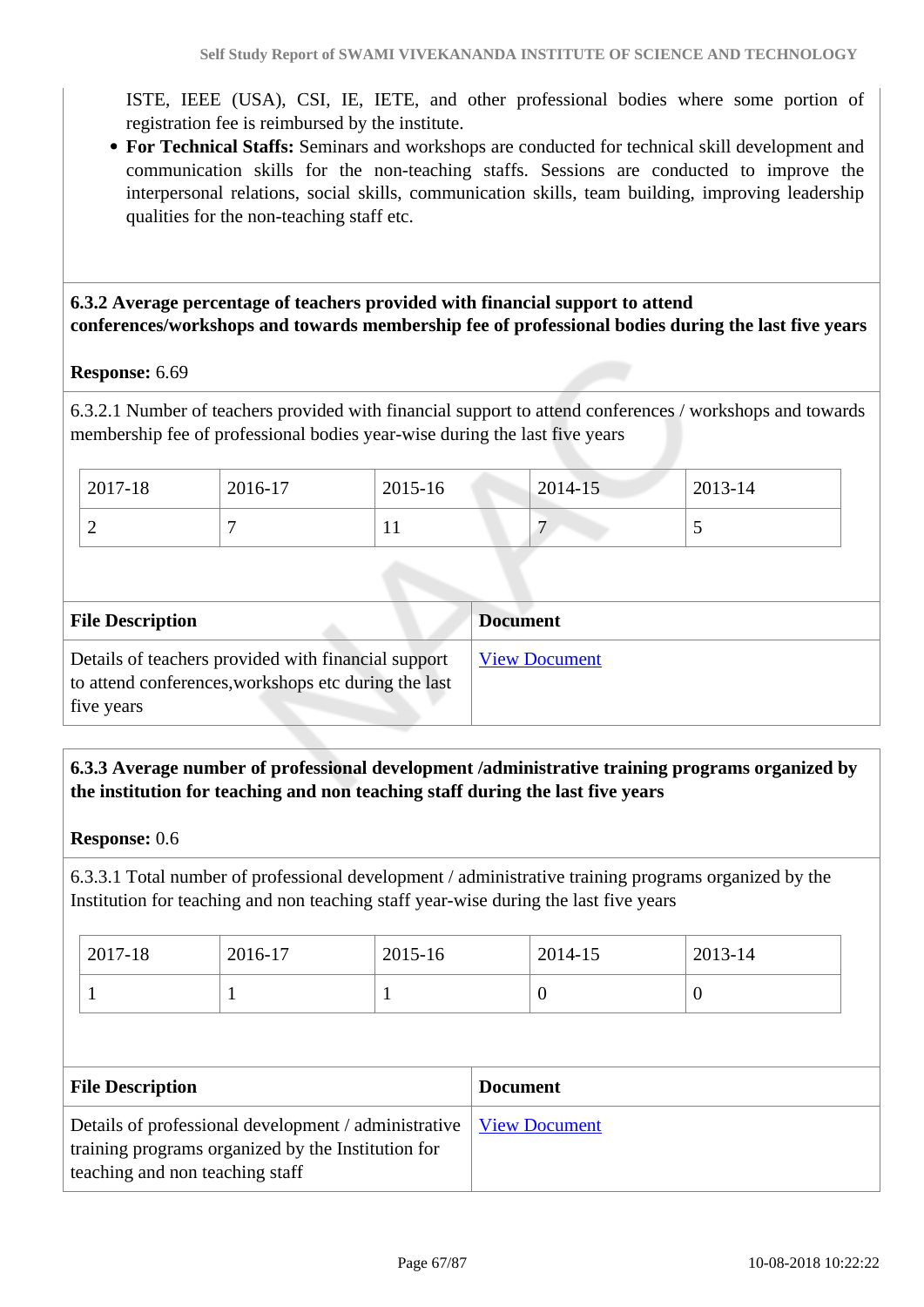ISTE, IEEE (USA), CSI, IE, IETE, and other professional bodies where some portion of registration fee is reimbursed by the institute.

- **For Technical Staffs:** Seminars and workshops are conducted for technical skill development and communication skills for the non-teaching staffs. Sessions are conducted to improve the interpersonal relations, social skills, communication skills, team building, improving leadership qualities for the non-teaching staff etc.

**6.3.2 Average percentage of teachers provided with financial support to attend conferences/workshops and towards membership fee of professional bodies during the last five years**

**Response:** 6.69

6.3.2.1 Number of teachers provided with financial support to attend conferences / workshops and towards membership fee of professional bodies year-wise during the last five years

| 2017-18 | 2016-17 | 2015-16 | 2014-15 | 2013-14 |
|---|---|---|---|---|
| 2 | 7 | 11 | 7 | 5 |

| File Description | Document |
|---|---|
| Details of teachers provided with financial support to attend conferences,workshops etc during the last five years | View Document |

**6.3.3 Average number of professional development /administrative training programs organized by the institution for teaching and non teaching staff during the last five years**

**Response:** 0.6

6.3.3.1 Total number of professional development / administrative training programs organized by the Institution for teaching and non teaching staff year-wise during the last five years

| 2017-18 | 2016-17 | 2015-16 | 2014-15 | 2013-14 |
|---|---|---|---|---|
| 1 | 1 | 1 | 0 | 0 |

| File Description | Document |
|---|---|
| Details of professional development / administrative training programs organized by the Institution for teaching and non teaching staff | View Document |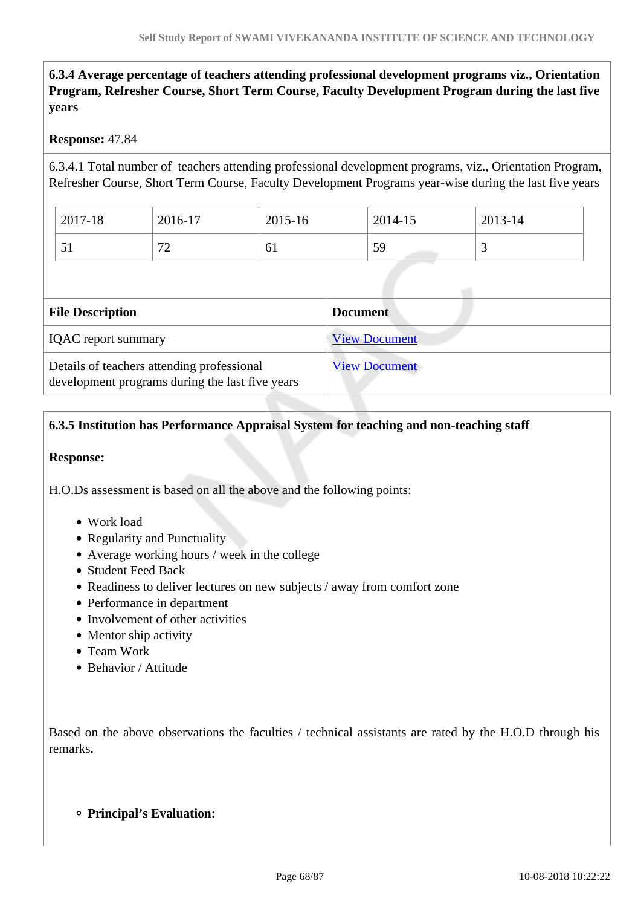**6.3.4 Average percentage of teachers attending professional development programs viz., Orientation Program, Refresher Course, Short Term Course, Faculty Development Program during the last five years**

**Response:** 47.84

6.3.4.1 Total number of teachers attending professional development programs, viz., Orientation Program, Refresher Course, Short Term Course, Faculty Development Programs year-wise during the last five years

| 2017-18 | 2016-17 | 2015-16 | 2014-15 | 2013-14 |
|---|---|---|---|---|
| 51 | 72 | 61 | 59 | 3 |

| File Description | Document |
|---|---|
| IQAC report summary | View Document |
| Details of teachers attending professional development programs during the last five years | View Document |

**6.3.5 Institution has Performance Appraisal System for teaching and non-teaching staff**

**Response:**

H.O.Ds assessment is based on all the above and the following points:

- Work load
- Regularity and Punctuality
- Average working hours / week in the college
- Student Feed Back
- Readiness to deliver lectures on new subjects / away from comfort zone
- Performance in department
- Involvement of other activities
- Mentor ship activity
- Team Work
- Behavior / Attitude

Based on the above observations the faculties / technical assistants are rated by the H.O.D through his remarks**.**

- **Principal's Evaluation:**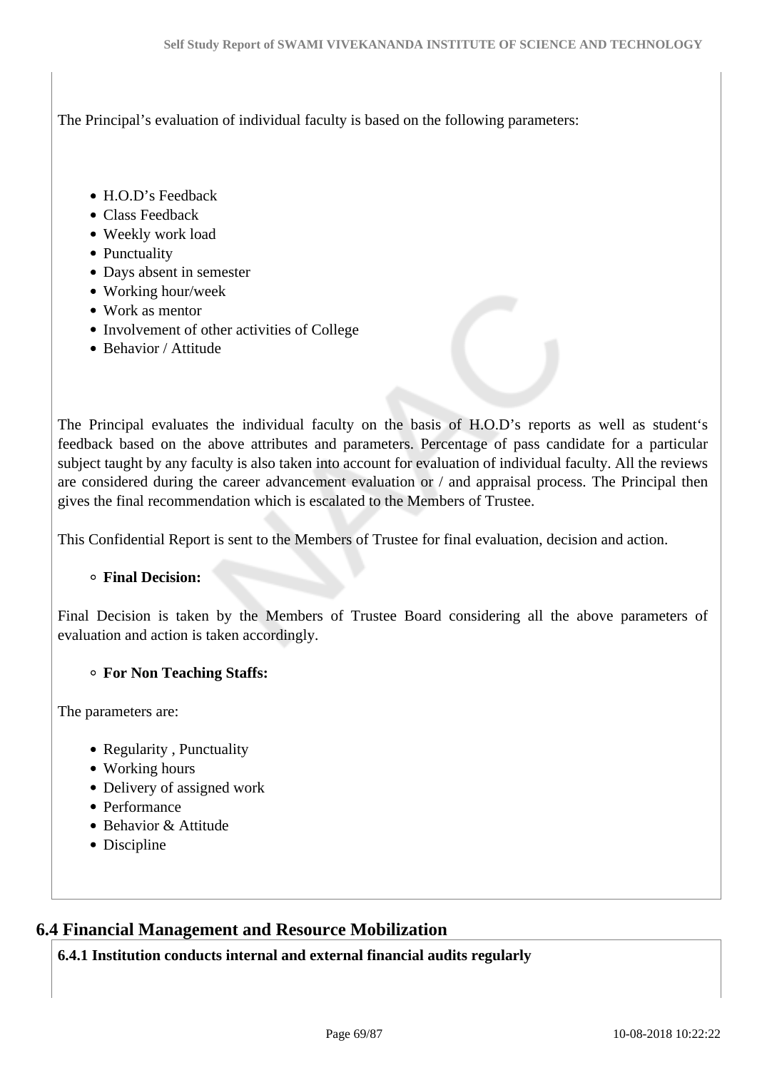The Principal’s evaluation of individual faculty is based on the following parameters:

- H.O.D’s Feedback
- Class Feedback
- Weekly work load
- Punctuality
- Days absent in semester
- Working hour/week
- Work as mentor
- Involvement of other activities of College
- Behavior / Attitude

The Principal evaluates the individual faculty on the basis of H.O.D’s reports as well as student‘s feedback based on the above attributes and parameters. Percentage of pass candidate for a particular subject taught by any faculty is also taken into account for evaluation of individual faculty. All the reviews are considered during the career advancement evaluation or / and appraisal process. The Principal then gives the final recommendation which is escalated to the Members of Trustee.

This Confidential Report is sent to the Members of Trustee for final evaluation, decision and action.

- **Final Decision:**

Final Decision is taken by the Members of Trustee Board considering all the above parameters of evaluation and action is taken accordingly.

- **For Non Teaching Staffs:**

The parameters are:

- Regularity , Punctuality
- Working hours
- Delivery of assigned work
- Performance
- Behavior & Attitude
- Discipline

## 6.4 Financial Management and Resource Mobilization

**6.4.1 Institution conducts internal and external financial audits regularly**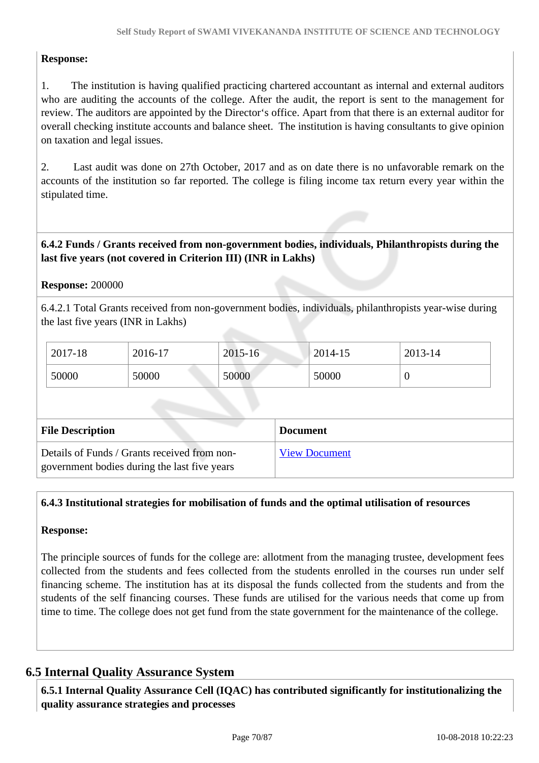**Response:**

1. The institution is having qualified practicing chartered accountant as internal and external auditors who are auditing the accounts of the college. After the audit, the report is sent to the management for review. The auditors are appointed by the Director‘s office. Apart from that there is an external auditor for overall checking institute accounts and balance sheet. The institution is having consultants to give opinion on taxation and legal issues.

2. Last audit was done on 27th October, 2017 and as on date there is no unfavorable remark on the accounts of the institution so far reported. The college is filing income tax return every year within the stipulated time.

**6.4.2 Funds / Grants received from non-government bodies, individuals, Philanthropists during the last five years (not covered in Criterion III) (INR in Lakhs)**

**Response:** 200000

6.4.2.1 Total Grants received from non-government bodies, individuals, philanthropists year-wise during the last five years (INR in Lakhs)

| 2017-18 | 2016-17 | 2015-16 | 2014-15 | 2013-14 |
|---|---|---|---|---|
| 50000 | 50000 | 50000 | 50000 | 0 |

| File Description | Document |
|---|---|
| Details of Funds / Grants received from non-government bodies during the last five years | View Document |

**6.4.3 Institutional strategies for mobilisation of funds and the optimal utilisation of resources**

**Response:**

The principle sources of funds for the college are: allotment from the managing trustee, development fees collected from the students and fees collected from the students enrolled in the courses run under self financing scheme. The institution has at its disposal the funds collected from the students and from the students of the self financing courses. These funds are utilised for the various needs that come up from time to time. The college does not get fund from the state government for the maintenance of the college.

## 6.5 Internal Quality Assurance System

**6.5.1 Internal Quality Assurance Cell (IQAC) has contributed significantly for institutionalizing the quality assurance strategies and processes**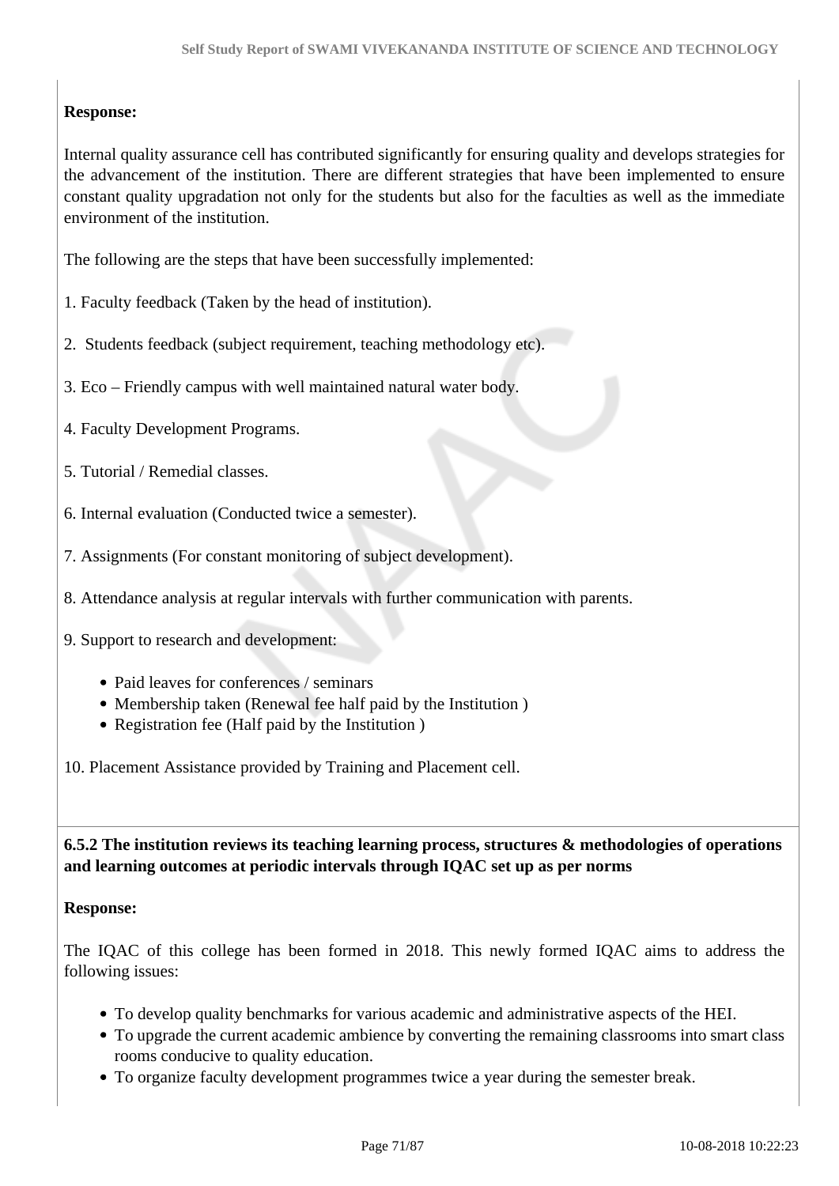**Response:**

Internal quality assurance cell has contributed significantly for ensuring quality and develops strategies for the advancement of the institution. There are different strategies that have been implemented to ensure constant quality upgradation not only for the students but also for the faculties as well as the immediate environment of the institution.

The following are the steps that have been successfully implemented:

1. Faculty feedback (Taken by the head of institution).

2. Students feedback (subject requirement, teaching methodology etc).

3. Eco – Friendly campus with well maintained natural water body.

4. Faculty Development Programs.

5. Tutorial / Remedial classes.

6. Internal evaluation (Conducted twice a semester).

7. Assignments (For constant monitoring of subject development).

8. Attendance analysis at regular intervals with further communication with parents.

9. Support to research and development:

- Paid leaves for conferences / seminars
- Membership taken (Renewal fee half paid by the Institution )
- Registration fee (Half paid by the Institution )

10. Placement Assistance provided by Training and Placement cell.

**6.5.2 The institution reviews its teaching learning process, structures & methodologies of operations and learning outcomes at periodic intervals through IQAC set up as per norms**

**Response:**

The IQAC of this college has been formed in 2018. This newly formed IQAC aims to address the following issues:

- To develop quality benchmarks for various academic and administrative aspects of the HEI.
- To upgrade the current academic ambience by converting the remaining classrooms into smart class rooms conducive to quality education.
- To organize faculty development programmes twice a year during the semester break.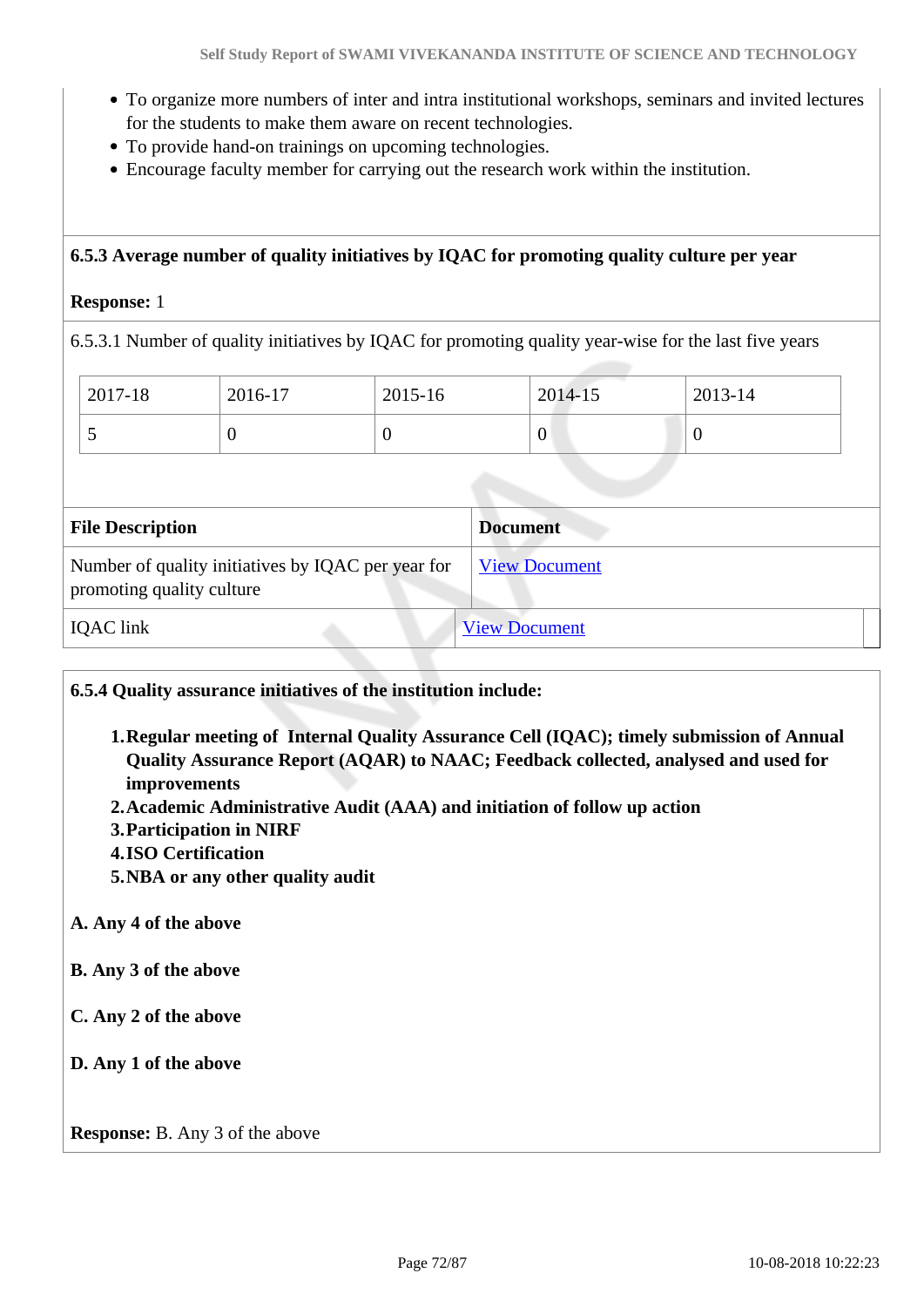- To organize more numbers of inter and intra institutional workshops, seminars and invited lectures for the students to make them aware on recent technologies.
- To provide hand-on trainings on upcoming technologies.
- Encourage faculty member for carrying out the research work within the institution.

**6.5.3 Average number of quality initiatives by IQAC for promoting quality culture per year**

**Response:** 1

6.5.3.1 Number of quality initiatives by IQAC for promoting quality year-wise for the last five years

| 2017-18 | 2016-17 | 2015-16 | 2014-15 | 2013-14 |
|---|---|---|---|---|
| 5 | 0 | 0 | 0 | 0 |

| File Description | Document |
|---|---|
| Number of quality initiatives by IQAC per year for promoting quality culture | View Document |
| IQAC link | View Document |

**6.5.4 Quality assurance initiatives of the institution include:**

1. **Regular meeting of Internal Quality Assurance Cell (IQAC); timely submission of Annual Quality Assurance Report (AQAR) to NAAC; Feedback collected, analysed and used for improvements**
2. **Academic Administrative Audit (AAA) and initiation of follow up action**
3. **Participation in NIRF**
4. **ISO Certification**
5. **NBA or any other quality audit**

**A. Any 4 of the above**

**B. Any 3 of the above**

**C. Any 2 of the above**

**D. Any 1 of the above**

**Response:** B. Any 3 of the above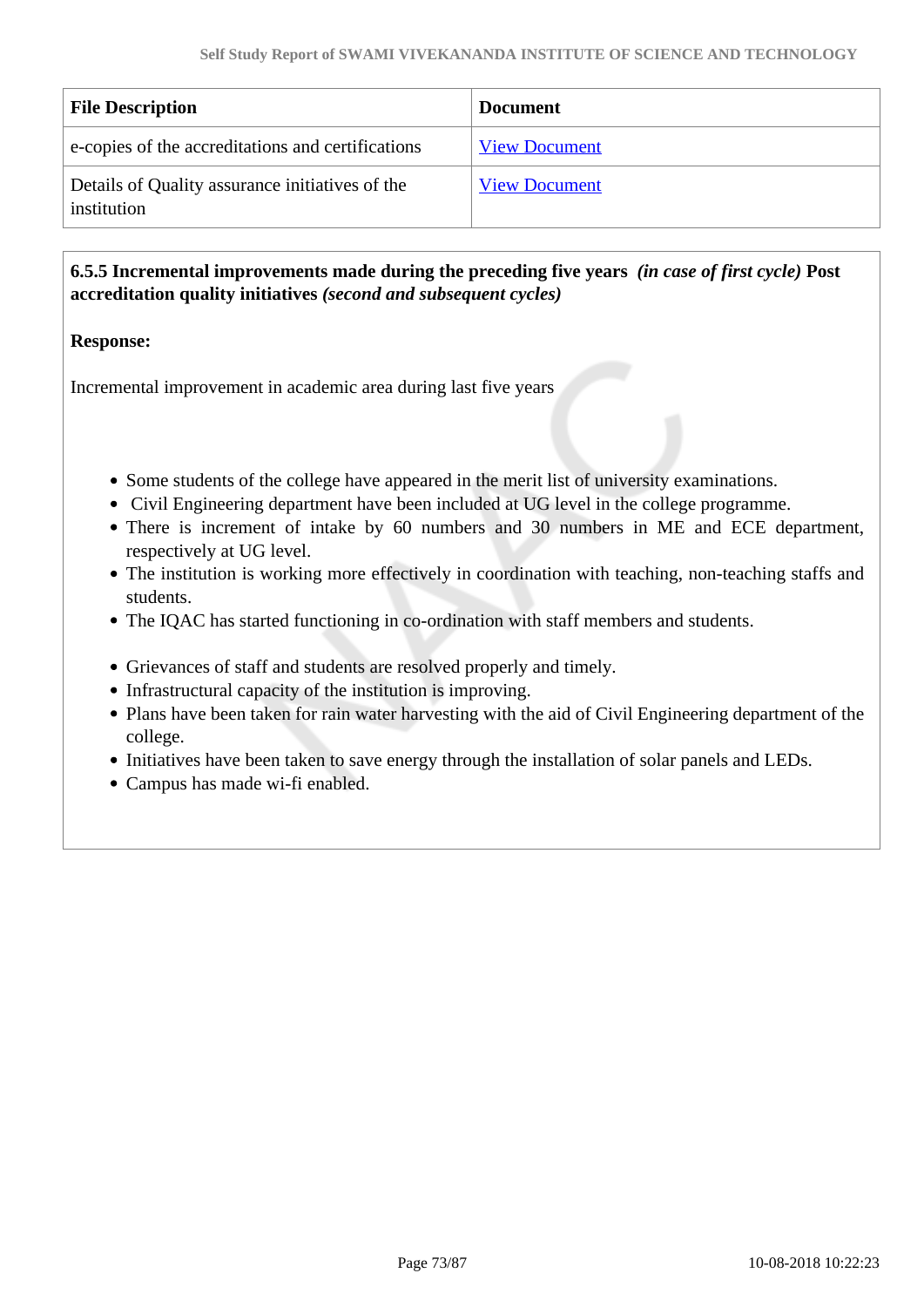| File Description | Document |
| --- | --- |
| e-copies of the accreditations and certifications | View Document |
| Details of Quality assurance initiatives of the institution | View Document |

**6.5.5 Incremental improvements made during the preceding five years** ***(in case of first cycle)*** **Post accreditation quality initiatives** ***(second and subsequent cycles)***

**Response:**

Incremental improvement in academic area during last five years

- Some students of the college have appeared in the merit list of university examinations.
- Civil Engineering department have been included at UG level in the college programme.
- There is increment of intake by 60 numbers and 30 numbers in ME and ECE department, respectively at UG level.
- The institution is working more effectively in coordination with teaching, non-teaching staffs and students.
- The IQAC has started functioning in co-ordination with staff members and students.

- Grievances of staff and students are resolved properly and timely.
- Infrastructural capacity of the institution is improving.
- Plans have been taken for rain water harvesting with the aid of Civil Engineering department of the college.
- Initiatives have been taken to save energy through the installation of solar panels and LEDs.
- Campus has made wi-fi enabled.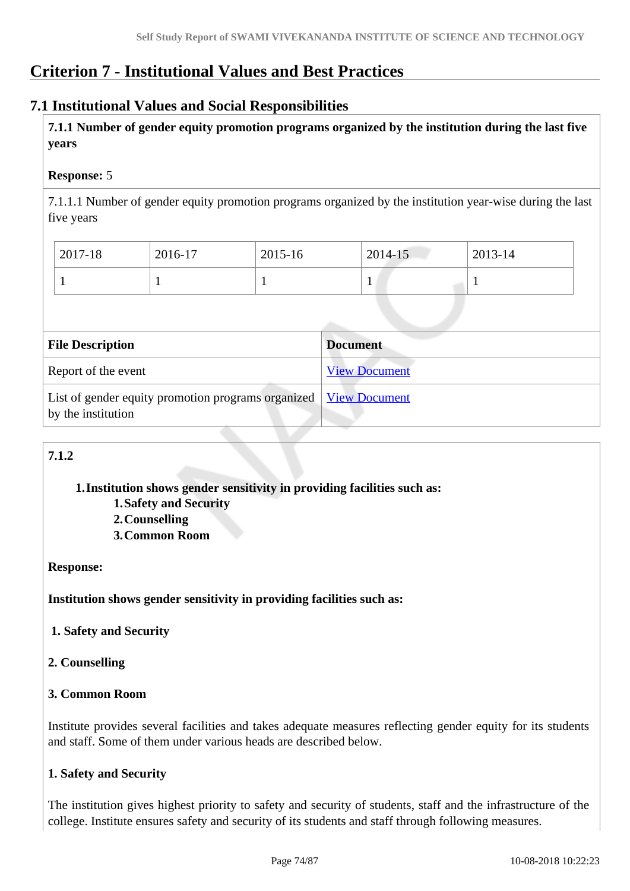# Criterion 7 - Institutional Values and Best Practices

## 7.1 Institutional Values and Social Responsibilities

**7.1.1 Number of gender equity promotion programs organized by the institution during the last five years**

**Response:** 5

7.1.1.1 Number of gender equity promotion programs organized by the institution year-wise during the last five years

| 2017-18 | 2016-17 | 2015-16 | 2014-15 | 2013-14 |
|---|---|---|---|---|
| 1 | 1 | 1 | 1 | 1 |

| File Description | Document |
|---|---|
| Report of the event | View Document |
| List of gender equity promotion programs organized by the institution | View Document |

**7.1.2**

1. **Institution shows gender sensitivity in providing facilities such as:**
   1. **Safety and Security**
   2. **Counselling**
   3. **Common Room**

**Response:**

**Institution shows gender sensitivity in providing facilities such as:**

**1. Safety and Security**

**2. Counselling**

**3. Common Room**

Institute provides several facilities and takes adequate measures reflecting gender equity for its students and staff. Some of them under various heads are described below.

**1. Safety and Security**

The institution gives highest priority to safety and security of students, staff and the infrastructure of the college. Institute ensures safety and security of its students and staff through following measures.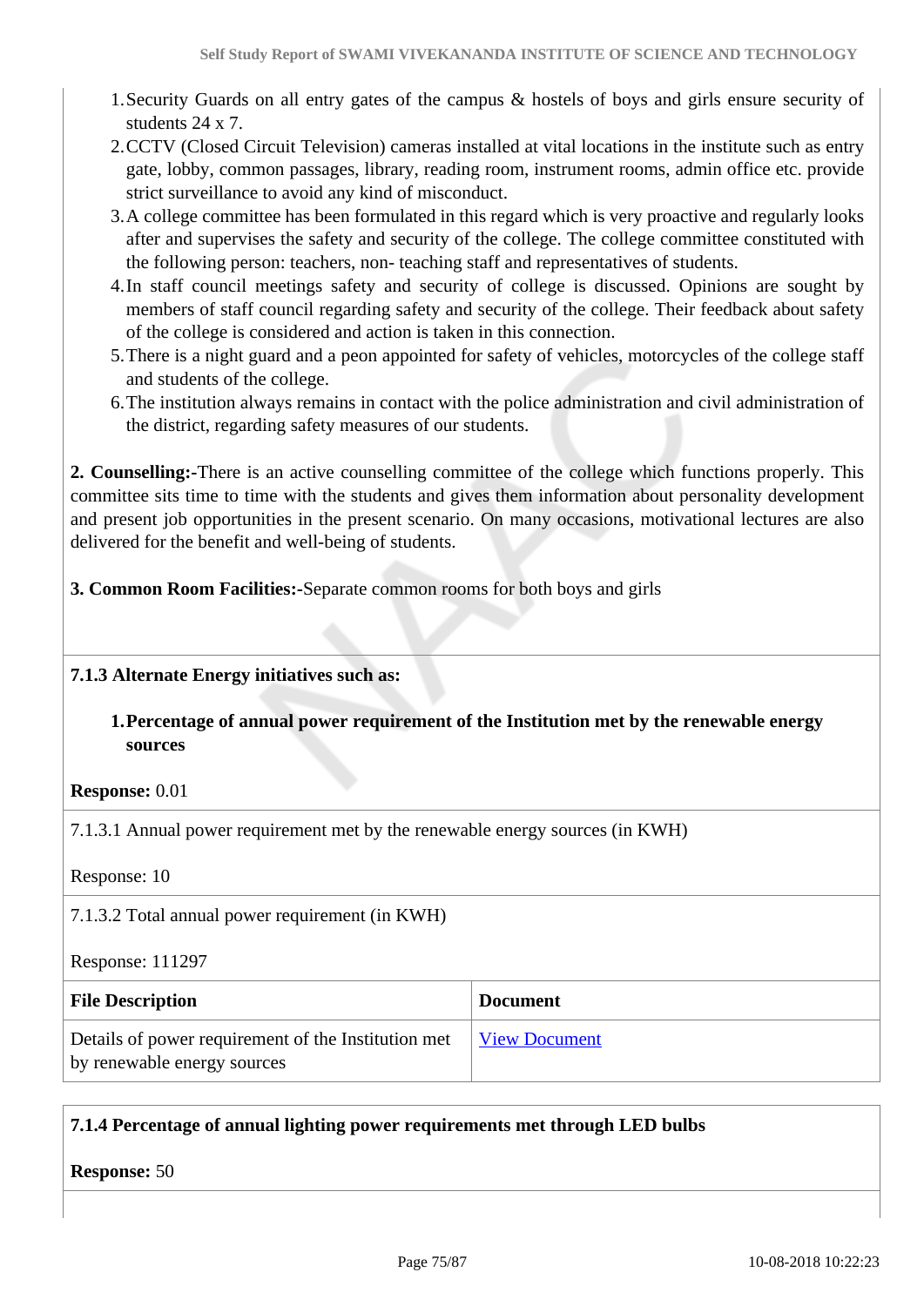1. Security Guards on all entry gates of the campus & hostels of boys and girls ensure security of students 24 x 7.
2. CCTV (Closed Circuit Television) cameras installed at vital locations in the institute such as entry gate, lobby, common passages, library, reading room, instrument rooms, admin office etc. provide strict surveillance to avoid any kind of misconduct.
3. A college committee has been formulated in this regard which is very proactive and regularly looks after and supervises the safety and security of the college. The college committee constituted with the following person: teachers, non- teaching staff and representatives of students.
4. In staff council meetings safety and security of college is discussed. Opinions are sought by members of staff council regarding safety and security of the college. Their feedback about safety of the college is considered and action is taken in this connection.
5. There is a night guard and a peon appointed for safety of vehicles, motorcycles of the college staff and students of the college.
6. The institution always remains in contact with the police administration and civil administration of the district, regarding safety measures of our students.

**2. Counselling:-**There is an active counselling committee of the college which functions properly. This committee sits time to time with the students and gives them information about personality development and present job opportunities in the present scenario. On many occasions, motivational lectures are also delivered for the benefit and well-being of students.

**3. Common Room Facilities:-**Separate common rooms for both boys and girls

**7.1.3 Alternate Energy initiatives such as:**

1. **Percentage of annual power requirement of the Institution met by the renewable energy sources**

**Response:** 0.01

7.1.3.1 Annual power requirement met by the renewable energy sources (in KWH)

Response: 10

7.1.3.2 Total annual power requirement (in KWH)

Response: 111297

| File Description | Document |
|---|---|
| Details of power requirement of the Institution met by renewable energy sources | View Document |

**7.1.4 Percentage of annual lighting power requirements met through LED bulbs**

**Response:** 50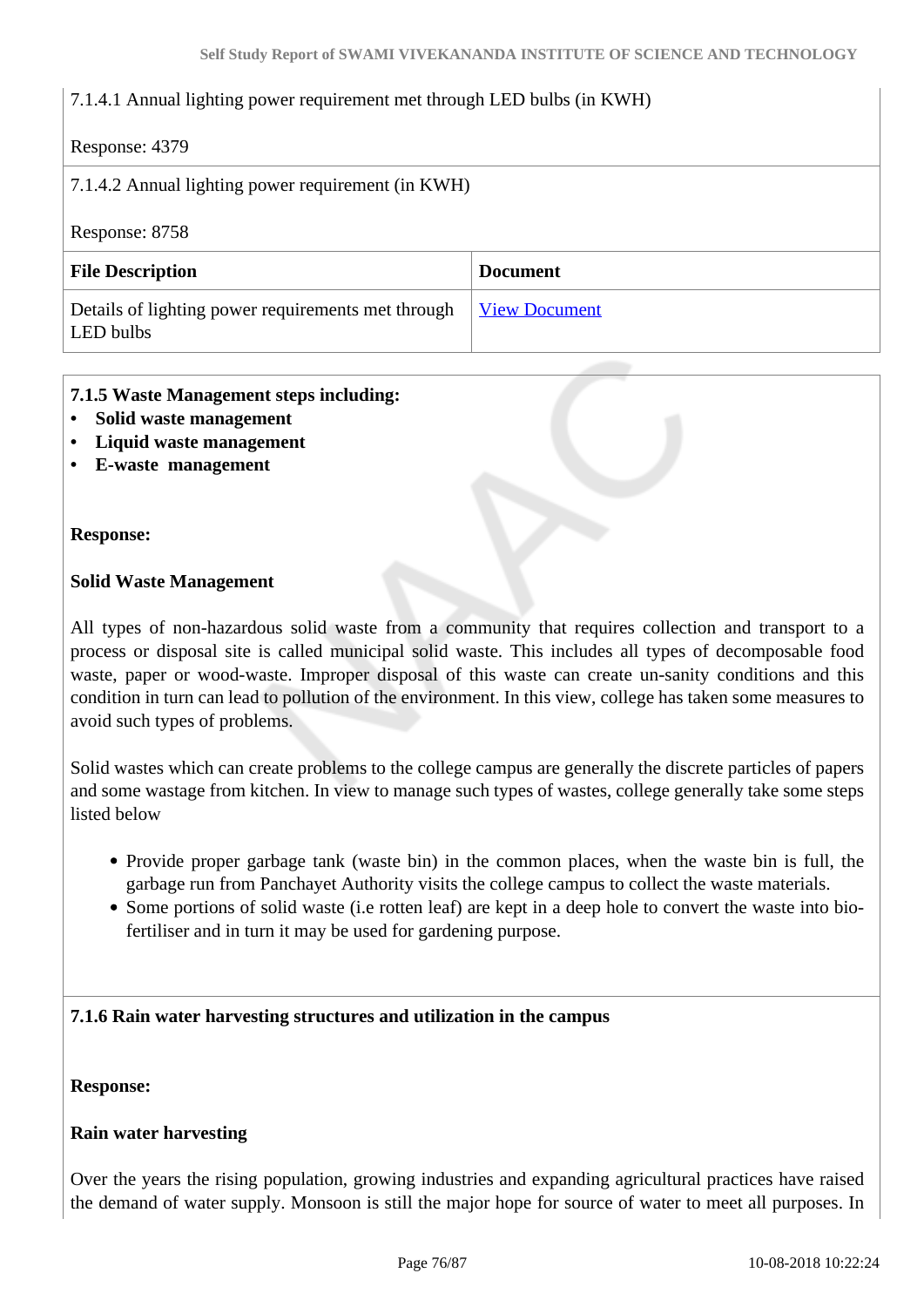7.1.4.1 Annual lighting power requirement met through LED bulbs (in KWH)

Response: 4379

7.1.4.2 Annual lighting power requirement (in KWH)

Response: 8758

| File Description | Document |
|---|---|
| Details of lighting power requirements met through LED bulbs | View Document |

**7.1.5 Waste Management steps including:**

- **Solid waste management**
- **Liquid waste management**
- **E-waste management**

**Response:**

**Solid Waste Management**

All types of non-hazardous solid waste from a community that requires collection and transport to a process or disposal site is called municipal solid waste. This includes all types of decomposable food waste, paper or wood-waste. Improper disposal of this waste can create un-sanity conditions and this condition in turn can lead to pollution of the environment. In this view, college has taken some measures to avoid such types of problems.

Solid wastes which can create problems to the college campus are generally the discrete particles of papers and some wastage from kitchen. In view to manage such types of wastes, college generally take some steps listed below

- Provide proper garbage tank (waste bin) in the common places, when the waste bin is full, the garbage run from Panchayet Authority visits the college campus to collect the waste materials.
- Some portions of solid waste (i.e rotten leaf) are kept in a deep hole to convert the waste into bio-fertiliser and in turn it may be used for gardening purpose.

**7.1.6 Rain water harvesting structures and utilization in the campus**

**Response:**

**Rain water harvesting**

Over the years the rising population, growing industries and expanding agricultural practices have raised the demand of water supply. Monsoon is still the major hope for source of water to meet all purposes. In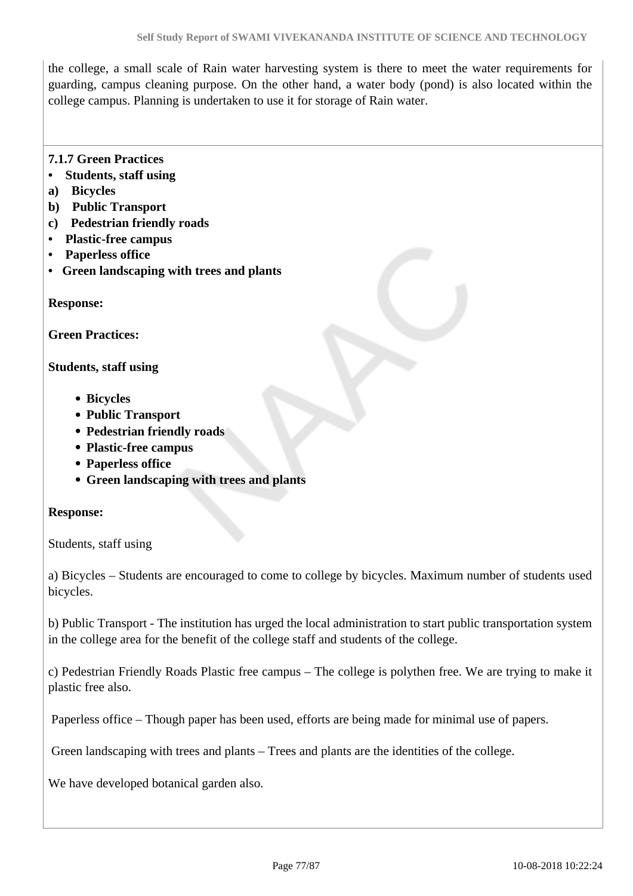the college, a small scale of Rain water harvesting system is there to meet the water requirements for guarding, campus cleaning purpose. On the other hand, a water body (pond) is also located within the college campus. Planning is undertaken to use it for storage of Rain water.

**7.1.7 Green Practices**

- **Students, staff using**

**a) Bicycles**

**b) Public Transport**

**c) Pedestrian friendly roads**

- **Plastic-free campus**
- **Paperless office**
- **Green landscaping with trees and plants**

**Response:**

**Green Practices:**

**Students, staff using**

- **Bicycles**
- **Public Transport**
- **Pedestrian friendly roads**
- **Plastic-free campus**
- **Paperless office**
- **Green landscaping with trees and plants**

**Response:**

Students, staff using

a) Bicycles – Students are encouraged to come to college by bicycles. Maximum number of students used bicycles.

b) Public Transport - The institution has urged the local administration to start public transportation system in the college area for the benefit of the college staff and students of the college.

c) Pedestrian Friendly Roads Plastic free campus – The college is polythen free. We are trying to make it plastic free also.

Paperless office – Though paper has been used, efforts are being made for minimal use of papers.

Green landscaping with trees and plants – Trees and plants are the identities of the college.

We have developed botanical garden also.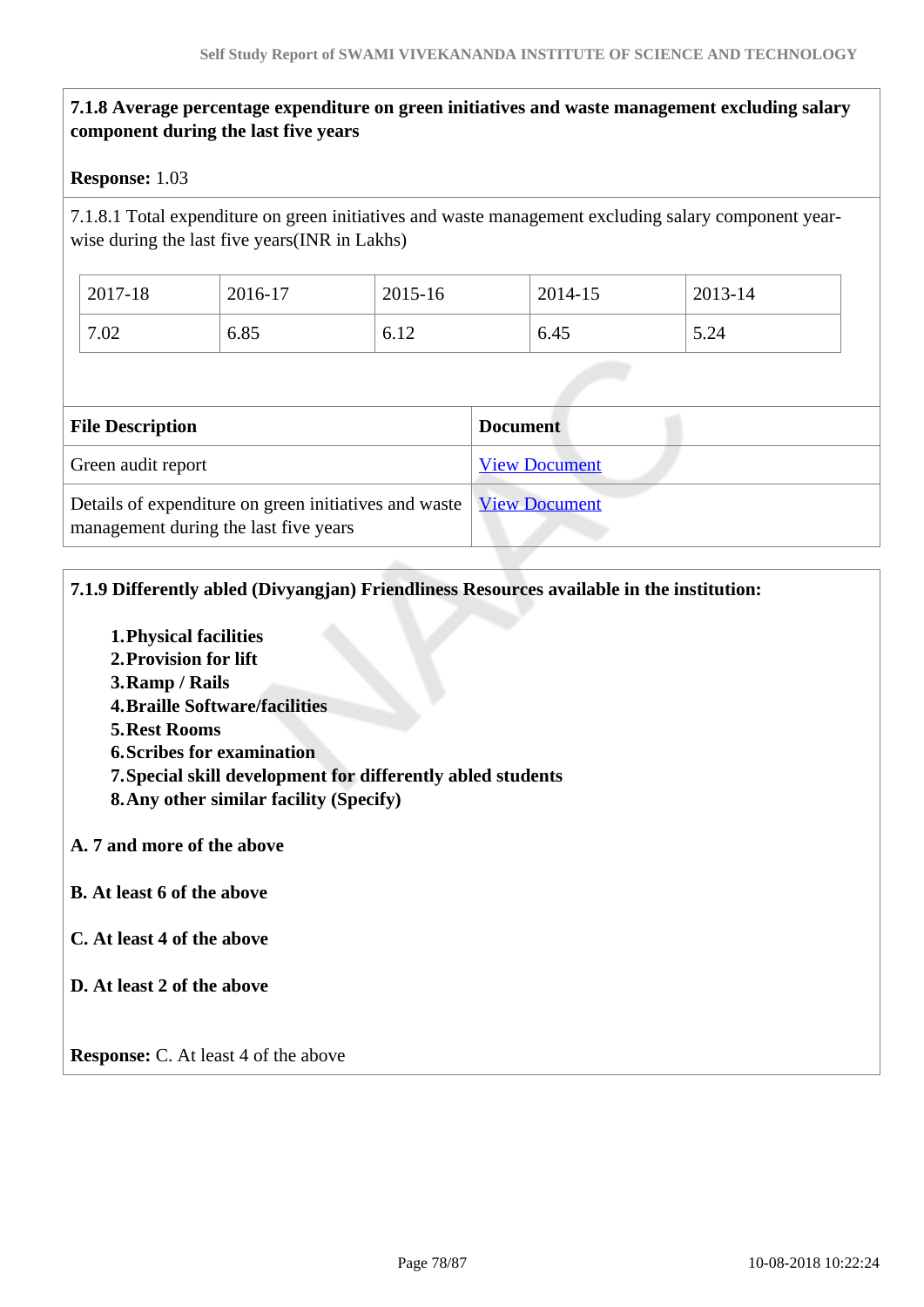**7.1.8 Average percentage expenditure on green initiatives and waste management excluding salary component during the last five years**

**Response:** 1.03

7.1.8.1 Total expenditure on green initiatives and waste management excluding salary component year-wise during the last five years(INR in Lakhs)

| 2017-18 | 2016-17 | 2015-16 | 2014-15 | 2013-14 |
|---|---|---|---|---|
| 7.02 | 6.85 | 6.12 | 6.45 | 5.24 |

| File Description | Document |
|---|---|
| Green audit report | View Document |
| Details of expenditure on green initiatives and waste management during the last five years | View Document |

**7.1.9 Differently abled (Divyangjan) Friendliness Resources available in the institution:**

1. **Physical facilities**
2. **Provision for lift**
3. **Ramp / Rails**
4. **Braille Software/facilities**
5. **Rest Rooms**
6. **Scribes for examination**
7. **Special skill development for differently abled students**
8. **Any other similar facility (Specify)**

**A. 7 and more of the above**

**B. At least 6 of the above**

**C. At least 4 of the above**

**D. At least 2 of the above**

**Response:** C. At least 4 of the above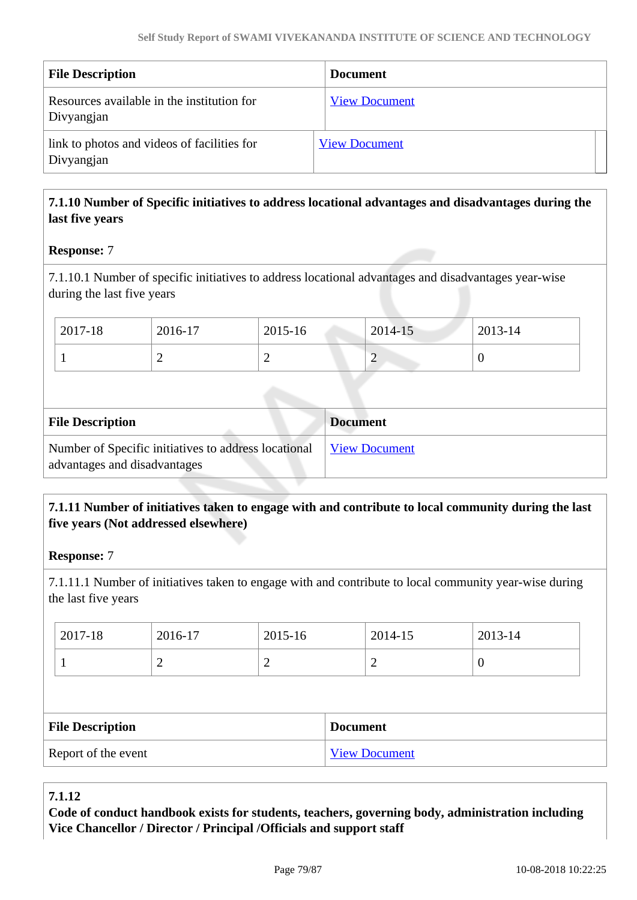| File Description | Document |
|---|---|
| Resources available in the institution for Divyangjan | View Document |
| link to photos and videos of facilities for Divyangjan | View Document |

**7.1.10 Number of Specific initiatives to address locational advantages and disadvantages during the last five years**

**Response:** 7

7.1.10.1 Number of specific initiatives to address locational advantages and disadvantages year-wise during the last five years

| 2017-18 | 2016-17 | 2015-16 | 2014-15 | 2013-14 |
|---|---|---|---|---|
| 1 | 2 | 2 | 2 | 0 |

| File Description | Document |
|---|---|
| Number of Specific initiatives to address locational advantages and disadvantages | View Document |

**7.1.11 Number of initiatives taken to engage with and contribute to local community during the last five years (Not addressed elsewhere)**

**Response:** 7

7.1.11.1 Number of initiatives taken to engage with and contribute to local community year-wise during the last five years

| 2017-18 | 2016-17 | 2015-16 | 2014-15 | 2013-14 |
|---|---|---|---|---|
| 1 | 2 | 2 | 2 | 0 |

| File Description | Document |
|---|---|
| Report of the event | View Document |

**7.1.12**
**Code of conduct handbook exists for students, teachers, governing body, administration including Vice Chancellor / Director / Principal /Officials and support staff**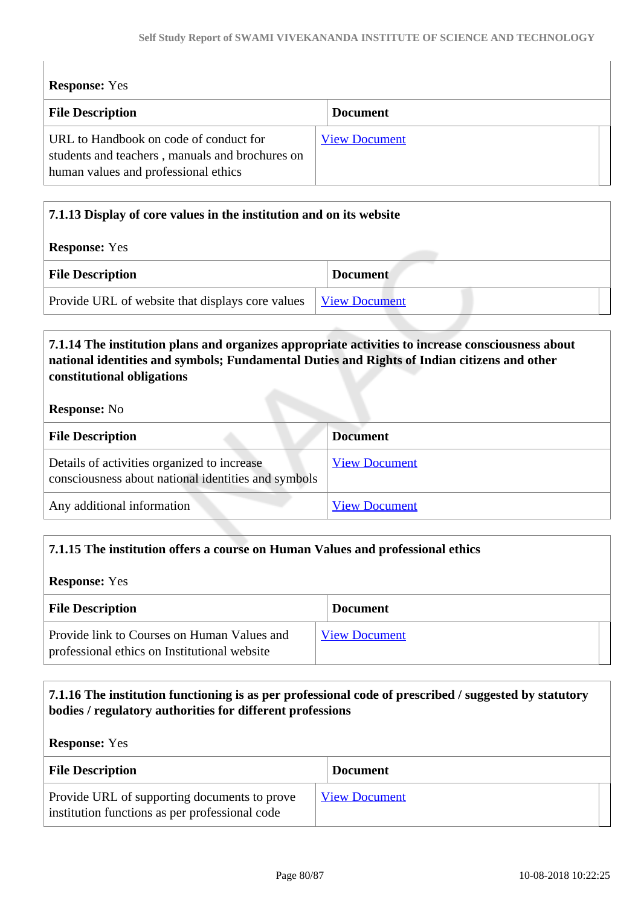**Response:** Yes

| File Description | Document |
| --- | --- |
| URL to Handbook on code of conduct for students and teachers , manuals and brochures on human values and professional ethics | View Document |

**7.1.13 Display of core values in the institution and on its website**

**Response:** Yes

| File Description | Document |
| --- | --- |
| Provide URL of website that displays core values | View Document |

**7.1.14 The institution plans and organizes appropriate activities to increase consciousness about national identities and symbols; Fundamental Duties and Rights of Indian citizens and other constitutional obligations**

**Response:** No

| File Description | Document |
| --- | --- |
| Details of activities organized to increase consciousness about national identities and symbols | View Document |
| Any additional information | View Document |

**7.1.15 The institution offers a course on Human Values and professional ethics**

**Response:** Yes

| File Description | Document |
| --- | --- |
| Provide link to Courses on Human Values and professional ethics on Institutional website | View Document |

**7.1.16 The institution functioning is as per professional code of prescribed / suggested by statutory bodies / regulatory authorities for different professions**

**Response:** Yes

| File Description | Document |
| --- | --- |
| Provide URL of supporting documents to prove institution functions as per professional code | View Document |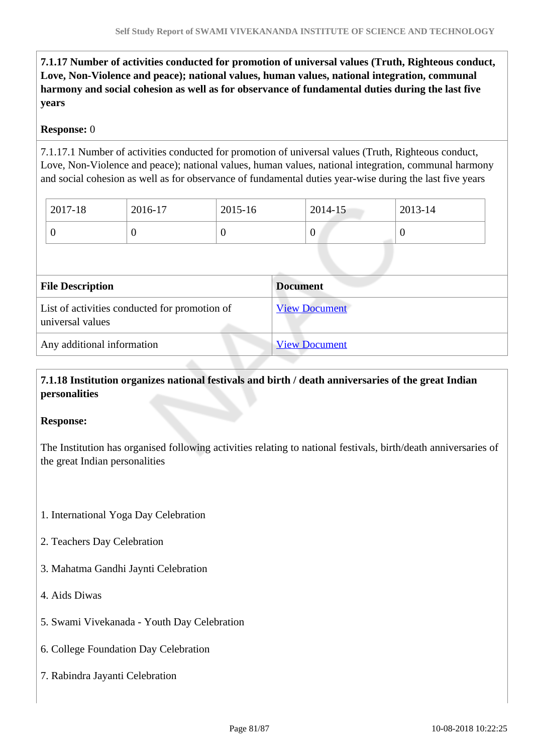**7.1.17 Number of activities conducted for promotion of universal values (Truth, Righteous conduct, Love, Non-Violence and peace); national values, human values, national integration, communal harmony and social cohesion as well as for observance of fundamental duties during the last five years**

**Response:** 0

7.1.17.1 Number of activities conducted for promotion of universal values (Truth, Righteous conduct, Love, Non-Violence and peace); national values, human values, national integration, communal harmony and social cohesion as well as for observance of fundamental duties year-wise during the last five years

| 2017-18 | 2016-17 | 2015-16 | 2014-15 | 2013-14 |
|---|---|---|---|---|
| 0 | 0 | 0 | 0 | 0 |

| File Description | Document |
|---|---|
| List of activities conducted for promotion of universal values | View Document |
| Any additional information | View Document |

**7.1.18 Institution organizes national festivals and birth / death anniversaries of the great Indian personalities**

**Response:**

The Institution has organised following activities relating to national festivals, birth/death anniversaries of the great Indian personalities

1. International Yoga Day Celebration

2. Teachers Day Celebration

3. Mahatma Gandhi Jaynti Celebration

4. Aids Diwas

5. Swami Vivekanada - Youth Day Celebration

6. College Foundation Day Celebration

7. Rabindra Jayanti Celebration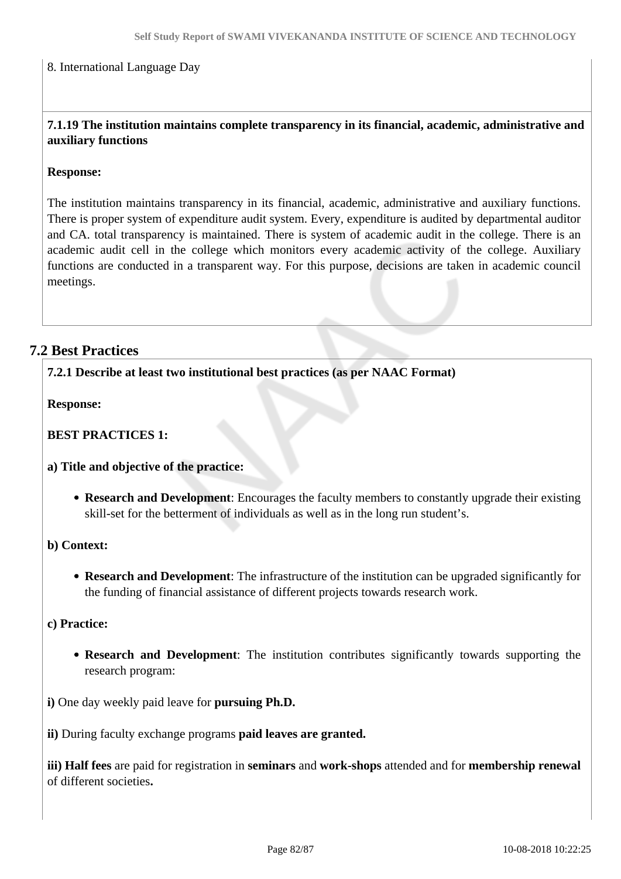8. International Language Day

**7.1.19 The institution maintains complete transparency in its financial, academic, administrative and auxiliary functions**

**Response:**

The institution maintains transparency in its financial, academic, administrative and auxiliary functions. There is proper system of expenditure audit system. Every, expenditure is audited by departmental auditor and CA. total transparency is maintained. There is system of academic audit in the college. There is an academic audit cell in the college which monitors every academic activity of the college. Auxiliary functions are conducted in a transparent way. For this purpose, decisions are taken in academic council meetings.

## 7.2 Best Practices

**7.2.1 Describe at least two institutional best practices (as per NAAC Format)**

**Response:**

**BEST PRACTICES 1:**

**a) Title and objective of the practice:**

- **Research and Development**: Encourages the faculty members to constantly upgrade their existing skill-set for the betterment of individuals as well as in the long run student's.

**b) Context:**

- **Research and Development**: The infrastructure of the institution can be upgraded significantly for the funding of financial assistance of different projects towards research work.

**c) Practice:**

- **Research and Development**: The institution contributes significantly towards supporting the research program:

**i)** One day weekly paid leave for **pursuing Ph.D.**

**ii)** During faculty exchange programs **paid leaves are granted.**

**iii) Half fees** are paid for registration in **seminars** and **work-shops** attended and for **membership renewal** of different societies**.**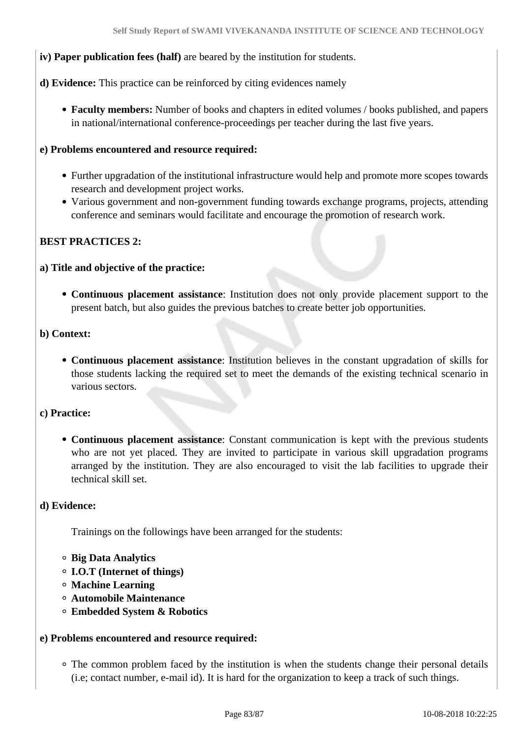**iv) Paper publication fees (half)** are beared by the institution for students.

**d) Evidence:** This practice can be reinforced by citing evidences namely

- **Faculty members:** Number of books and chapters in edited volumes / books published, and papers in national/international conference-proceedings per teacher during the last five years.

**e) Problems encountered and resource required:**

- Further upgradation of the institutional infrastructure would help and promote more scopes towards research and development project works.
- Various government and non-government funding towards exchange programs, projects, attending conference and seminars would facilitate and encourage the promotion of research work.

**BEST PRACTICES 2:**

**a) Title and objective of the practice:**

- **Continuous placement assistance**: Institution does not only provide placement support to the present batch, but also guides the previous batches to create better job opportunities.

**b) Context:**

- **Continuous placement assistance**: Institution believes in the constant upgradation of skills for those students lacking the required set to meet the demands of the existing technical scenario in various sectors.

**c) Practice:**

- **Continuous placement assistance**: Constant communication is kept with the previous students who are not yet placed. They are invited to participate in various skill upgradation programs arranged by the institution. They are also encouraged to visit the lab facilities to upgrade their technical skill set.

**d) Evidence:**

Trainings on the followings have been arranged for the students:

- **Big Data Analytics**
- **I.O.T (Internet of things)**
- **Machine Learning**
- **Automobile Maintenance**
- **Embedded System & Robotics**

**e) Problems encountered and resource required:**

- The common problem faced by the institution is when the students change their personal details (i.e; contact number, e-mail id). It is hard for the organization to keep a track of such things.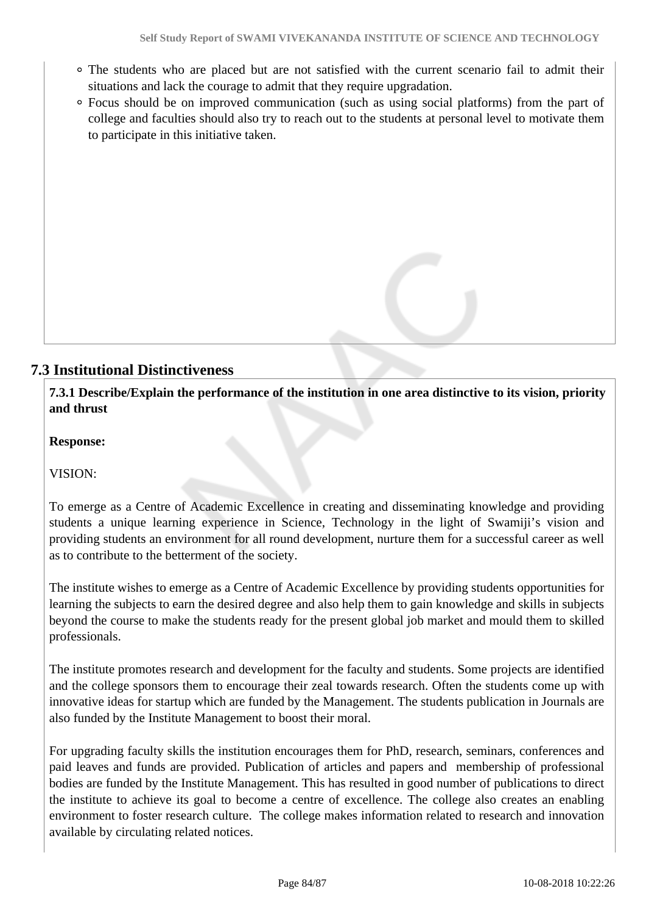- The students who are placed but are not satisfied with the current scenario fail to admit their situations and lack the courage to admit that they require upgradation.
- Focus should be on improved communication (such as using social platforms) from the part of college and faculties should also try to reach out to the students at personal level to motivate them to participate in this initiative taken.

## 7.3 Institutional Distinctiveness

**7.3.1 Describe/Explain the performance of the institution in one area distinctive to its vision, priority and thrust**

**Response:**

VISION:

To emerge as a Centre of Academic Excellence in creating and disseminating knowledge and providing students a unique learning experience in Science, Technology in the light of Swamiji's vision and providing students an environment for all round development, nurture them for a successful career as well as to contribute to the betterment of the society.

The institute wishes to emerge as a Centre of Academic Excellence by providing students opportunities for learning the subjects to earn the desired degree and also help them to gain knowledge and skills in subjects beyond the course to make the students ready for the present global job market and mould them to skilled professionals.

The institute promotes research and development for the faculty and students. Some projects are identified and the college sponsors them to encourage their zeal towards research. Often the students come up with innovative ideas for startup which are funded by the Management. The students publication in Journals are also funded by the Institute Management to boost their moral.

For upgrading faculty skills the institution encourages them for PhD, research, seminars, conferences and paid leaves and funds are provided. Publication of articles and papers and membership of professional bodies are funded by the Institute Management. This has resulted in good number of publications to direct the institute to achieve its goal to become a centre of excellence. The college also creates an enabling environment to foster research culture. The college makes information related to research and innovation available by circulating related notices.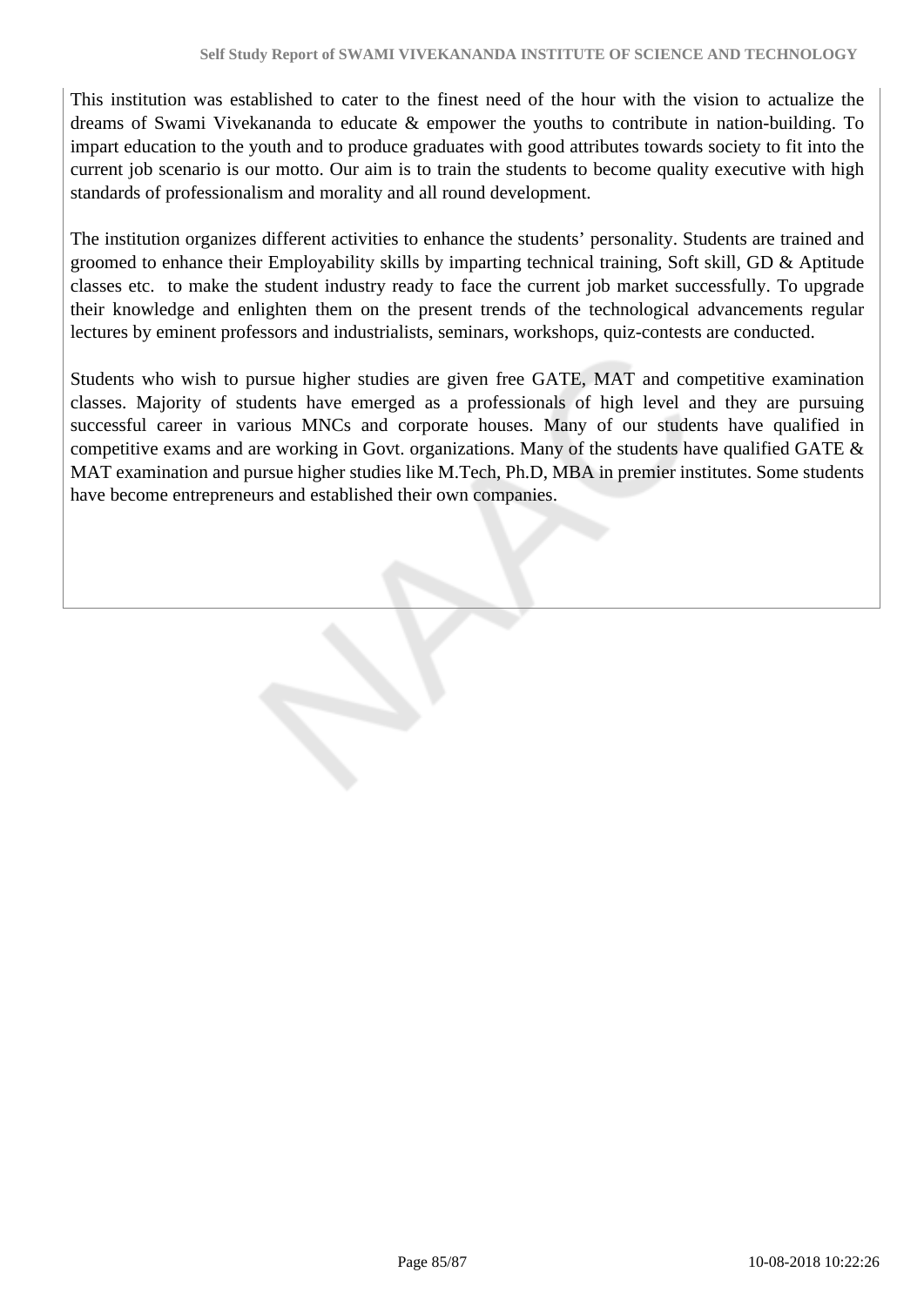This institution was established to cater to the finest need of the hour with the vision to actualize the dreams of Swami Vivekananda to educate & empower the youths to contribute in nation-building. To impart education to the youth and to produce graduates with good attributes towards society to fit into the current job scenario is our motto. Our aim is to train the students to become quality executive with high standards of professionalism and morality and all round development.

The institution organizes different activities to enhance the students' personality. Students are trained and groomed to enhance their Employability skills by imparting technical training, Soft skill, GD & Aptitude classes etc. to make the student industry ready to face the current job market successfully. To upgrade their knowledge and enlighten them on the present trends of the technological advancements regular lectures by eminent professors and industrialists, seminars, workshops, quiz-contests are conducted.

Students who wish to pursue higher studies are given free GATE, MAT and competitive examination classes. Majority of students have emerged as a professionals of high level and they are pursuing successful career in various MNCs and corporate houses. Many of our students have qualified in competitive exams and are working in Govt. organizations. Many of the students have qualified GATE & MAT examination and pursue higher studies like M.Tech, Ph.D, MBA in premier institutes. Some students have become entrepreneurs and established their own companies.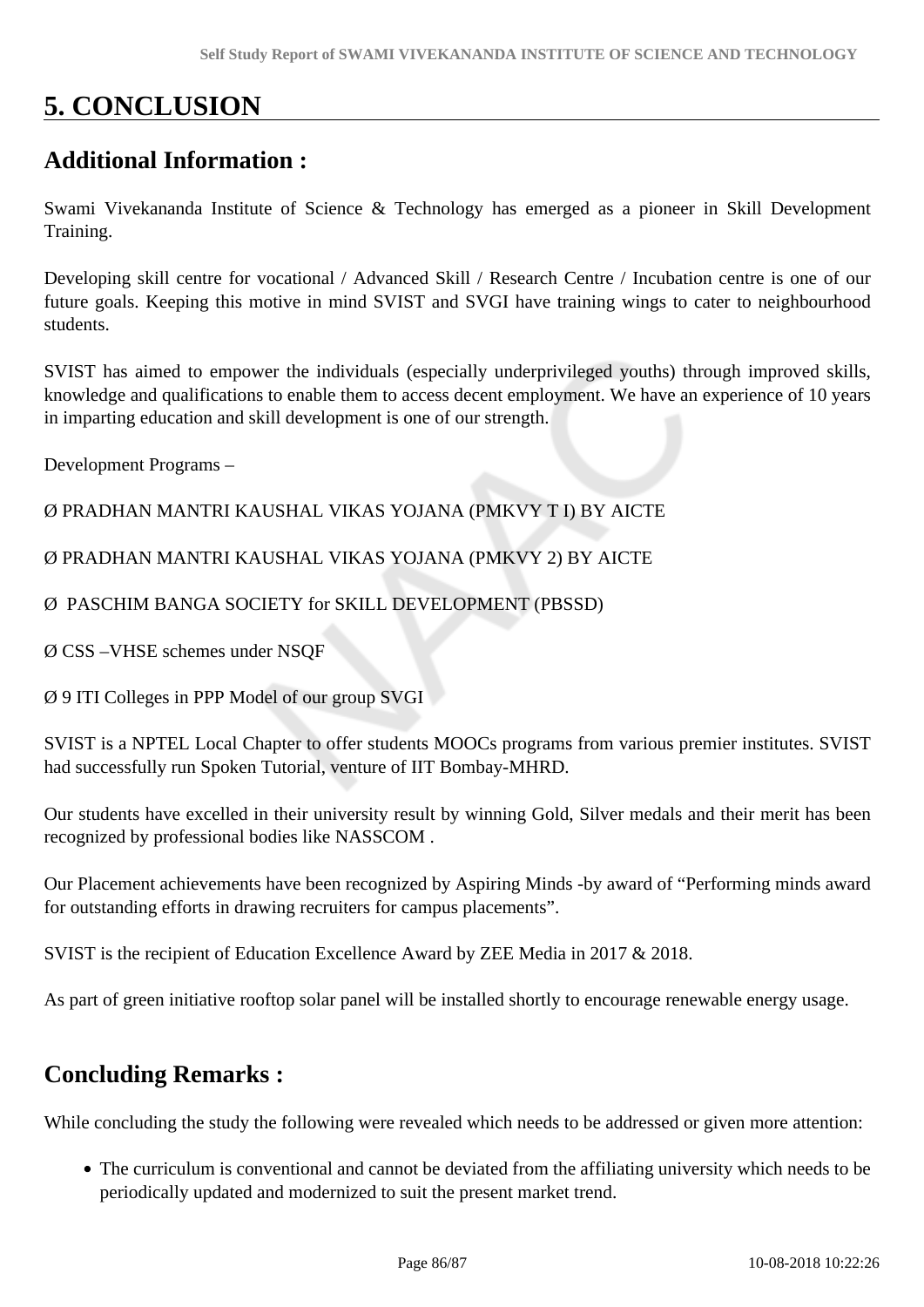# 5. CONCLUSION

## Additional Information :

Swami Vivekananda Institute of Science & Technology has emerged as a pioneer in Skill Development Training.

Developing skill centre for vocational / Advanced Skill / Research Centre / Incubation centre is one of our future goals. Keeping this motive in mind SVIST and SVGI have training wings to cater to neighbourhood students.

SVIST has aimed to empower the individuals (especially underprivileged youths) through improved skills, knowledge and qualifications to enable them to access decent employment. We have an experience of 10 years in imparting education and skill development is one of our strength.

Development Programs –

Ø PRADHAN MANTRI KAUSHAL VIKAS YOJANA (PMKVY T I) BY AICTE

Ø PRADHAN MANTRI KAUSHAL VIKAS YOJANA (PMKVY 2) BY AICTE

Ø PASCHIM BANGA SOCIETY for SKILL DEVELOPMENT (PBSSD)

Ø CSS –VHSE schemes under NSQF

Ø 9 ITI Colleges in PPP Model of our group SVGI

SVIST is a NPTEL Local Chapter to offer students MOOCs programs from various premier institutes. SVIST had successfully run Spoken Tutorial, venture of IIT Bombay-MHRD.

Our students have excelled in their university result by winning Gold, Silver medals and their merit has been recognized by professional bodies like NASSCOM .

Our Placement achievements have been recognized by Aspiring Minds -by award of "Performing minds award for outstanding efforts in drawing recruiters for campus placements".

SVIST is the recipient of Education Excellence Award by ZEE Media in 2017 & 2018.

As part of green initiative rooftop solar panel will be installed shortly to encourage renewable energy usage.

## Concluding Remarks :

While concluding the study the following were revealed which needs to be addressed or given more attention:

- The curriculum is conventional and cannot be deviated from the affiliating university which needs to be periodically updated and modernized to suit the present market trend.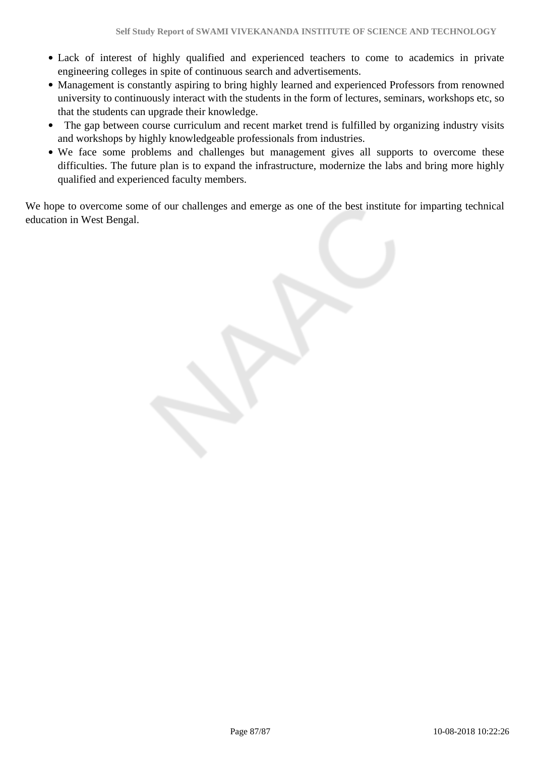- Lack of interest of highly qualified and experienced teachers to come to academics in private engineering colleges in spite of continuous search and advertisements.
- Management is constantly aspiring to bring highly learned and experienced Professors from renowned university to continuously interact with the students in the form of lectures, seminars, workshops etc, so that the students can upgrade their knowledge.
- The gap between course curriculum and recent market trend is fulfilled by organizing industry visits and workshops by highly knowledgeable professionals from industries.
- We face some problems and challenges but management gives all supports to overcome these difficulties. The future plan is to expand the infrastructure, modernize the labs and bring more highly qualified and experienced faculty members.

We hope to overcome some of our challenges and emerge as one of the best institute for imparting technical education in West Bengal.